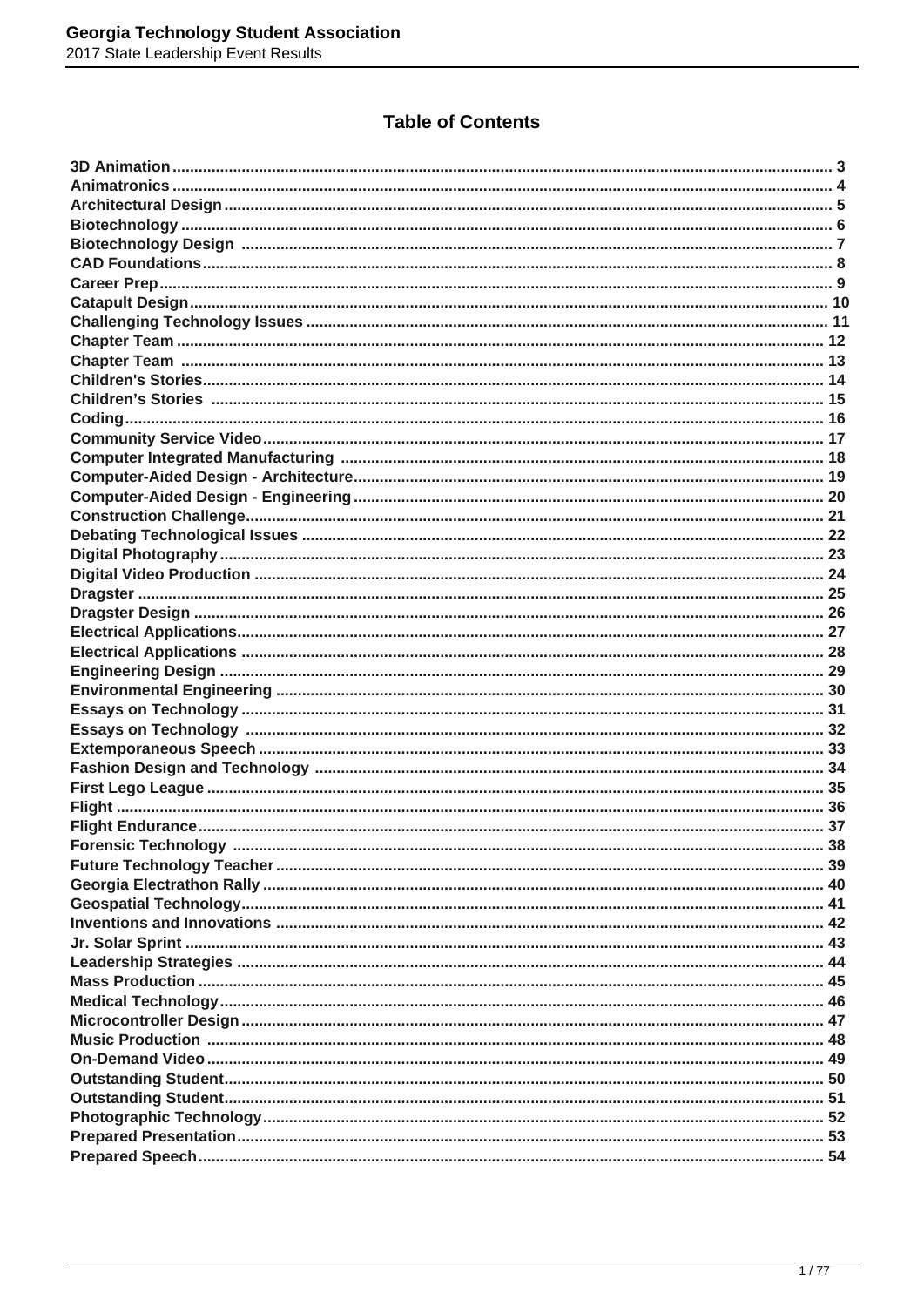# Table of Contents

- 3D Animation ... 3
- Animatronics ... 4
- Architectural Design ... 5
- Biotechnology ... 6
- Biotechnology Design ... 7
- CAD Foundations ... 8
- Career Prep ... 9
- Catapult Design ... 10
- Challenging Technology Issues ... 11
- Chapter Team ... 12
- Chapter Team ... 13
- Children's Stories ... 14
- Children's Stories ... 15
- Coding ... 16
- Community Service Video ... 17
- Computer Integrated Manufacturing ... 18
- Computer-Aided Design - Architecture ... 19
- Computer-Aided Design - Engineering ... 20
- Construction Challenge ... 21
- Debating Technological Issues ... 22
- Digital Photography ... 23
- Digital Video Production ... 24
- Dragster ... 25
- Dragster Design ... 26
- Electrical Applications ... 27
- Electrical Applications ... 28
- Engineering Design ... 29
- Environmental Engineering ... 30
- Essays on Technology ... 31
- Essays on Technology ... 32
- Extemporaneous Speech ... 33
- Fashion Design and Technology ... 34
- First Lego League ... 35
- Flight ... 36
- Flight Endurance ... 37
- Forensic Technology ... 38
- Future Technology Teacher ... 39
- Georgia Electrathon Rally ... 40
- Geospatial Technology ... 41
- Inventions and Innovations ... 42
- Jr. Solar Sprint ... 43
- Leadership Strategies ... 44
- Mass Production ... 45
- Medical Technology ... 46
- Microcontroller Design ... 47
- Music Production ... 48
- On-Demand Video ... 49
- Outstanding Student ... 50
- Outstanding Student ... 51
- Photographic Technology ... 52
- Prepared Presentation ... 53
- Prepared Speech ... 54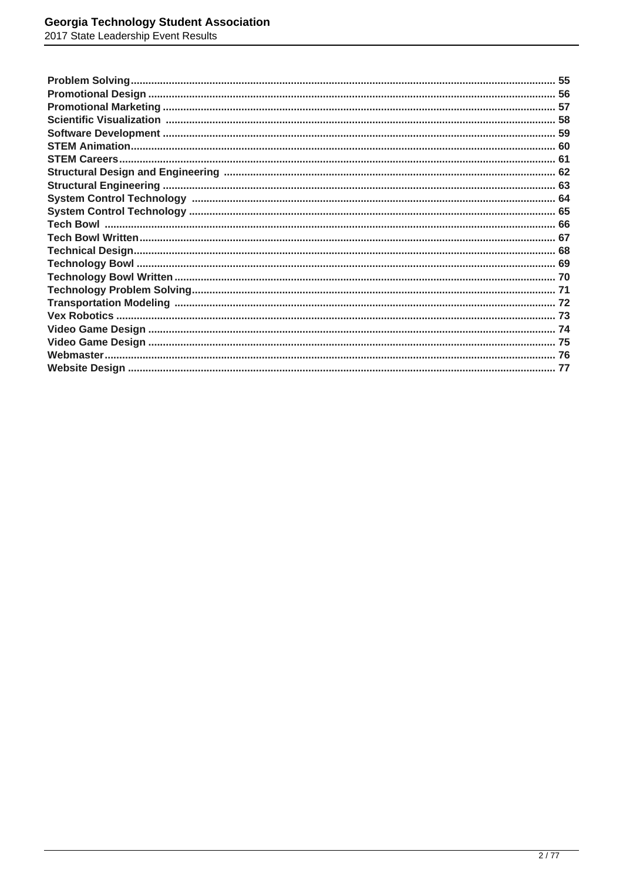**Problem Solving** ... 55
**Promotional Design** ... 56
**Promotional Marketing** ... 57
**Scientific Visualization** ... 58
**Software Development** ... 59
**STEM Animation** ... 60
**STEM Careers** ... 61
**Structural Design and Engineering** ... 62
**Structural Engineering** ... 63
**System Control Technology** ... 64
**System Control Technology** ... 65
**Tech Bowl** ... 66
**Tech Bowl Written** ... 67
**Technical Design** ... 68
**Technology Bowl** ... 69
**Technology Bowl Written** ... 70
**Technology Problem Solving** ... 71
**Transportation Modeling** ... 72
**Vex Robotics** ... 73
**Video Game Design** ... 74
**Video Game Design** ... 75
**Webmaster** ... 76
**Website Design** ... 77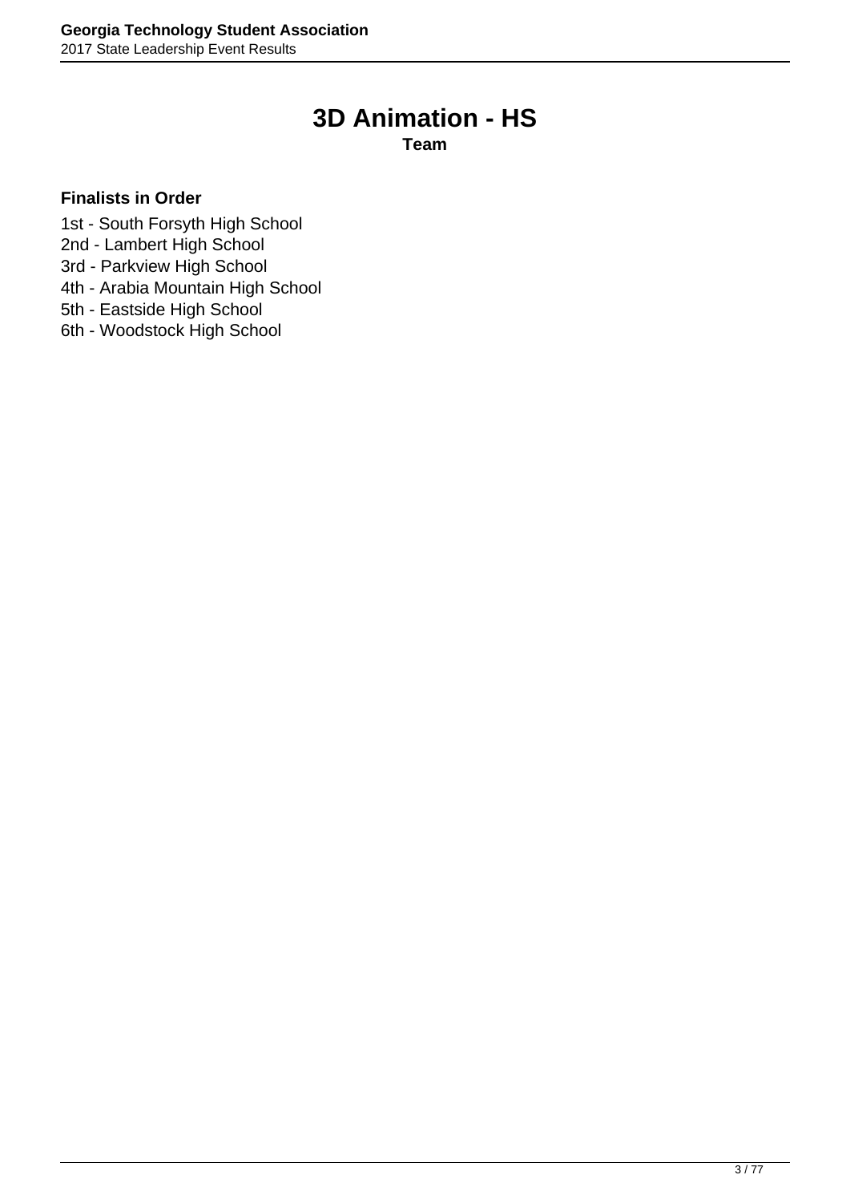# 3D Animation - HS

**Team**

**Finalists in Order**

1st - South Forsyth High School
2nd - Lambert High School
3rd - Parkview High School
4th - Arabia Mountain High School
5th - Eastside High School
6th - Woodstock High School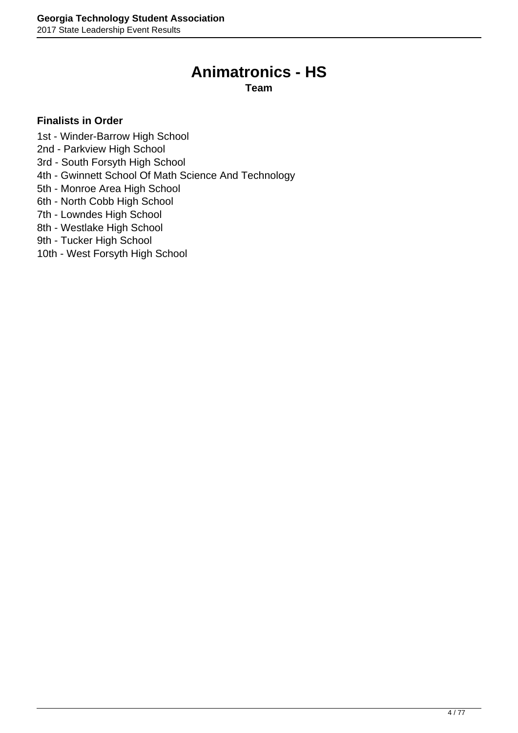# Animatronics - HS

**Team**

**Finalists in Order**

1st - Winder-Barrow High School
2nd - Parkview High School
3rd - South Forsyth High School
4th - Gwinnett School Of Math Science And Technology
5th - Monroe Area High School
6th - North Cobb High School
7th - Lowndes High School
8th - Westlake High School
9th - Tucker High School
10th - West Forsyth High School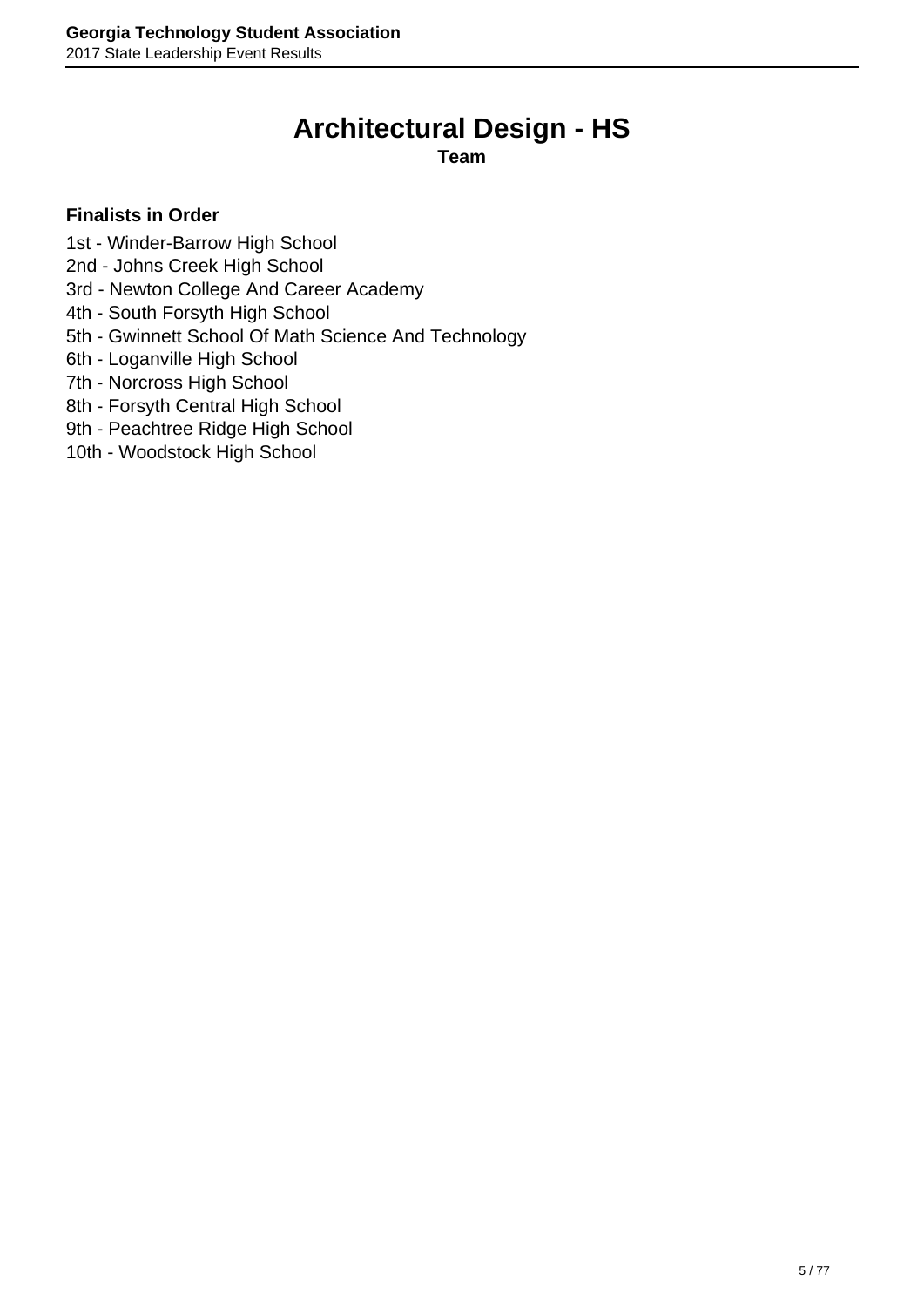# Architectural Design - HS

**Team**

**Finalists in Order**

1st - Winder-Barrow High School
2nd - Johns Creek High School
3rd - Newton College And Career Academy
4th - South Forsyth High School
5th - Gwinnett School Of Math Science And Technology
6th - Loganville High School
7th - Norcross High School
8th - Forsyth Central High School
9th - Peachtree Ridge High School
10th - Woodstock High School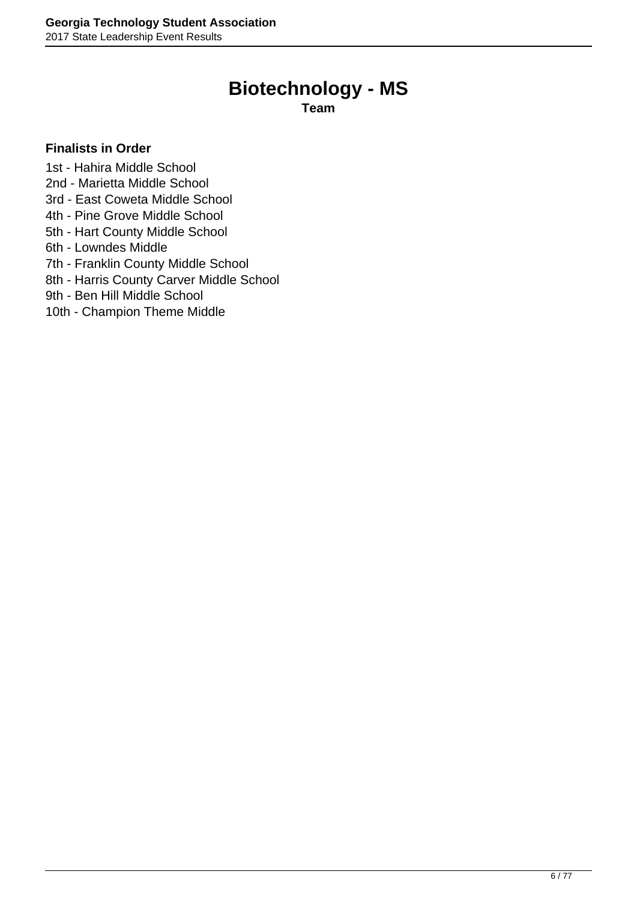# Biotechnology - MS

**Team**

**Finalists in Order**

1st - Hahira Middle School
2nd - Marietta Middle School
3rd - East Coweta Middle School
4th - Pine Grove Middle School
5th - Hart County Middle School
6th - Lowndes Middle
7th - Franklin County Middle School
8th - Harris County Carver Middle School
9th - Ben Hill Middle School
10th - Champion Theme Middle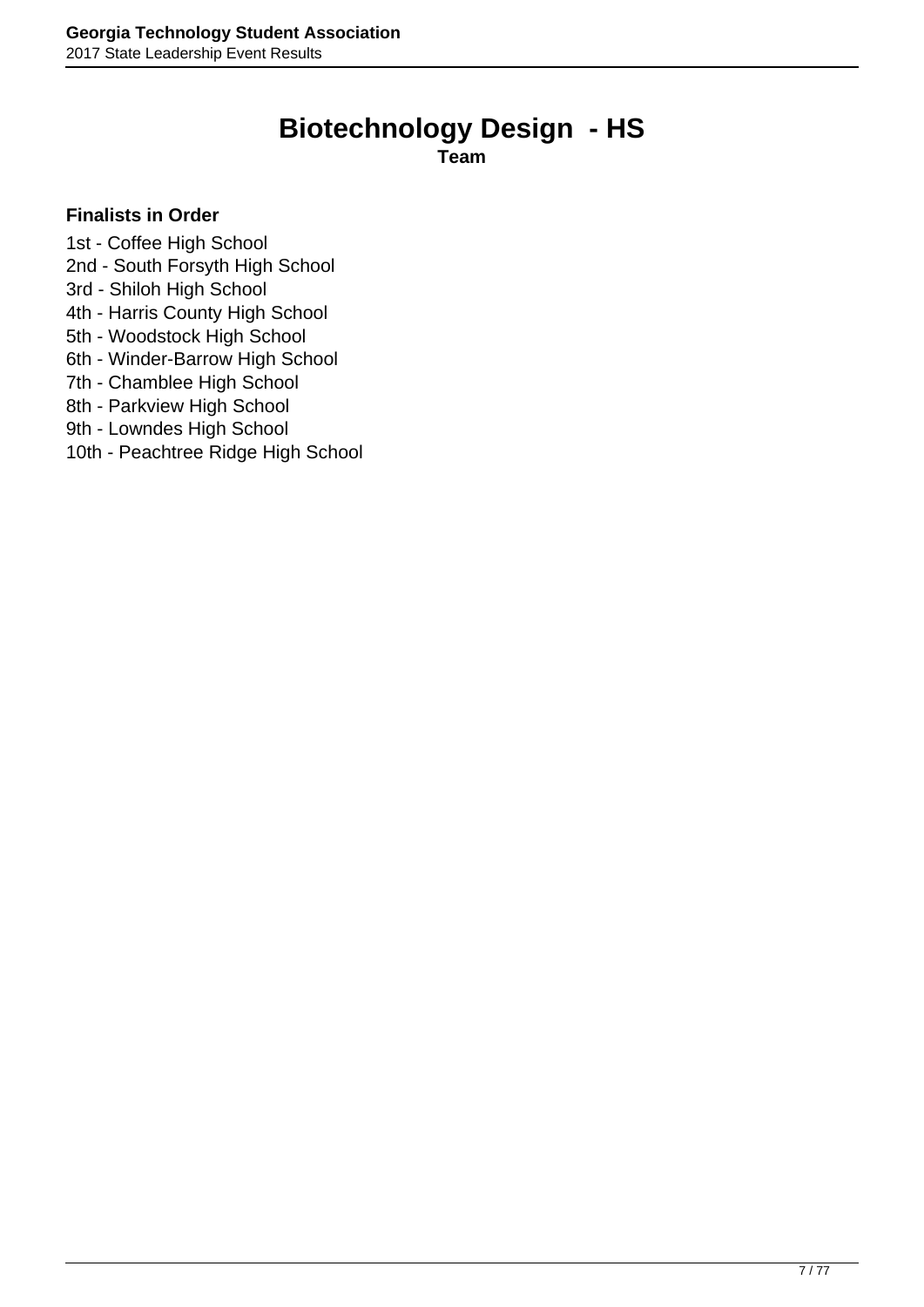# Biotechnology Design - HS

**Team**

**Finalists in Order**

1st - Coffee High School
2nd - South Forsyth High School
3rd - Shiloh High School
4th - Harris County High School
5th - Woodstock High School
6th - Winder-Barrow High School
7th - Chamblee High School
8th - Parkview High School
9th - Lowndes High School
10th - Peachtree Ridge High School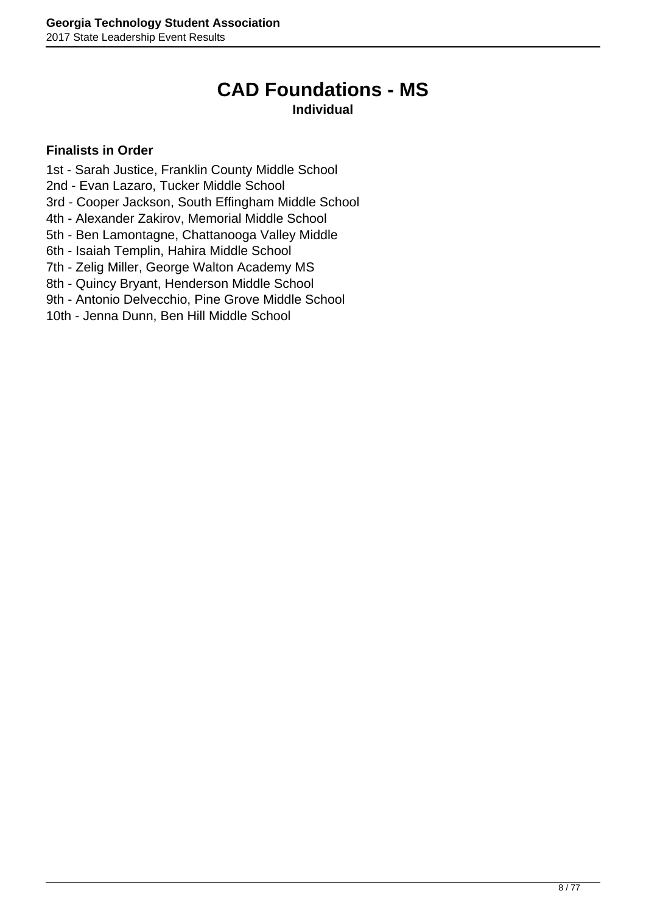# CAD Foundations - MS

**Individual**

**Finalists in Order**

1st - Sarah Justice, Franklin County Middle School
2nd - Evan Lazaro, Tucker Middle School
3rd - Cooper Jackson, South Effingham Middle School
4th - Alexander Zakirov, Memorial Middle School
5th - Ben Lamontagne, Chattanooga Valley Middle
6th - Isaiah Templin, Hahira Middle School
7th - Zelig Miller, George Walton Academy MS
8th - Quincy Bryant, Henderson Middle School
9th - Antonio Delvecchio, Pine Grove Middle School
10th - Jenna Dunn, Ben Hill Middle School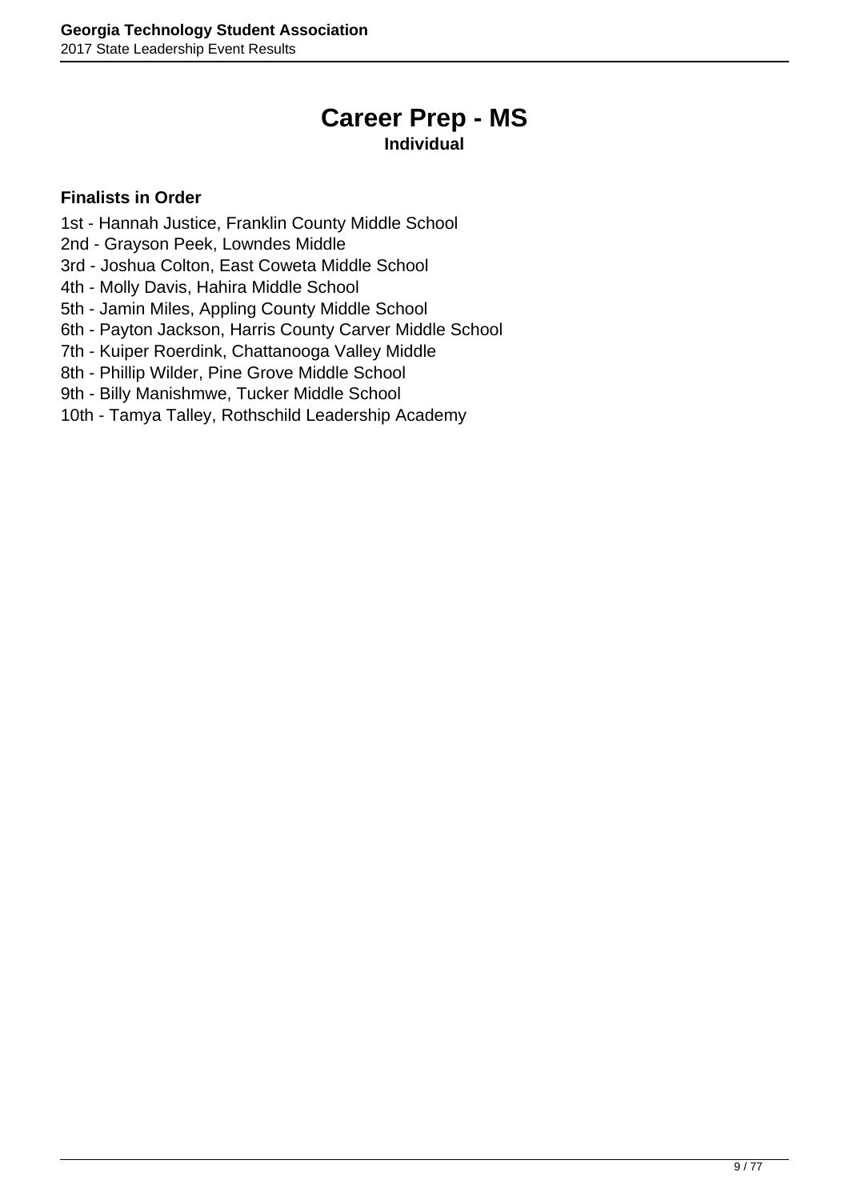# Career Prep - MS

**Individual**

**Finalists in Order**

1st - Hannah Justice, Franklin County Middle School
2nd - Grayson Peek, Lowndes Middle
3rd - Joshua Colton, East Coweta Middle School
4th - Molly Davis, Hahira Middle School
5th - Jamin Miles, Appling County Middle School
6th - Payton Jackson, Harris County Carver Middle School
7th - Kuiper Roerdink, Chattanooga Valley Middle
8th - Phillip Wilder, Pine Grove Middle School
9th - Billy Manishmwe, Tucker Middle School
10th - Tamya Talley, Rothschild Leadership Academy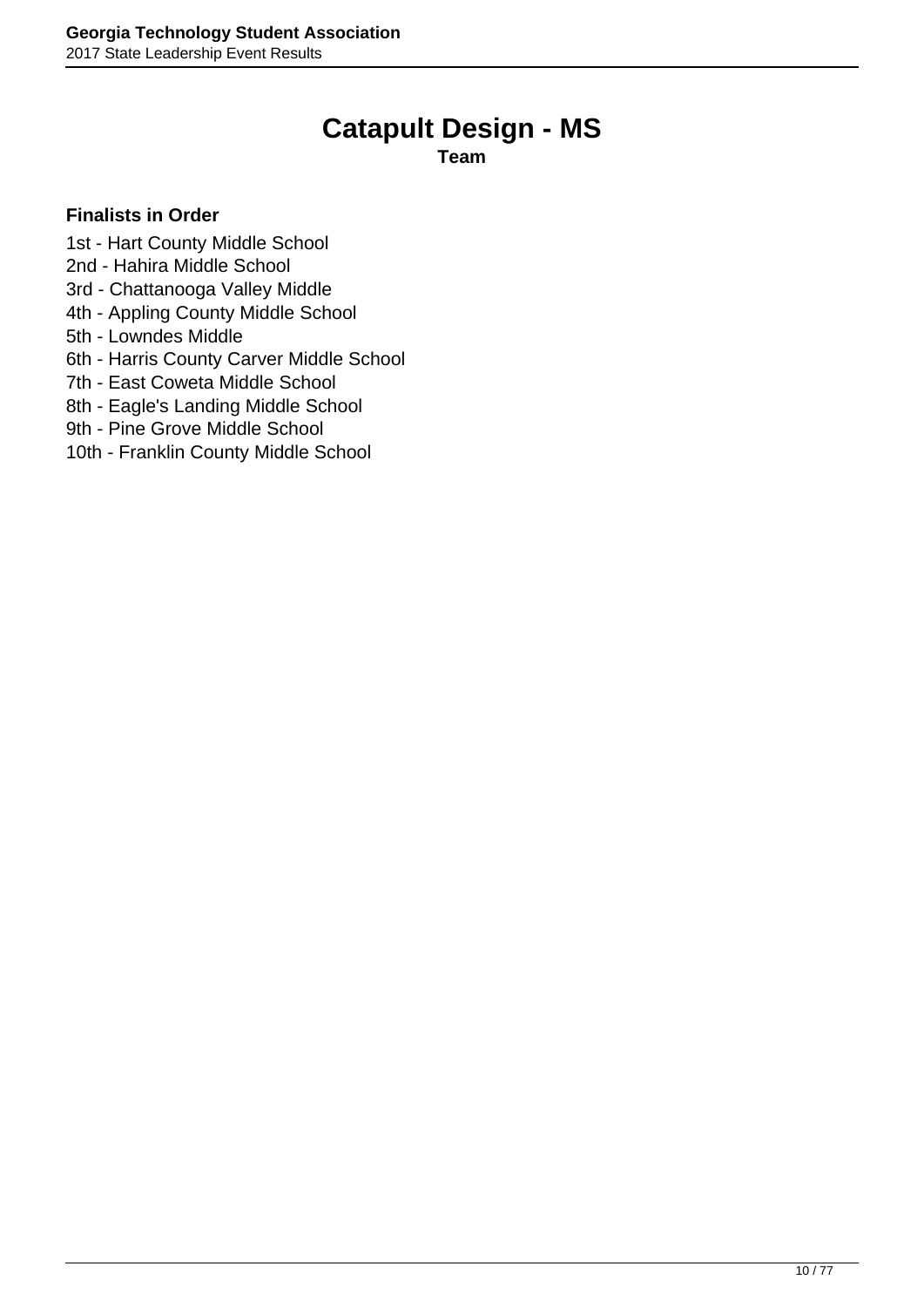# Catapult Design - MS

**Team**

**Finalists in Order**

1st - Hart County Middle School
2nd - Hahira Middle School
3rd - Chattanooga Valley Middle
4th - Appling County Middle School
5th - Lowndes Middle
6th - Harris County Carver Middle School
7th - East Coweta Middle School
8th - Eagle's Landing Middle School
9th - Pine Grove Middle School
10th - Franklin County Middle School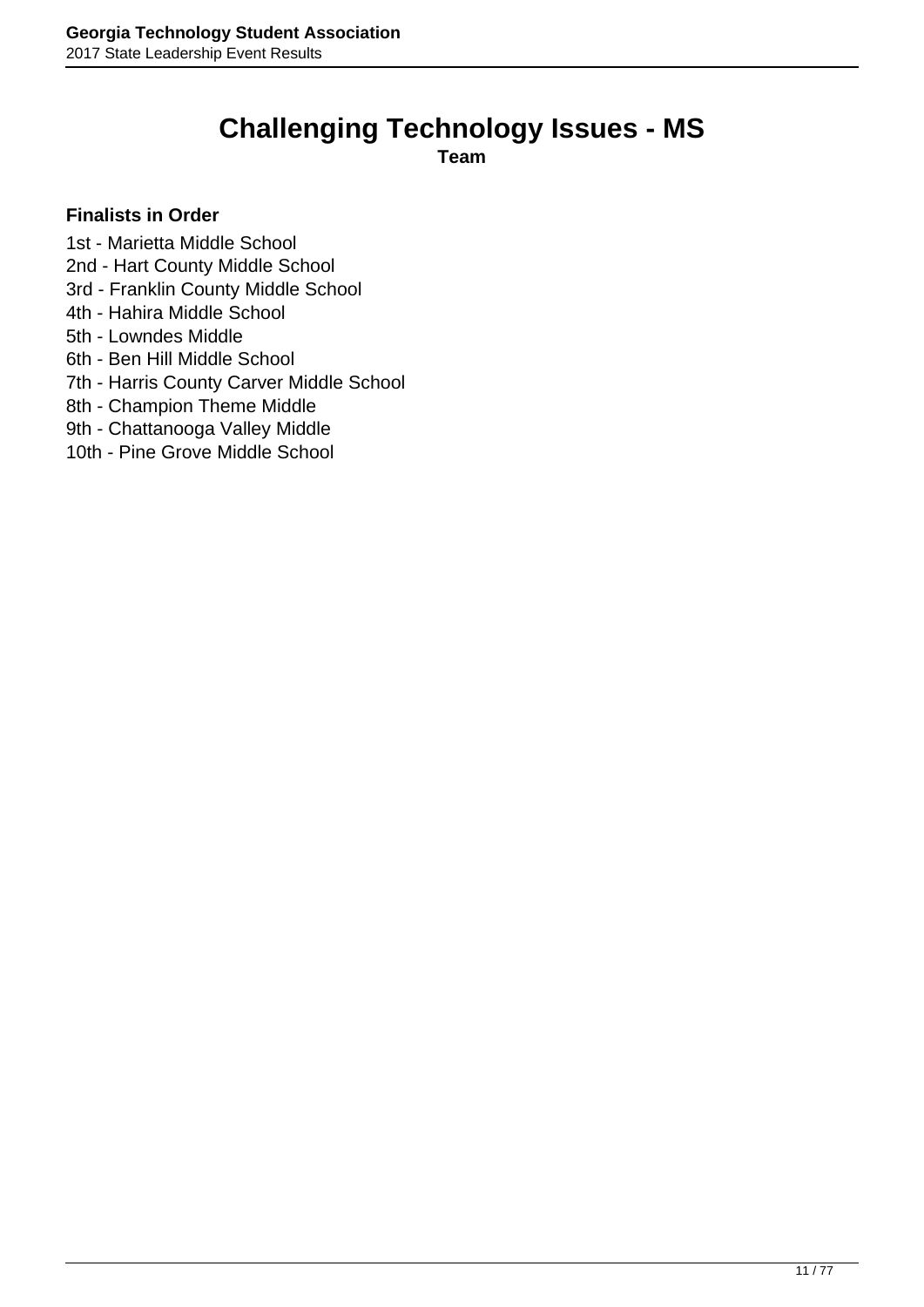# Challenging Technology Issues - MS

**Team**

**Finalists in Order**

1st - Marietta Middle School
2nd - Hart County Middle School
3rd - Franklin County Middle School
4th - Hahira Middle School
5th - Lowndes Middle
6th - Ben Hill Middle School
7th - Harris County Carver Middle School
8th - Champion Theme Middle
9th - Chattanooga Valley Middle
10th - Pine Grove Middle School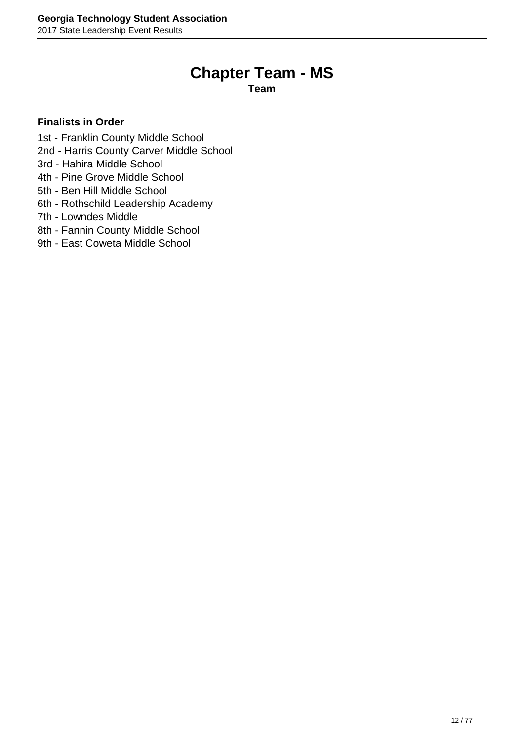# Chapter Team - MS

**Team**

**Finalists in Order**

1st - Franklin County Middle School
2nd - Harris County Carver Middle School
3rd - Hahira Middle School
4th - Pine Grove Middle School
5th - Ben Hill Middle School
6th - Rothschild Leadership Academy
7th - Lowndes Middle
8th - Fannin County Middle School
9th - East Coweta Middle School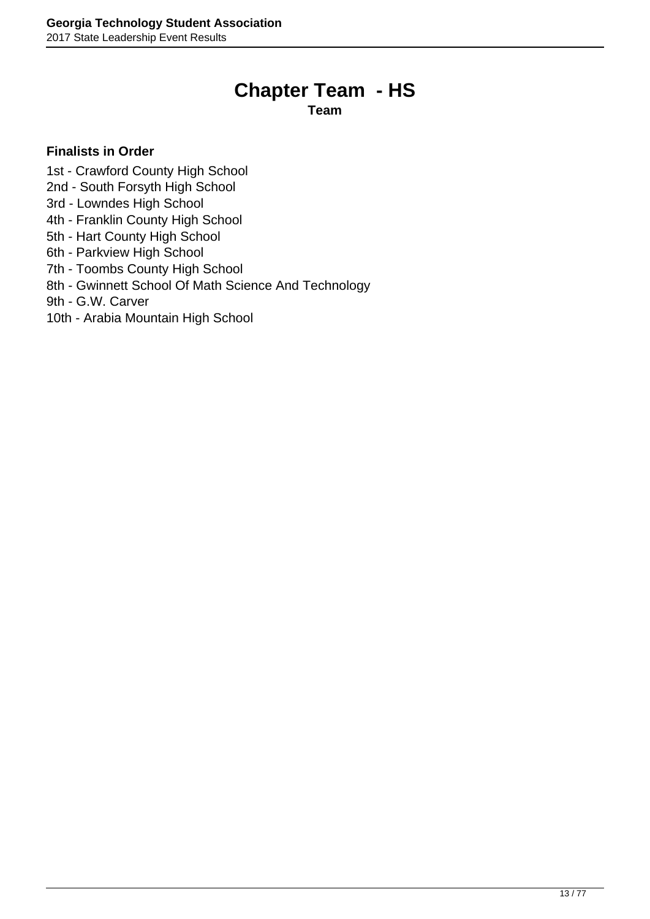# Chapter Team - HS

**Team**

**Finalists in Order**

1st - Crawford County High School
2nd - South Forsyth High School
3rd - Lowndes High School
4th - Franklin County High School
5th - Hart County High School
6th - Parkview High School
7th - Toombs County High School
8th - Gwinnett School Of Math Science And Technology
9th - G.W. Carver
10th - Arabia Mountain High School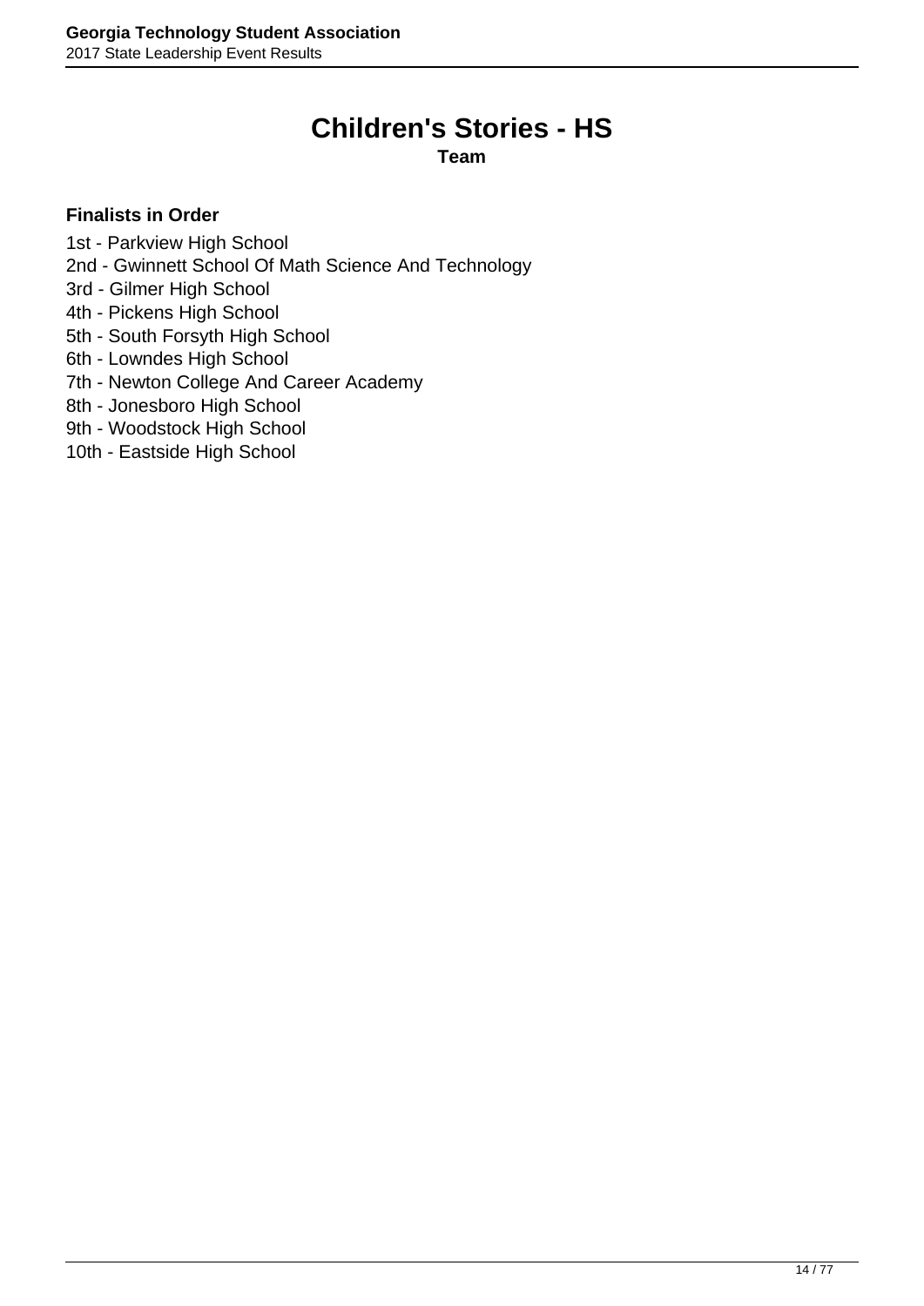# Children's Stories - HS

**Team**

**Finalists in Order**

1st - Parkview High School
2nd - Gwinnett School Of Math Science And Technology
3rd - Gilmer High School
4th - Pickens High School
5th - South Forsyth High School
6th - Lowndes High School
7th - Newton College And Career Academy
8th - Jonesboro High School
9th - Woodstock High School
10th - Eastside High School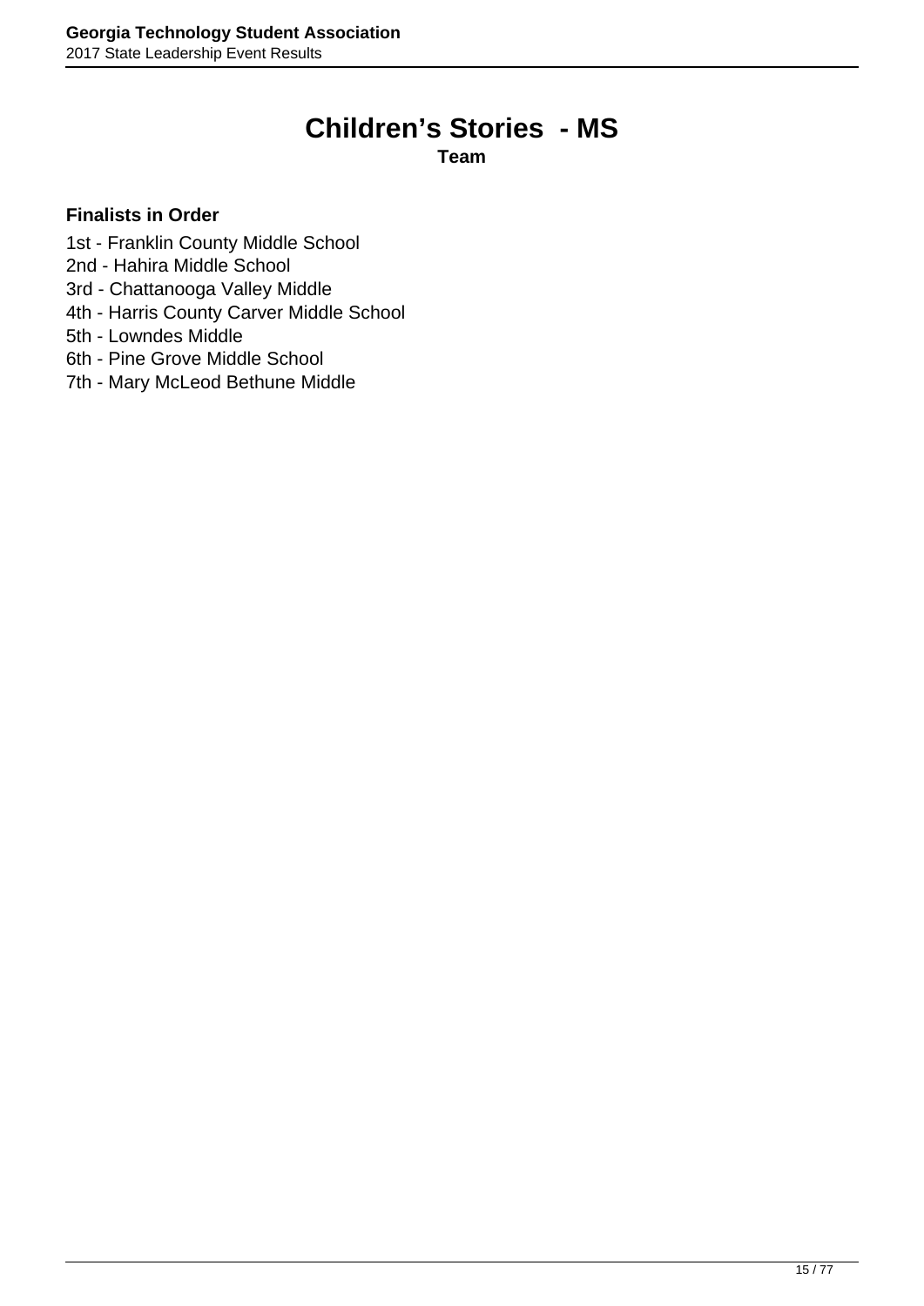# Children's Stories - MS

**Team**

**Finalists in Order**

1st - Franklin County Middle School
2nd - Hahira Middle School
3rd - Chattanooga Valley Middle
4th - Harris County Carver Middle School
5th - Lowndes Middle
6th - Pine Grove Middle School
7th - Mary McLeod Bethune Middle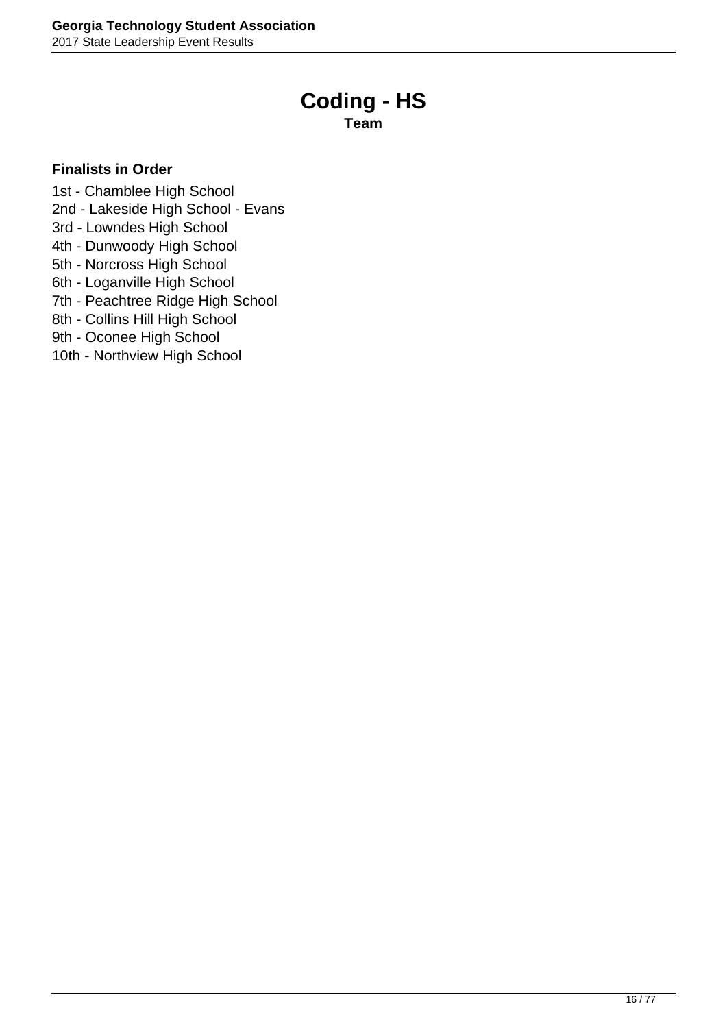# Coding - HS

**Team**

**Finalists in Order**

1st - Chamblee High School
2nd - Lakeside High School - Evans
3rd - Lowndes High School
4th - Dunwoody High School
5th - Norcross High School
6th - Loganville High School
7th - Peachtree Ridge High School
8th - Collins Hill High School
9th - Oconee High School
10th - Northview High School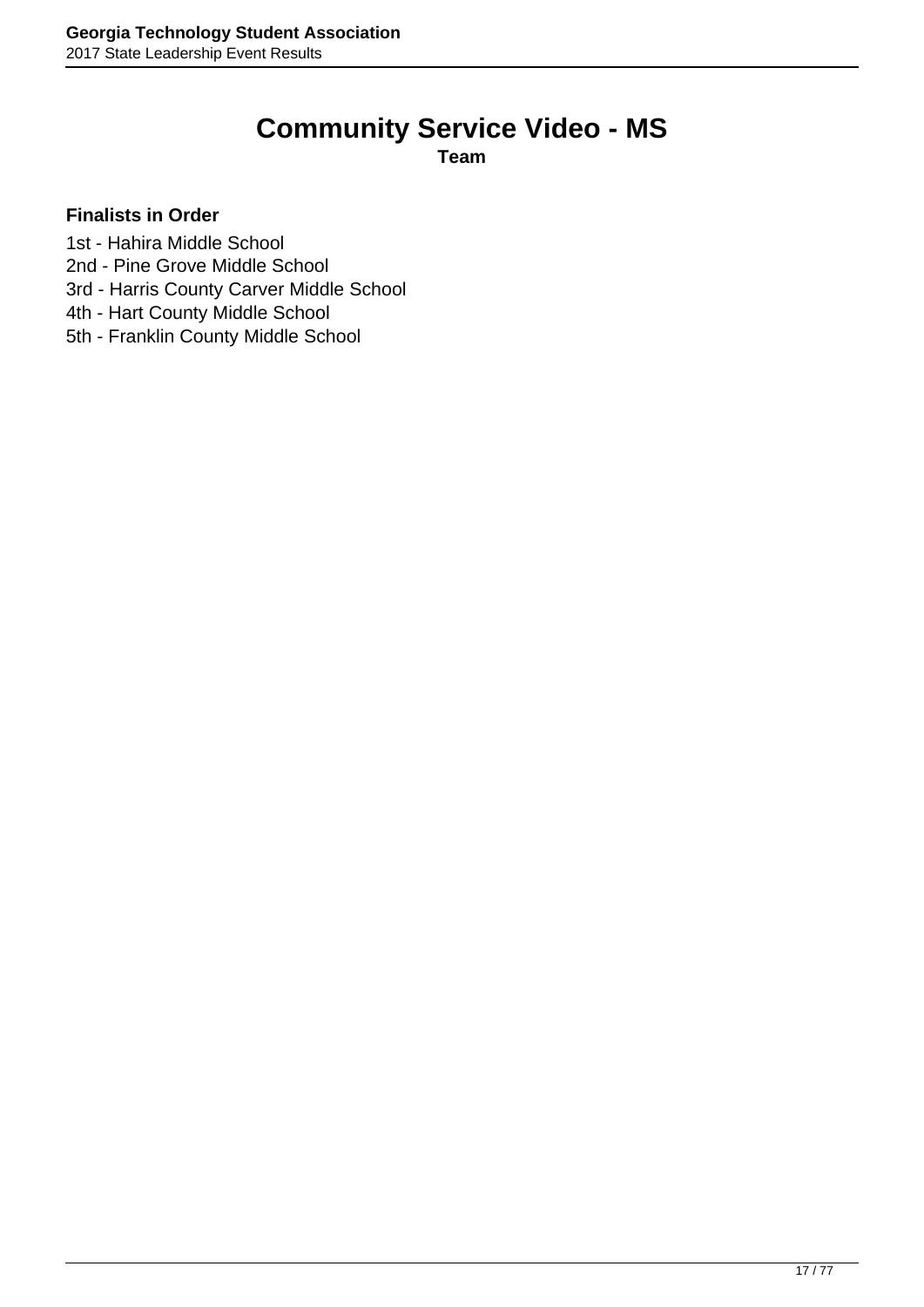# Community Service Video - MS

**Team**

**Finalists in Order**

1st - Hahira Middle School
2nd - Pine Grove Middle School
3rd - Harris County Carver Middle School
4th - Hart County Middle School
5th - Franklin County Middle School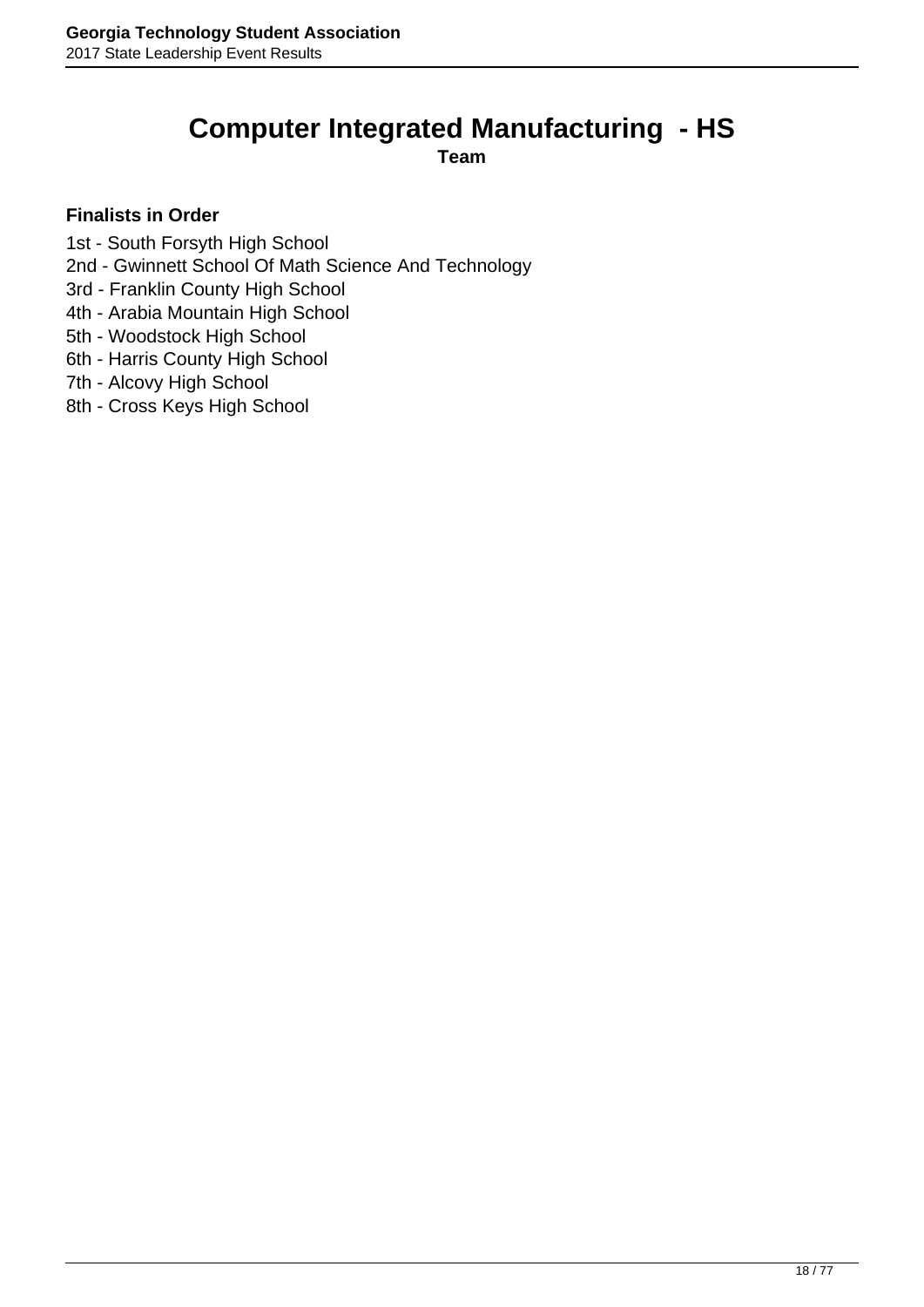# Computer Integrated Manufacturing - HS

**Team**

**Finalists in Order**

1st - South Forsyth High School
2nd - Gwinnett School Of Math Science And Technology
3rd - Franklin County High School
4th - Arabia Mountain High School
5th - Woodstock High School
6th - Harris County High School
7th - Alcovy High School
8th - Cross Keys High School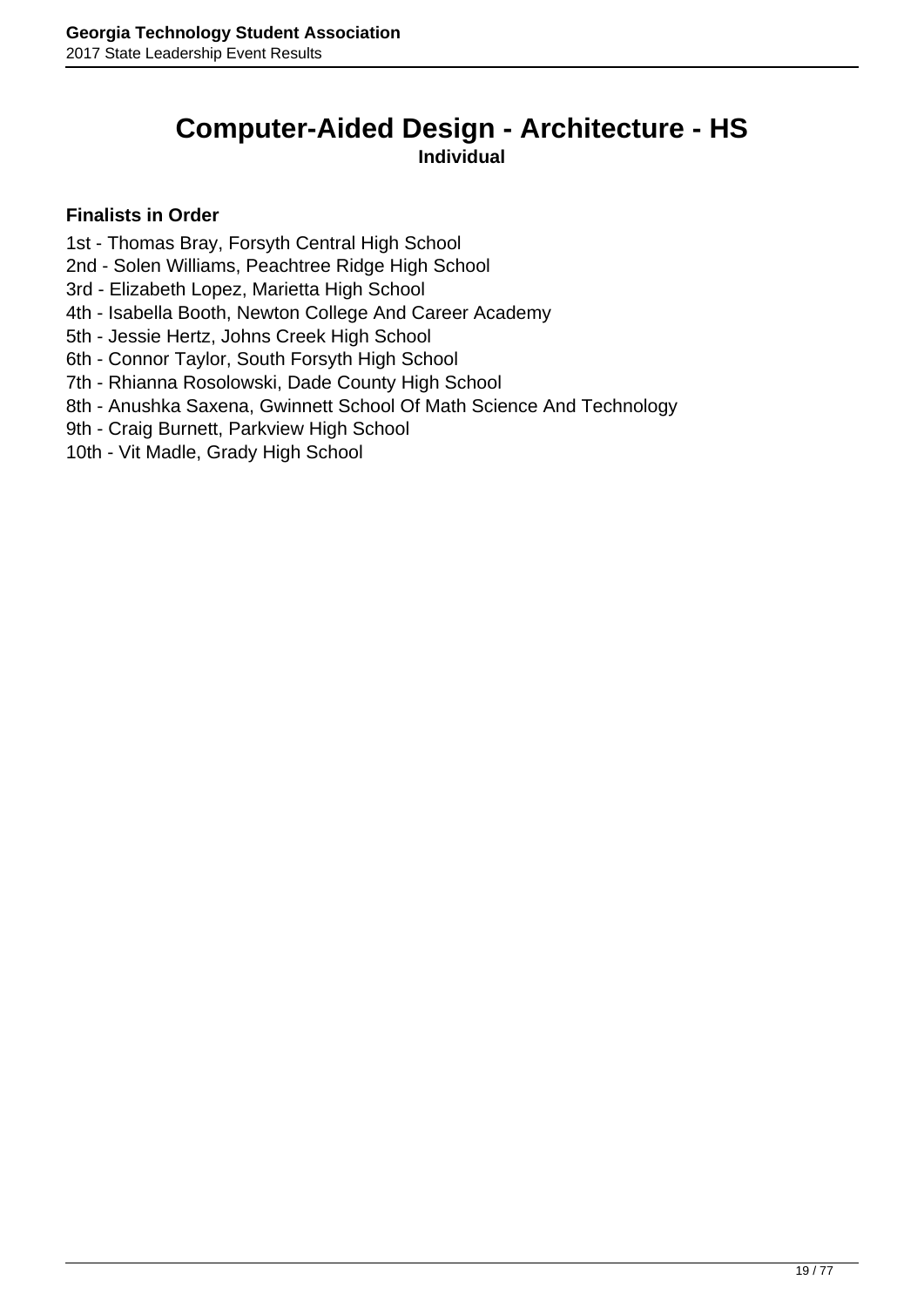# Computer-Aided Design - Architecture - HS

**Individual**

**Finalists in Order**

1st - Thomas Bray, Forsyth Central High School
2nd - Solen Williams, Peachtree Ridge High School
3rd - Elizabeth Lopez, Marietta High School
4th - Isabella Booth, Newton College And Career Academy
5th - Jessie Hertz, Johns Creek High School
6th - Connor Taylor, South Forsyth High School
7th - Rhianna Rosolowski, Dade County High School
8th - Anushka Saxena, Gwinnett School Of Math Science And Technology
9th - Craig Burnett, Parkview High School
10th - Vit Madle, Grady High School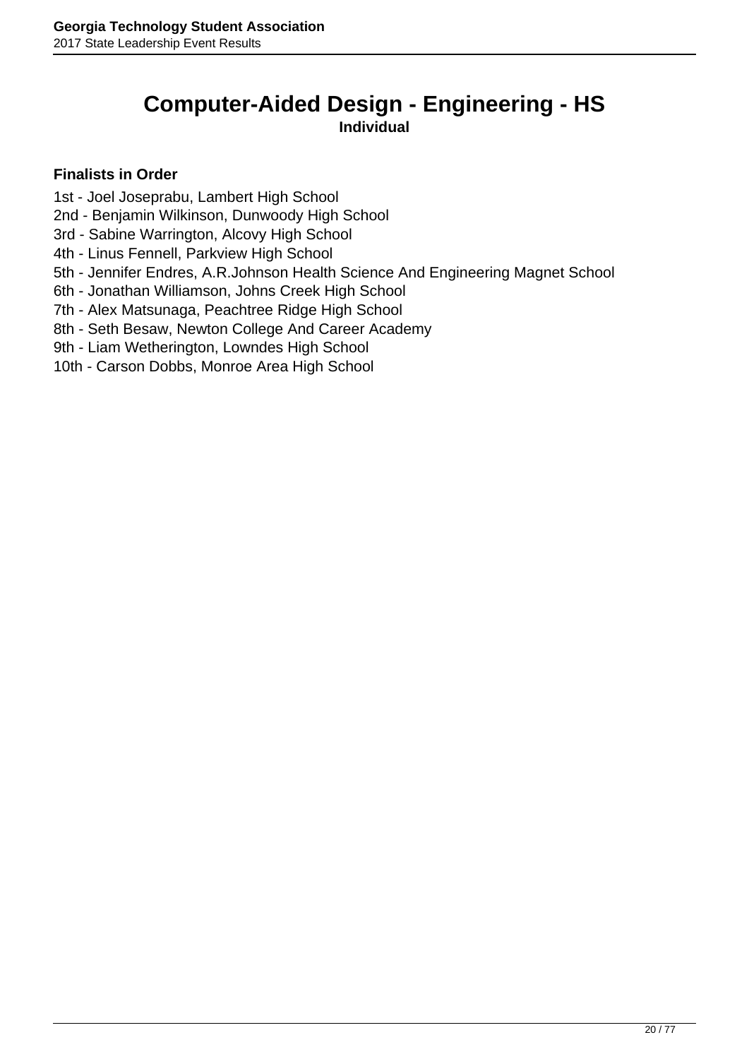# Computer-Aided Design - Engineering - HS

**Individual**

**Finalists in Order**

1st - Joel Joseprabu, Lambert High School
2nd - Benjamin Wilkinson, Dunwoody High School
3rd - Sabine Warrington, Alcovy High School
4th - Linus Fennell, Parkview High School
5th - Jennifer Endres, A.R.Johnson Health Science And Engineering Magnet School
6th - Jonathan Williamson, Johns Creek High School
7th - Alex Matsunaga, Peachtree Ridge High School
8th - Seth Besaw, Newton College And Career Academy
9th - Liam Wetherington, Lowndes High School
10th - Carson Dobbs, Monroe Area High School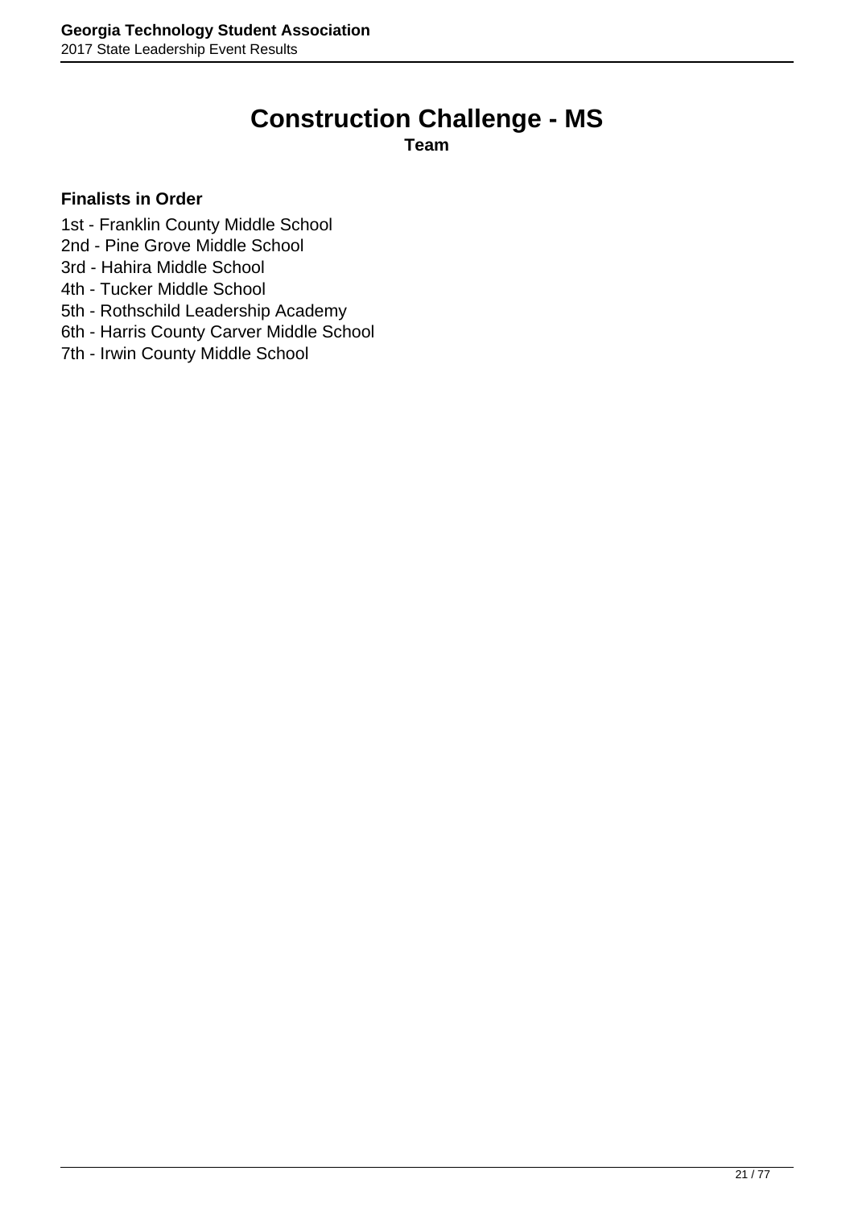# Construction Challenge - MS

**Team**

### Finalists in Order

1st - Franklin County Middle School
2nd - Pine Grove Middle School
3rd - Hahira Middle School
4th - Tucker Middle School
5th - Rothschild Leadership Academy
6th - Harris County Carver Middle School
7th - Irwin County Middle School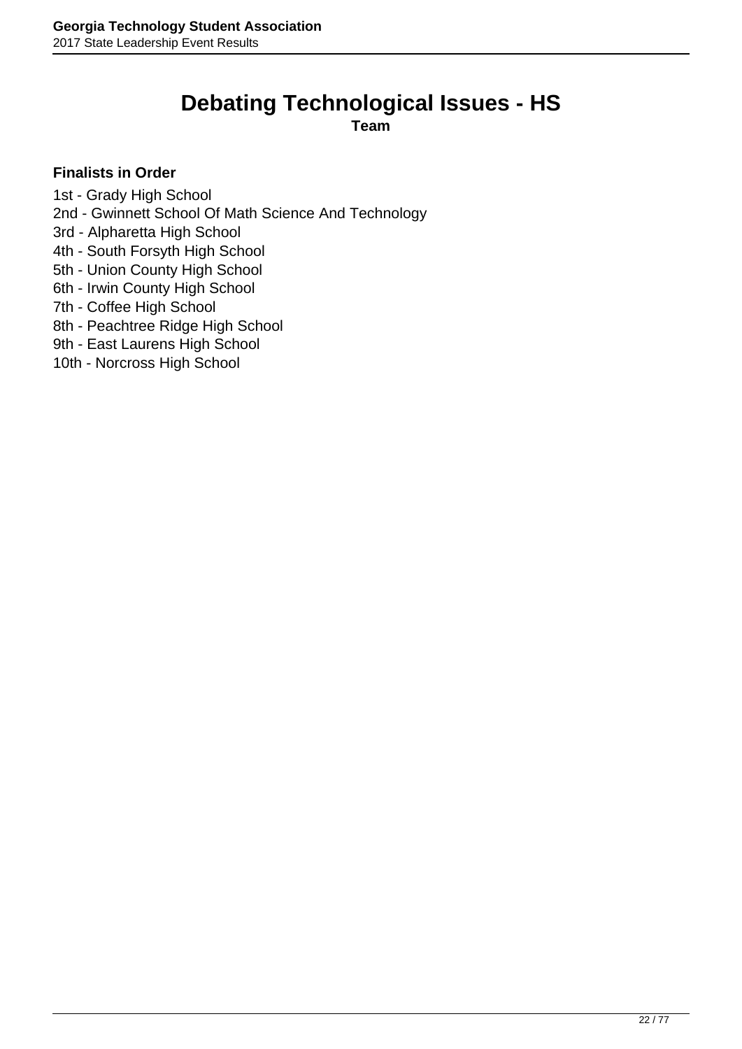# Debating Technological Issues - HS

**Team**

**Finalists in Order**

1st - Grady High School
2nd - Gwinnett School Of Math Science And Technology
3rd - Alpharetta High School
4th - South Forsyth High School
5th - Union County High School
6th - Irwin County High School
7th - Coffee High School
8th - Peachtree Ridge High School
9th - East Laurens High School
10th - Norcross High School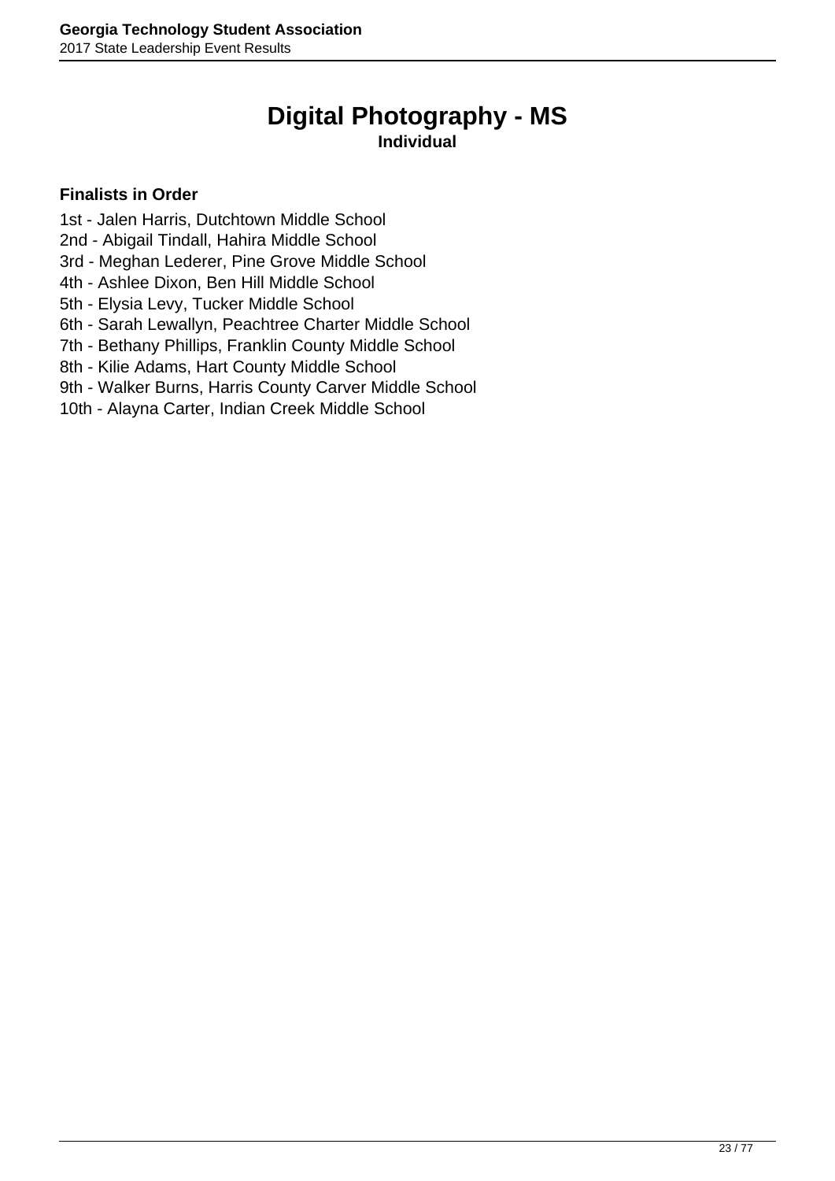# Digital Photography - MS

**Individual**

**Finalists in Order**

1st - Jalen Harris, Dutchtown Middle School
2nd - Abigail Tindall, Hahira Middle School
3rd - Meghan Lederer, Pine Grove Middle School
4th - Ashlee Dixon, Ben Hill Middle School
5th - Elysia Levy, Tucker Middle School
6th - Sarah Lewallyn, Peachtree Charter Middle School
7th - Bethany Phillips, Franklin County Middle School
8th - Kilie Adams, Hart County Middle School
9th - Walker Burns, Harris County Carver Middle School
10th - Alayna Carter, Indian Creek Middle School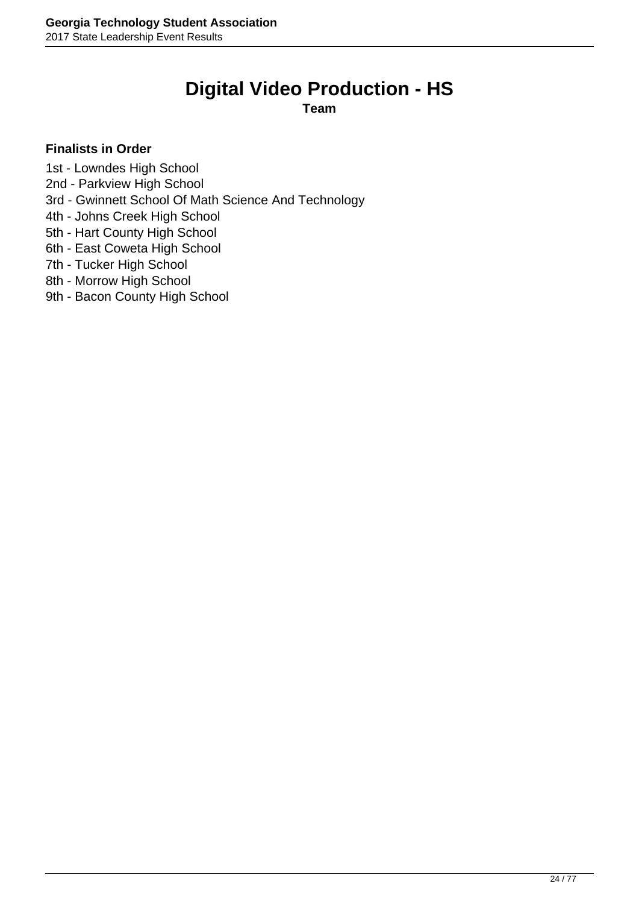# Digital Video Production - HS

**Team**

**Finalists in Order**

1st - Lowndes High School
2nd - Parkview High School
3rd - Gwinnett School Of Math Science And Technology
4th - Johns Creek High School
5th - Hart County High School
6th - East Coweta High School
7th - Tucker High School
8th - Morrow High School
9th - Bacon County High School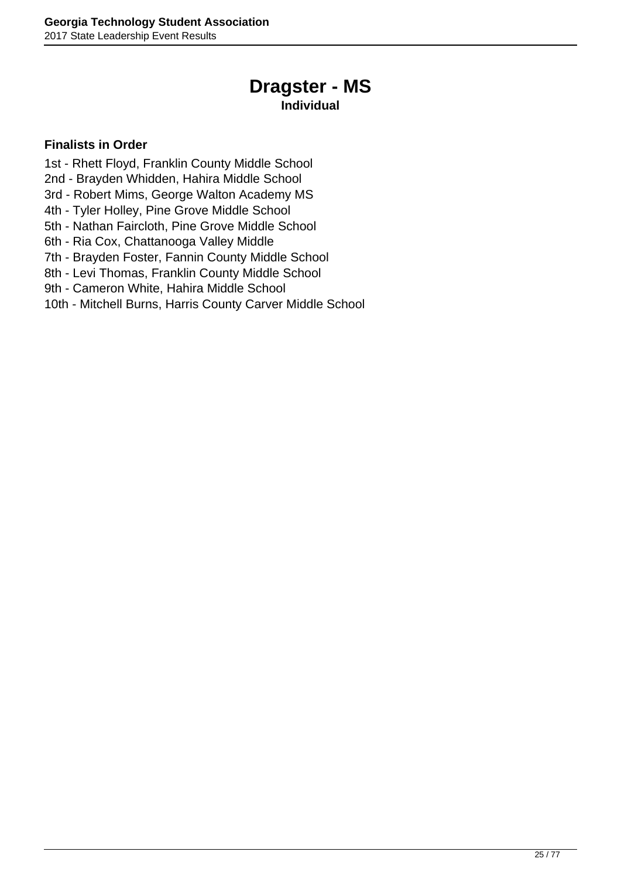# Dragster - MS

### Individual

**Finalists in Order**

1st - Rhett Floyd, Franklin County Middle School
2nd - Brayden Whidden, Hahira Middle School
3rd - Robert Mims, George Walton Academy MS
4th - Tyler Holley, Pine Grove Middle School
5th - Nathan Faircloth, Pine Grove Middle School
6th - Ria Cox, Chattanooga Valley Middle
7th - Brayden Foster, Fannin County Middle School
8th - Levi Thomas, Franklin County Middle School
9th - Cameron White, Hahira Middle School
10th - Mitchell Burns, Harris County Carver Middle School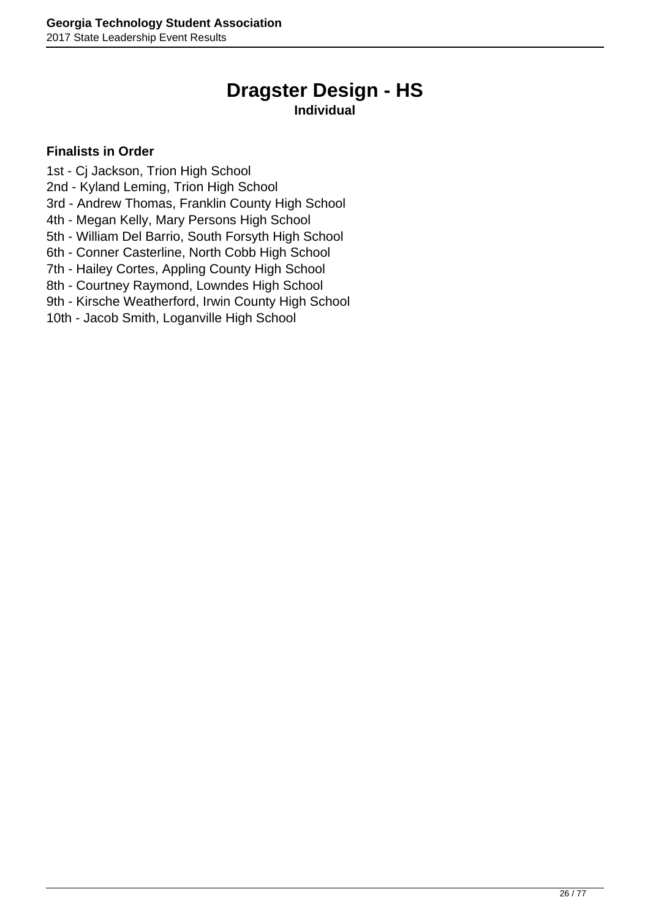# Dragster Design - HS

**Individual**

**Finalists in Order**

1st - Cj Jackson, Trion High School
2nd - Kyland Leming, Trion High School
3rd - Andrew Thomas, Franklin County High School
4th - Megan Kelly, Mary Persons High School
5th - William Del Barrio, South Forsyth High School
6th - Conner Casterline, North Cobb High School
7th - Hailey Cortes, Appling County High School
8th - Courtney Raymond, Lowndes High School
9th - Kirsche Weatherford, Irwin County High School
10th - Jacob Smith, Loganville High School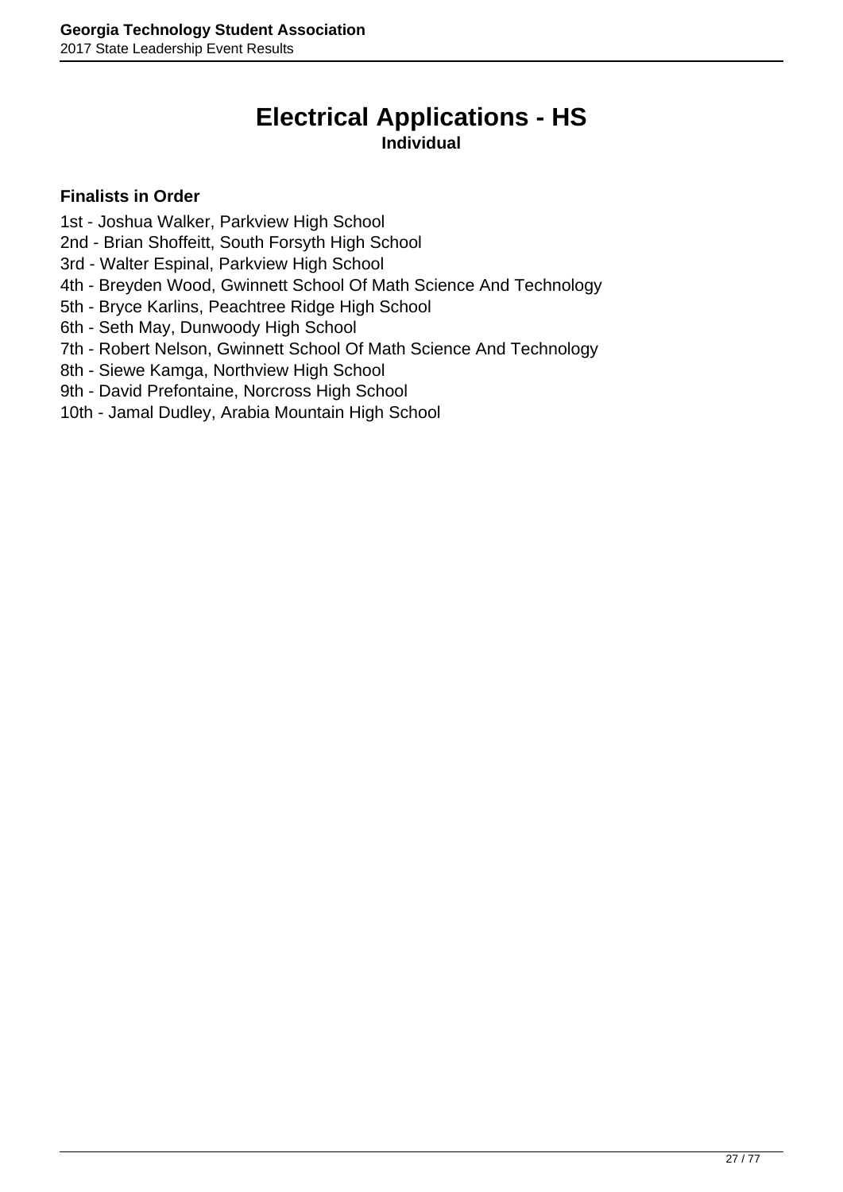# Electrical Applications - HS

**Individual**

**Finalists in Order**

1st - Joshua Walker, Parkview High School
2nd - Brian Shoffeitt, South Forsyth High School
3rd - Walter Espinal, Parkview High School
4th - Breyden Wood, Gwinnett School Of Math Science And Technology
5th - Bryce Karlins, Peachtree Ridge High School
6th - Seth May, Dunwoody High School
7th - Robert Nelson, Gwinnett School Of Math Science And Technology
8th - Siewe Kamga, Northview High School
9th - David Prefontaine, Norcross High School
10th - Jamal Dudley, Arabia Mountain High School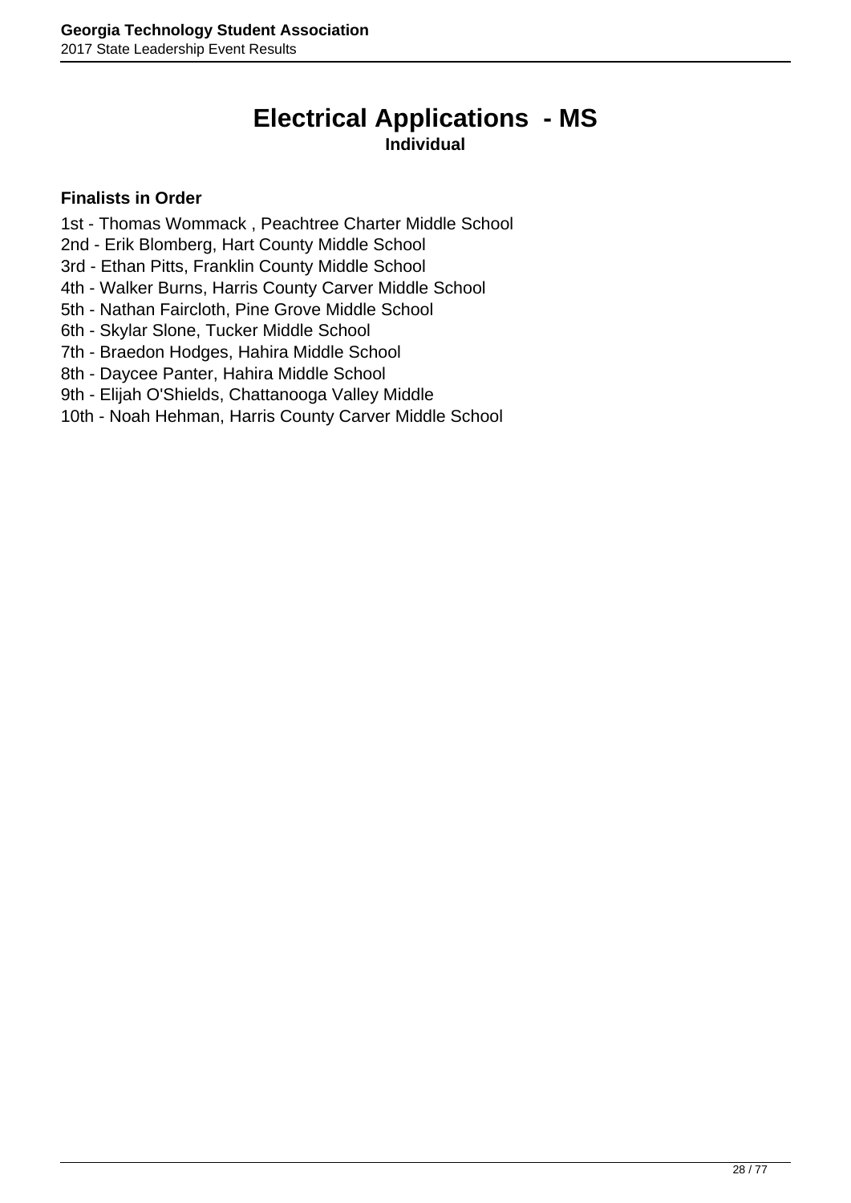# Electrical Applications - MS

**Individual**

**Finalists in Order**

1st - Thomas Wommack , Peachtree Charter Middle School
2nd - Erik Blomberg, Hart County Middle School
3rd - Ethan Pitts, Franklin County Middle School
4th - Walker Burns, Harris County Carver Middle School
5th - Nathan Faircloth, Pine Grove Middle School
6th - Skylar Slone, Tucker Middle School
7th - Braedon Hodges, Hahira Middle School
8th - Daycee Panter, Hahira Middle School
9th - Elijah O'Shields, Chattanooga Valley Middle
10th - Noah Hehman, Harris County Carver Middle School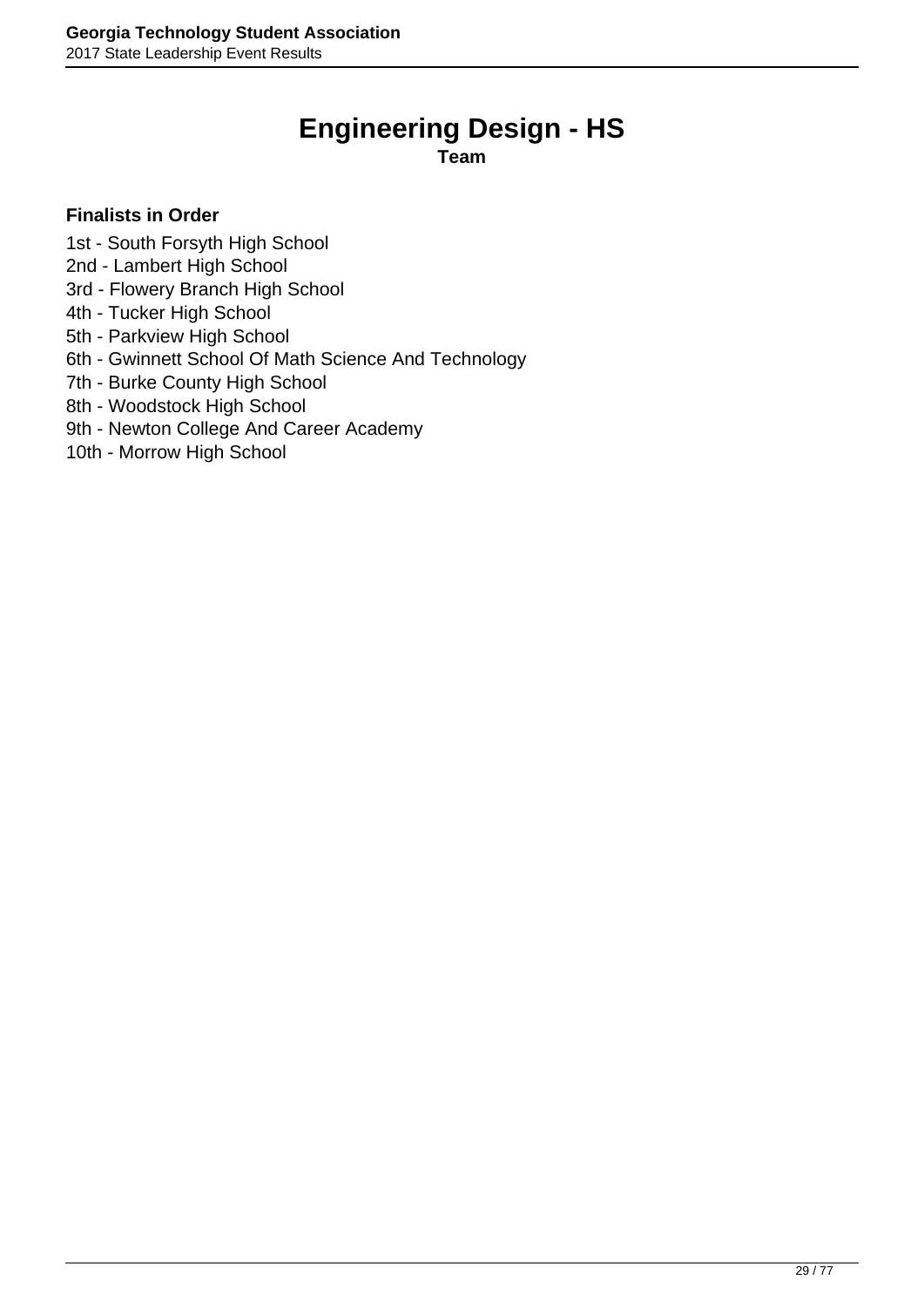# Engineering Design - HS

**Team**

**Finalists in Order**

1st - South Forsyth High School
2nd - Lambert High School
3rd - Flowery Branch High School
4th - Tucker High School
5th - Parkview High School
6th - Gwinnett School Of Math Science And Technology
7th - Burke County High School
8th - Woodstock High School
9th - Newton College And Career Academy
10th - Morrow High School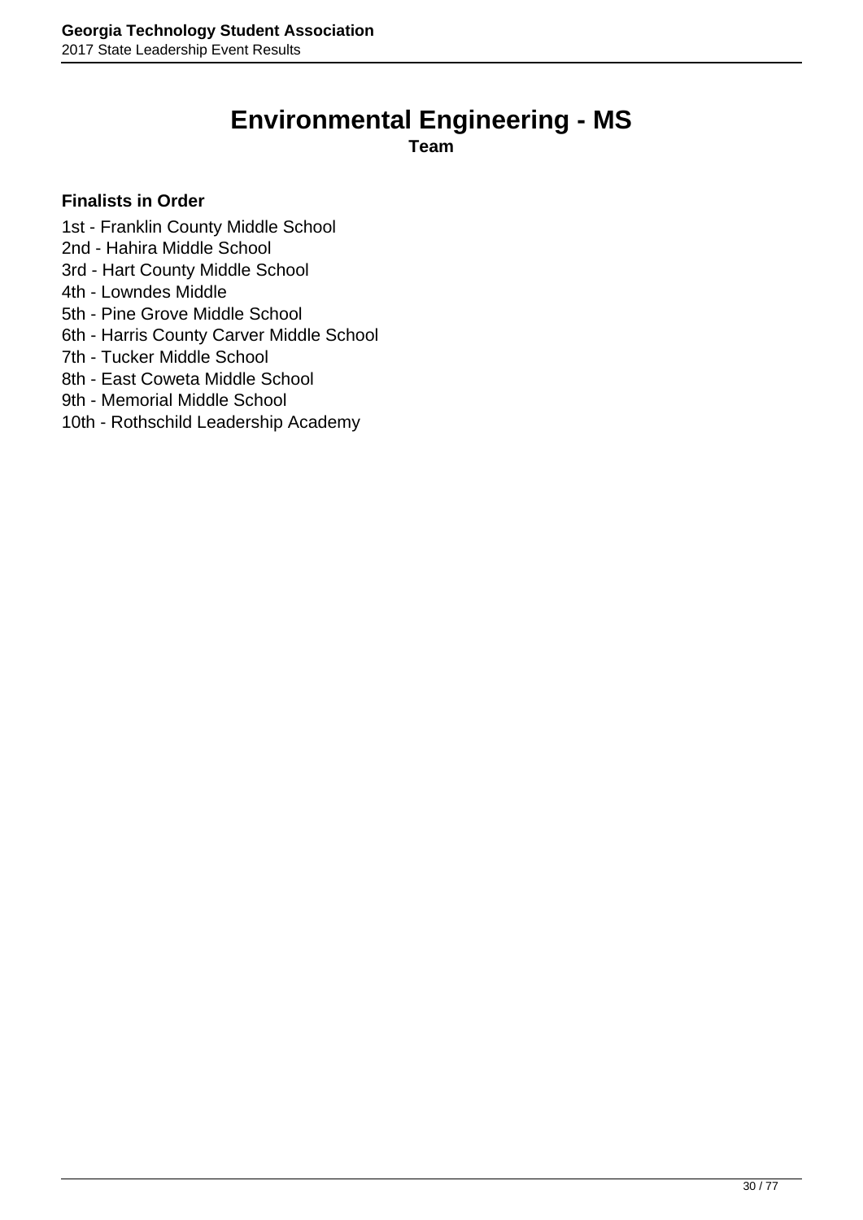# Environmental Engineering - MS

**Team**

**Finalists in Order**

1st - Franklin County Middle School
2nd - Hahira Middle School
3rd - Hart County Middle School
4th - Lowndes Middle
5th - Pine Grove Middle School
6th - Harris County Carver Middle School
7th - Tucker Middle School
8th - East Coweta Middle School
9th - Memorial Middle School
10th - Rothschild Leadership Academy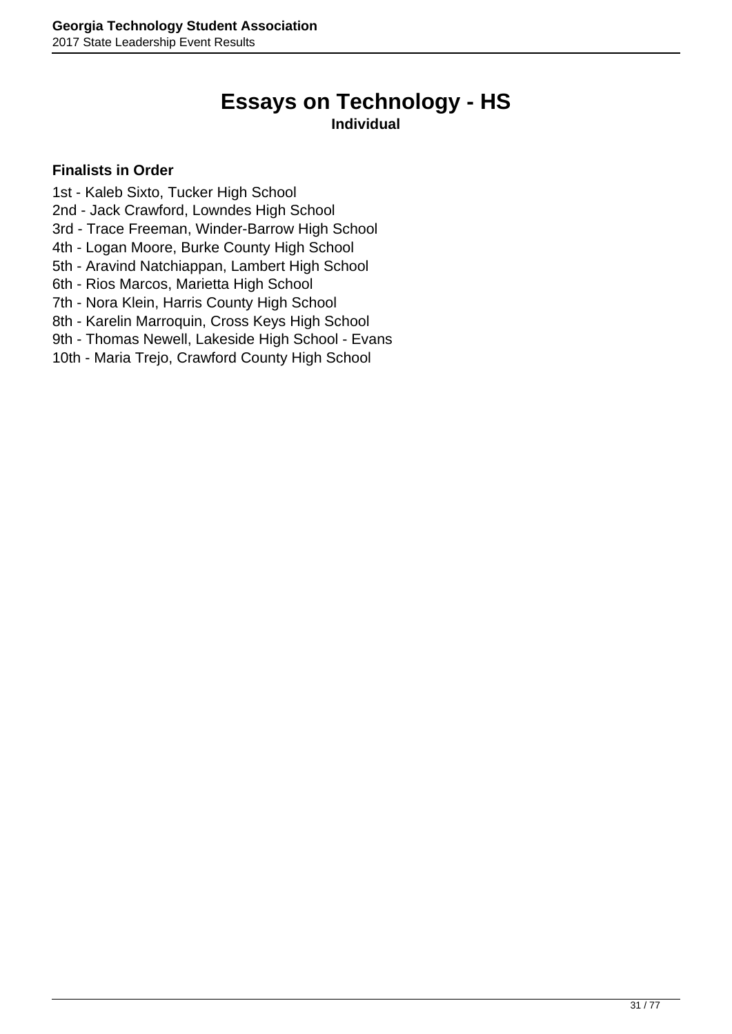# Essays on Technology - HS

**Individual**

**Finalists in Order**

1st - Kaleb Sixto, Tucker High School
2nd - Jack Crawford, Lowndes High School
3rd - Trace Freeman, Winder-Barrow High School
4th - Logan Moore, Burke County High School
5th - Aravind Natchiappan, Lambert High School
6th - Rios Marcos, Marietta High School
7th - Nora Klein, Harris County High School
8th - Karelin Marroquin, Cross Keys High School
9th - Thomas Newell, Lakeside High School - Evans
10th - Maria Trejo, Crawford County High School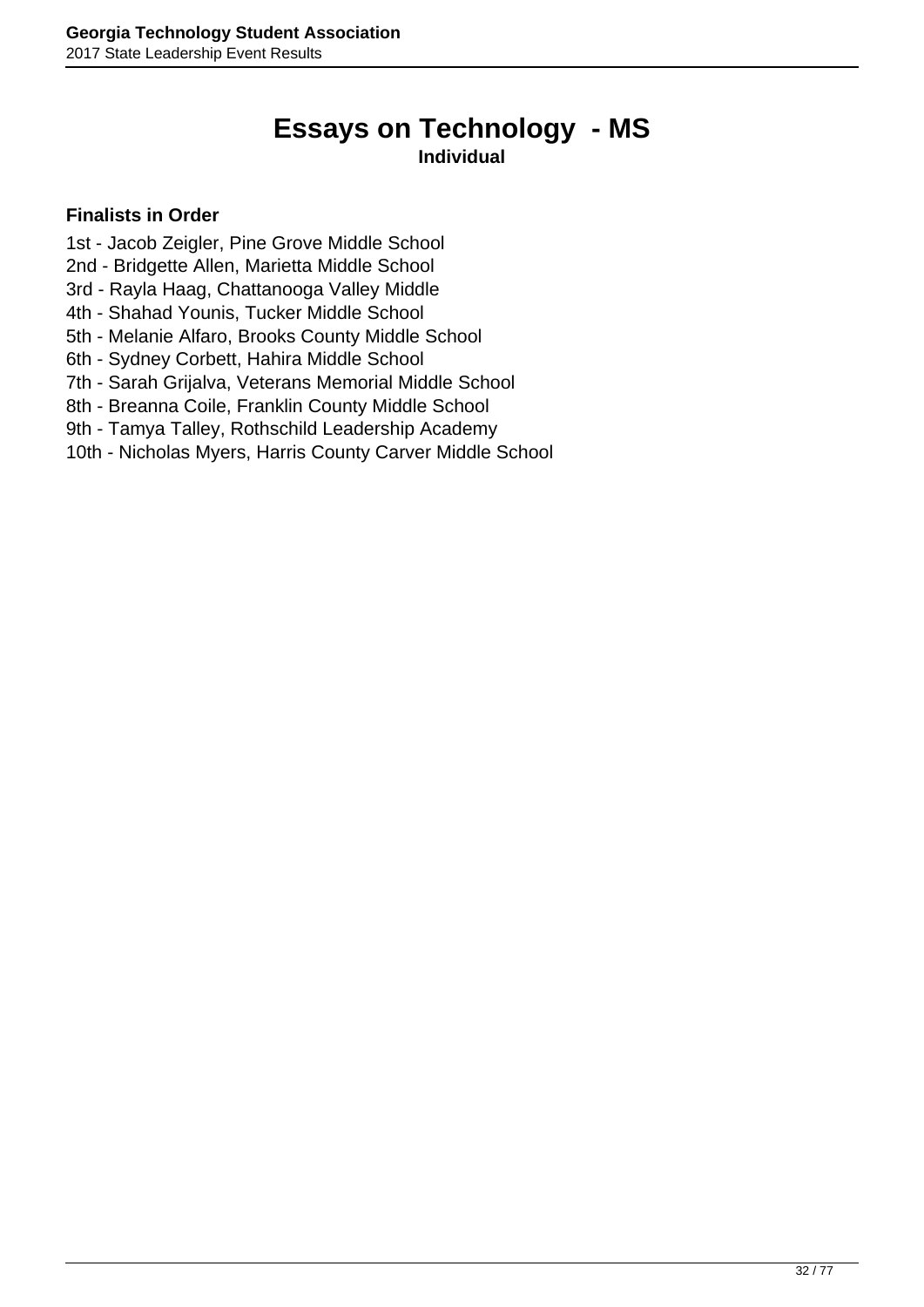# Essays on Technology - MS

**Individual**

**Finalists in Order**

1st - Jacob Zeigler, Pine Grove Middle School
2nd - Bridgette Allen, Marietta Middle School
3rd - Rayla Haag, Chattanooga Valley Middle
4th - Shahad Younis, Tucker Middle School
5th - Melanie Alfaro, Brooks County Middle School
6th - Sydney Corbett, Hahira Middle School
7th - Sarah Grijalva, Veterans Memorial Middle School
8th - Breanna Coile, Franklin County Middle School
9th - Tamya Talley, Rothschild Leadership Academy
10th - Nicholas Myers, Harris County Carver Middle School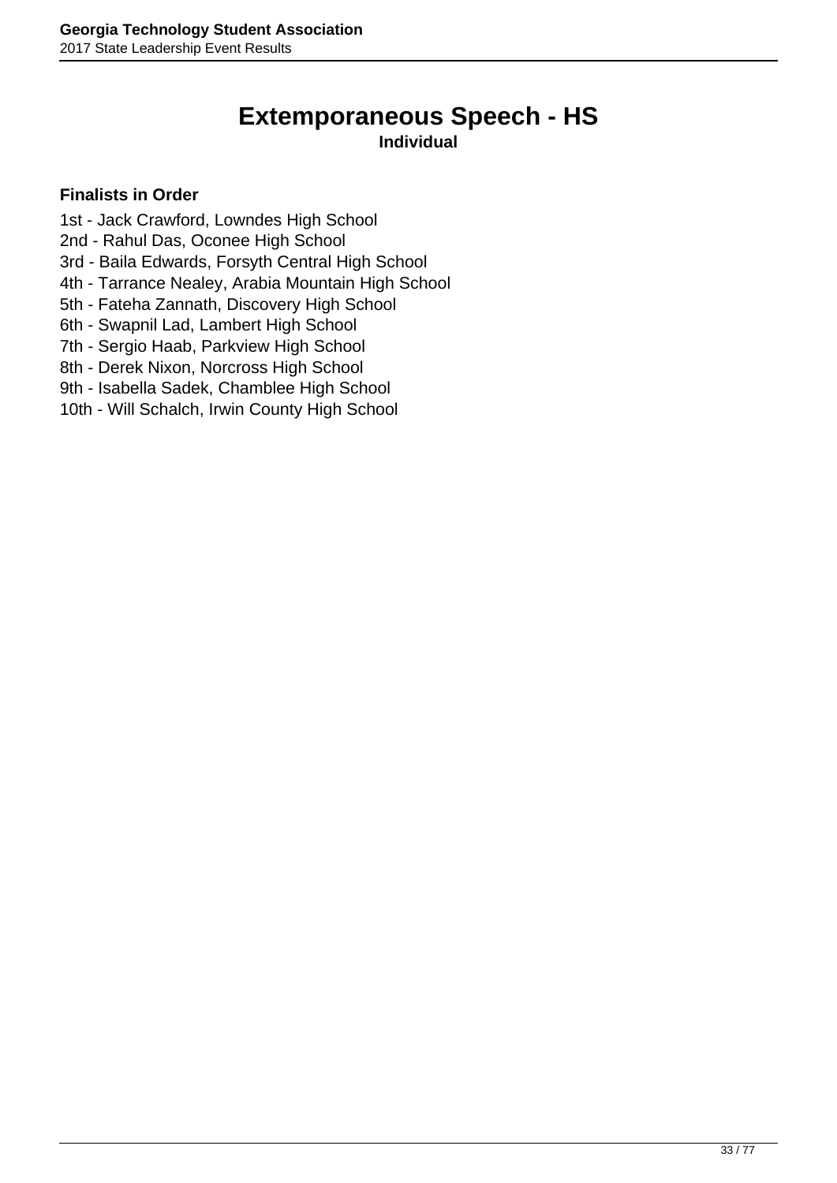# Extemporaneous Speech - HS

**Individual**

**Finalists in Order**

1st - Jack Crawford, Lowndes High School
2nd - Rahul Das, Oconee High School
3rd - Baila Edwards, Forsyth Central High School
4th - Tarrance Nealey, Arabia Mountain High School
5th - Fateha Zannath, Discovery High School
6th - Swapnil Lad, Lambert High School
7th - Sergio Haab, Parkview High School
8th - Derek Nixon, Norcross High School
9th - Isabella Sadek, Chamblee High School
10th - Will Schalch, Irwin County High School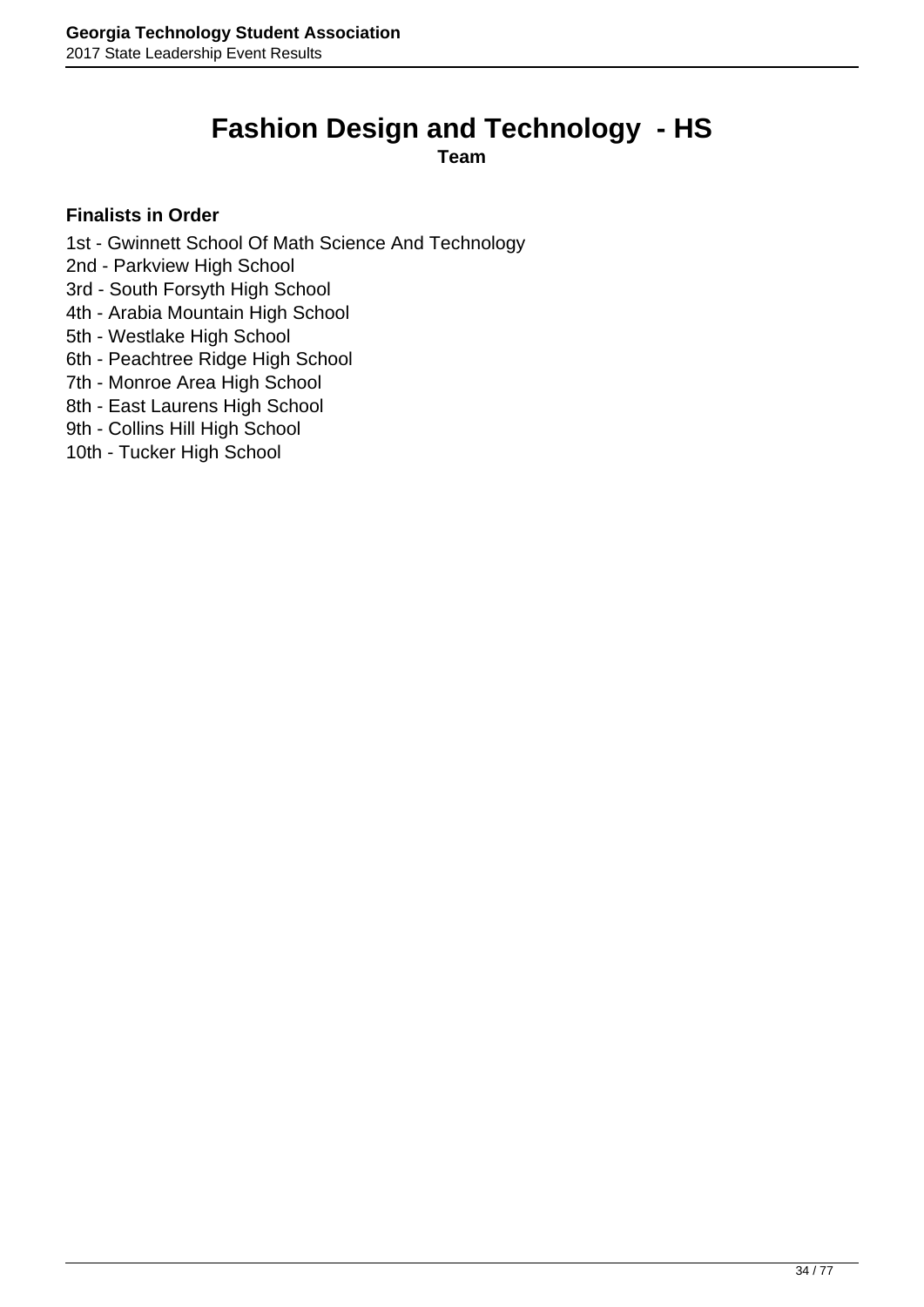# Fashion Design and Technology - HS

**Team**

**Finalists in Order**

1st - Gwinnett School Of Math Science And Technology
2nd - Parkview High School
3rd - South Forsyth High School
4th - Arabia Mountain High School
5th - Westlake High School
6th - Peachtree Ridge High School
7th - Monroe Area High School
8th - East Laurens High School
9th - Collins Hill High School
10th - Tucker High School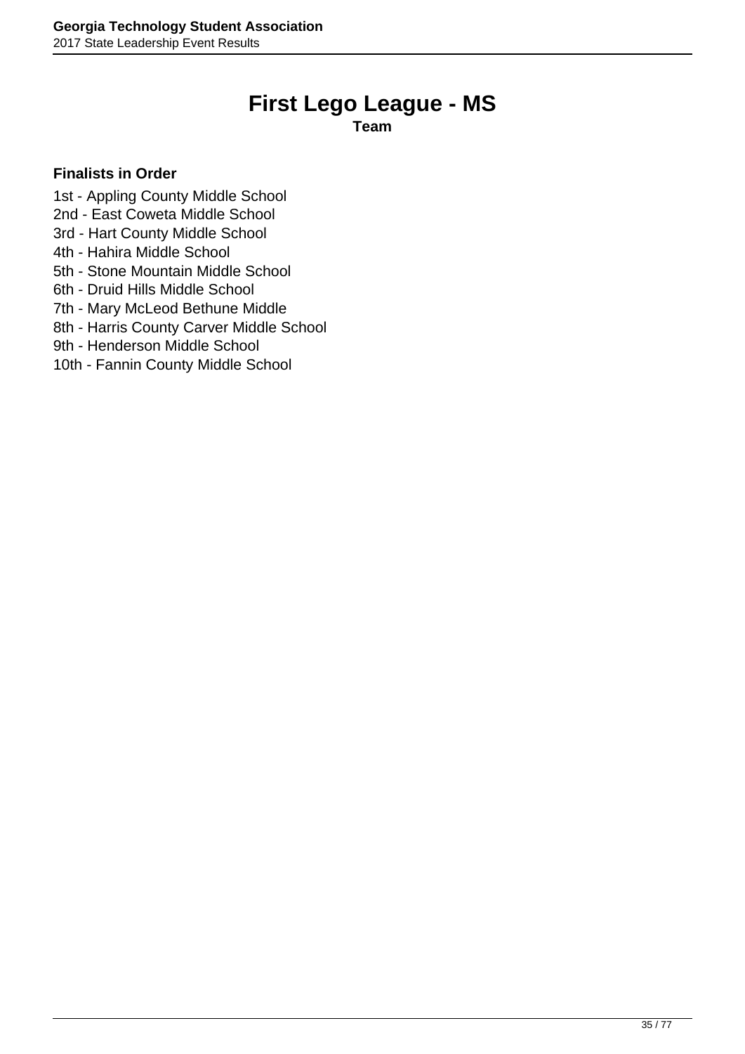# First Lego League - MS

**Team**

**Finalists in Order**

1st - Appling County Middle School
2nd - East Coweta Middle School
3rd - Hart County Middle School
4th - Hahira Middle School
5th - Stone Mountain Middle School
6th - Druid Hills Middle School
7th - Mary McLeod Bethune Middle
8th - Harris County Carver Middle School
9th - Henderson Middle School
10th - Fannin County Middle School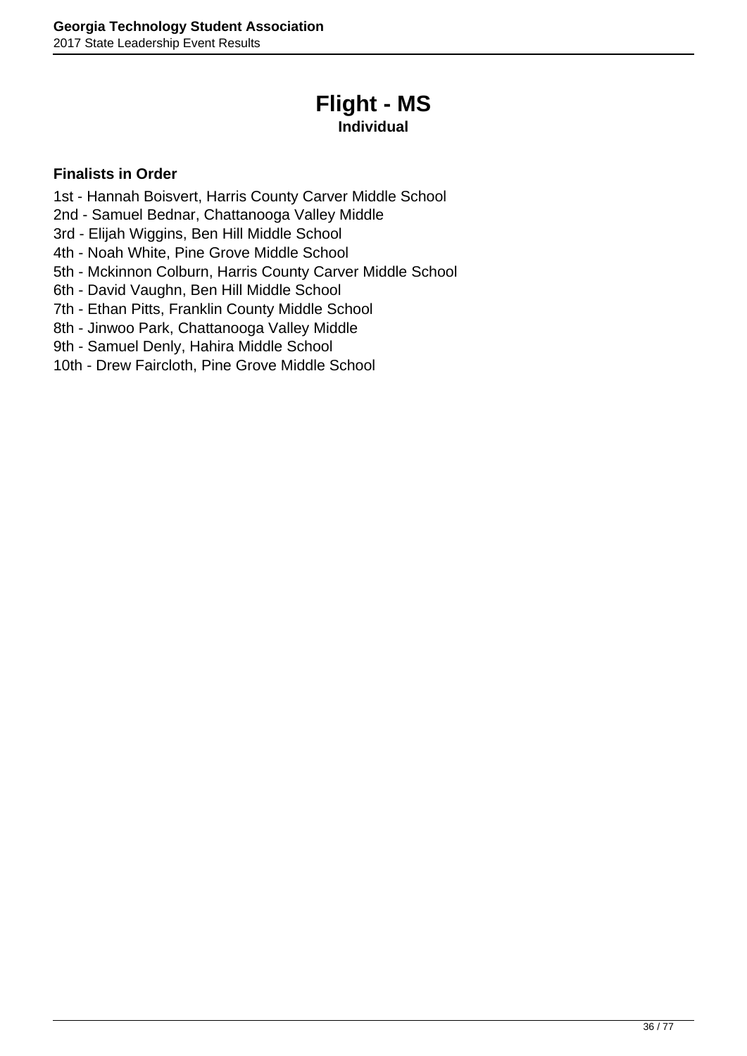# Flight - MS

**Individual**

**Finalists in Order**

1st - Hannah Boisvert, Harris County Carver Middle School
2nd - Samuel Bednar, Chattanooga Valley Middle
3rd - Elijah Wiggins, Ben Hill Middle School
4th - Noah White, Pine Grove Middle School
5th - Mckinnon Colburn, Harris County Carver Middle School
6th - David Vaughn, Ben Hill Middle School
7th - Ethan Pitts, Franklin County Middle School
8th - Jinwoo Park, Chattanooga Valley Middle
9th - Samuel Denly, Hahira Middle School
10th - Drew Faircloth, Pine Grove Middle School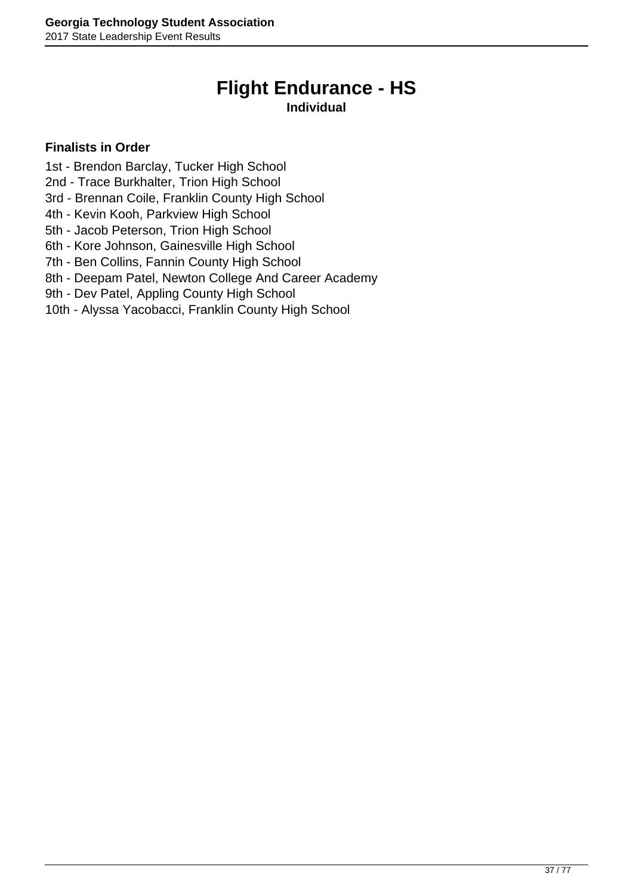# Flight Endurance - HS

**Individual**

**Finalists in Order**

1st - Brendon Barclay, Tucker High School
2nd - Trace Burkhalter, Trion High School
3rd - Brennan Coile, Franklin County High School
4th - Kevin Kooh, Parkview High School
5th - Jacob Peterson, Trion High School
6th - Kore Johnson, Gainesville High School
7th - Ben Collins, Fannin County High School
8th - Deepam Patel, Newton College And Career Academy
9th - Dev Patel, Appling County High School
10th - Alyssa Yacobacci, Franklin County High School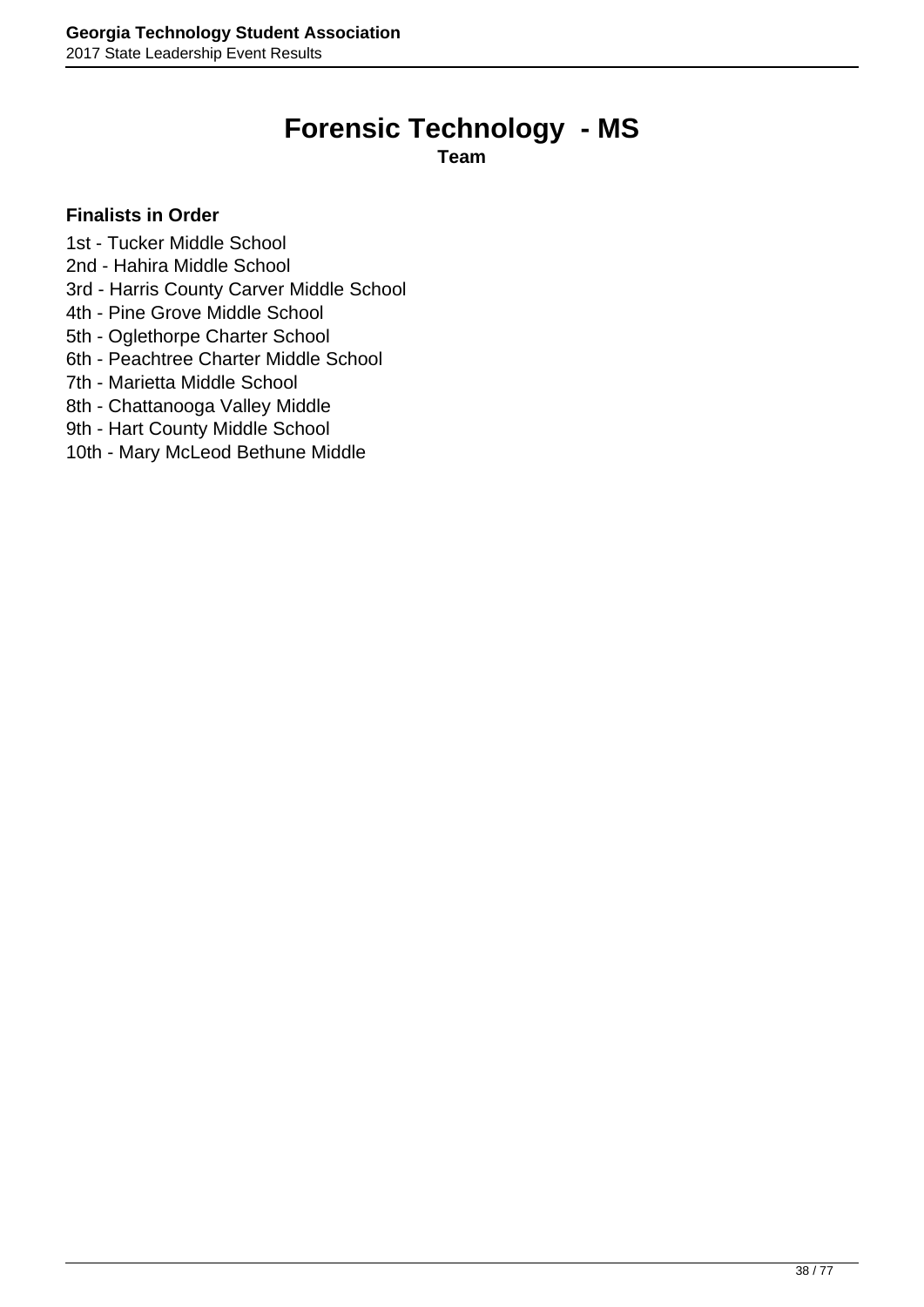# Forensic Technology - MS

**Team**

**Finalists in Order**

1st - Tucker Middle School
2nd - Hahira Middle School
3rd - Harris County Carver Middle School
4th - Pine Grove Middle School
5th - Oglethorpe Charter School
6th - Peachtree Charter Middle School
7th - Marietta Middle School
8th - Chattanooga Valley Middle
9th - Hart County Middle School
10th - Mary McLeod Bethune Middle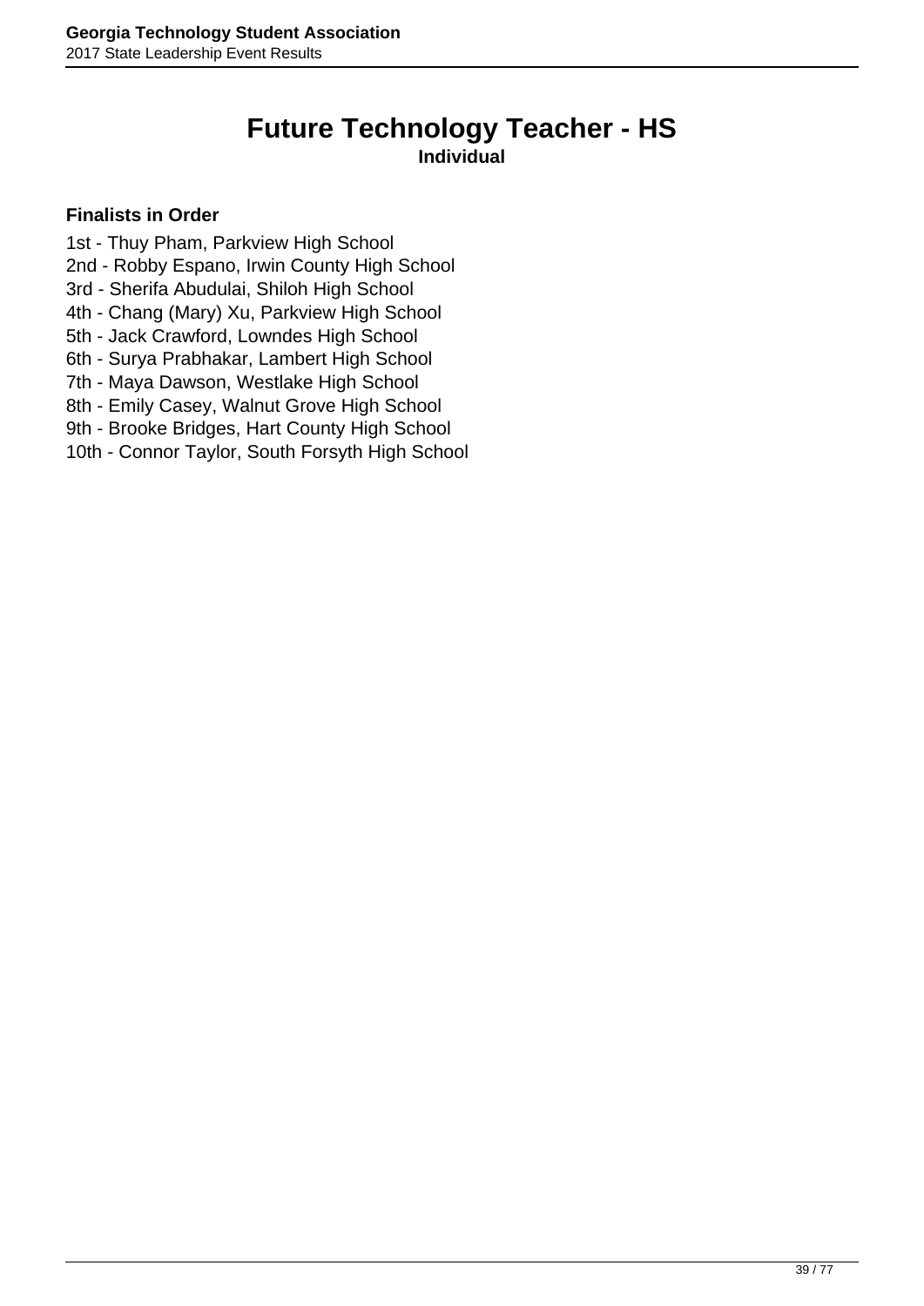# Future Technology Teacher - HS

**Individual**

**Finalists in Order**

1st - Thuy Pham, Parkview High School
2nd - Robby Espano, Irwin County High School
3rd - Sherifa Abudulai, Shiloh High School
4th - Chang (Mary) Xu, Parkview High School
5th - Jack Crawford, Lowndes High School
6th - Surya Prabhakar, Lambert High School
7th - Maya Dawson, Westlake High School
8th - Emily Casey, Walnut Grove High School
9th - Brooke Bridges, Hart County High School
10th - Connor Taylor, South Forsyth High School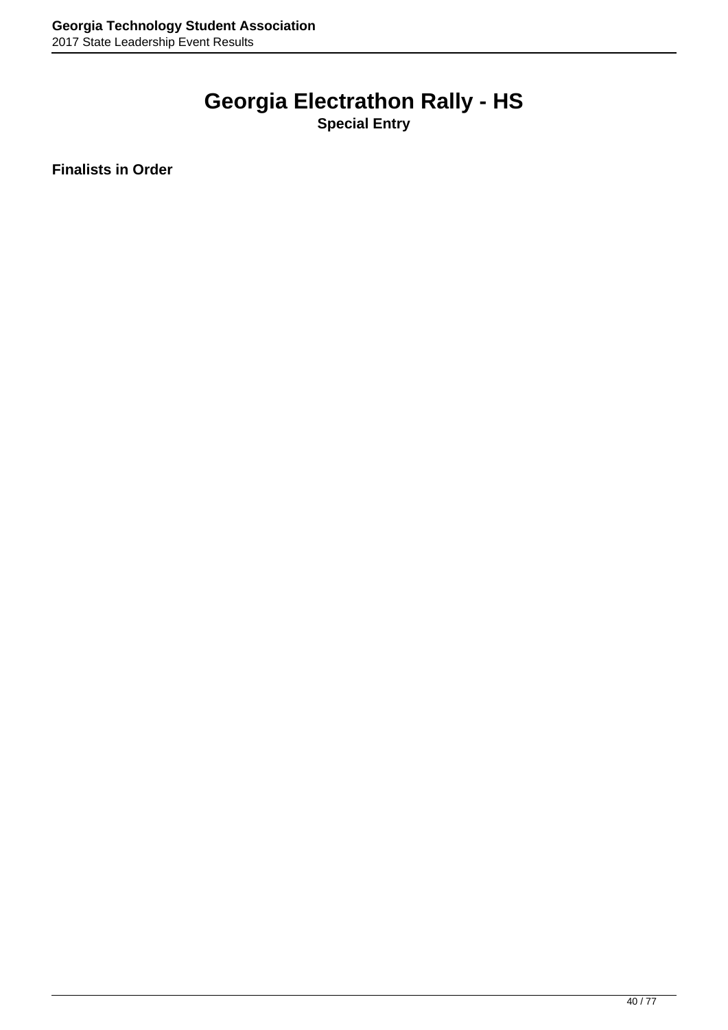# Georgia Electrathon Rally - HS

**Special Entry**

**Finalists in Order**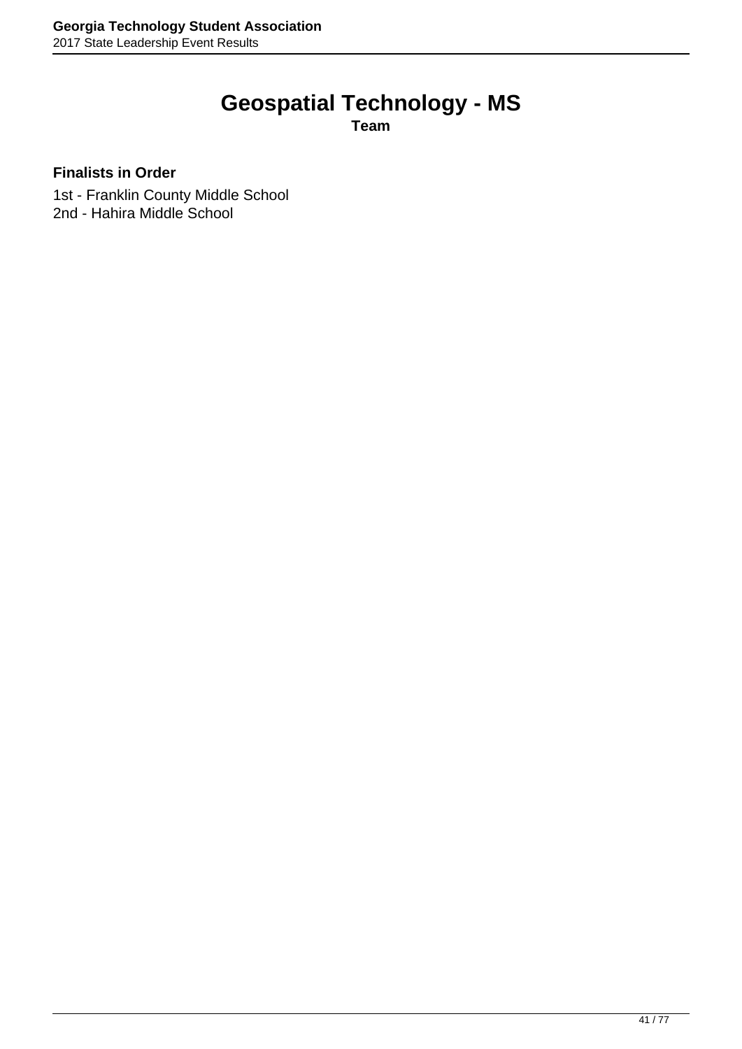# Geospatial Technology - MS

**Team**

**Finalists in Order**

1st - Franklin County Middle School
2nd - Hahira Middle School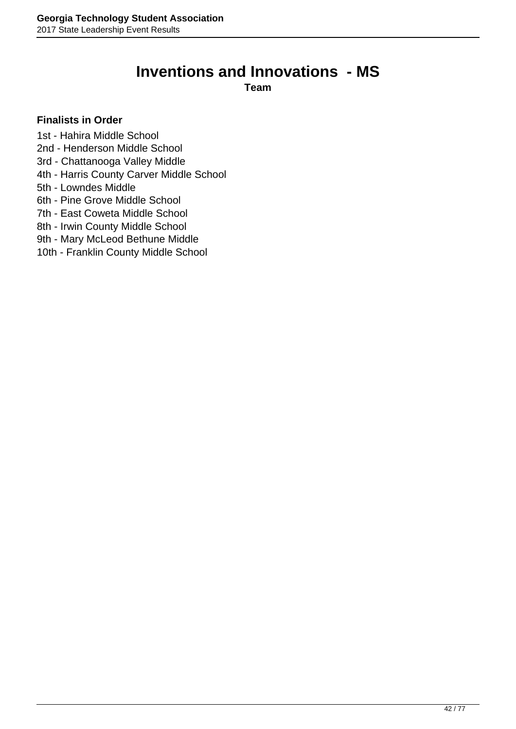# Inventions and Innovations - MS

**Team**

### Finalists in Order

1st - Hahira Middle School
2nd - Henderson Middle School
3rd - Chattanooga Valley Middle
4th - Harris County Carver Middle School
5th - Lowndes Middle
6th - Pine Grove Middle School
7th - East Coweta Middle School
8th - Irwin County Middle School
9th - Mary McLeod Bethune Middle
10th - Franklin County Middle School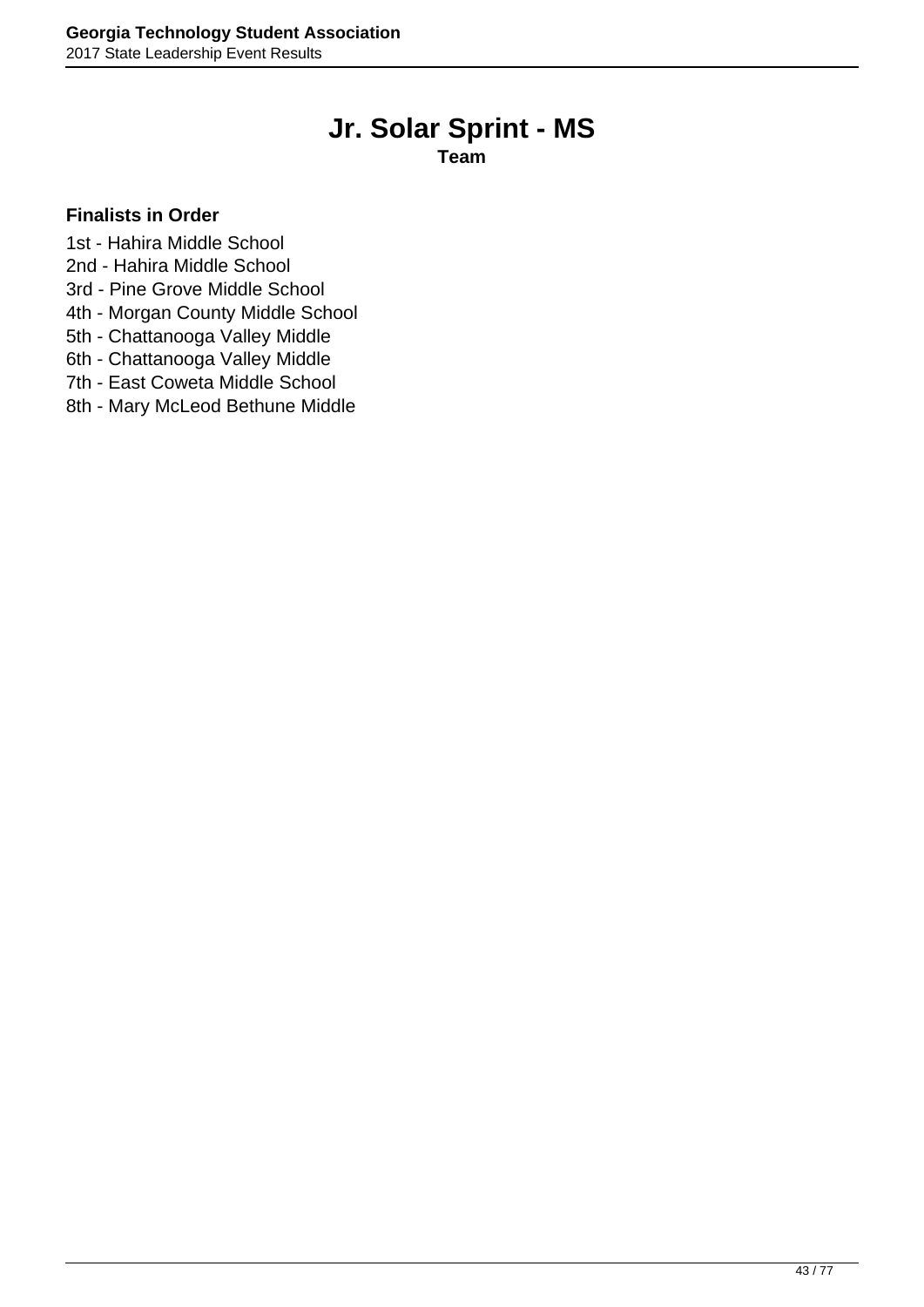# Jr. Solar Sprint - MS

**Team**

### Finalists in Order

1st - Hahira Middle School
2nd - Hahira Middle School
3rd - Pine Grove Middle School
4th - Morgan County Middle School
5th - Chattanooga Valley Middle
6th - Chattanooga Valley Middle
7th - East Coweta Middle School
8th - Mary McLeod Bethune Middle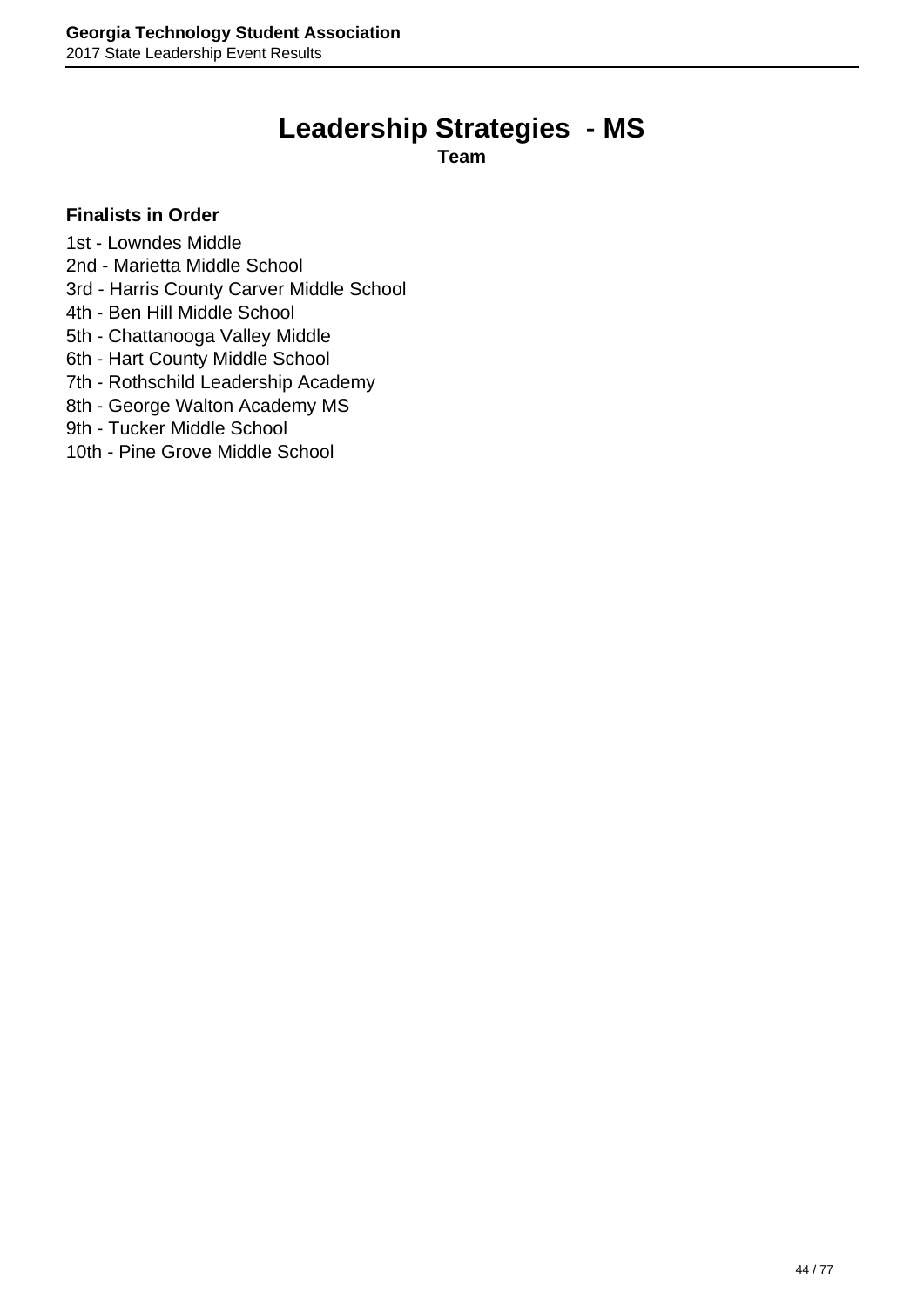# Leadership Strategies - MS

**Team**

**Finalists in Order**

1st - Lowndes Middle
2nd - Marietta Middle School
3rd - Harris County Carver Middle School
4th - Ben Hill Middle School
5th - Chattanooga Valley Middle
6th - Hart County Middle School
7th - Rothschild Leadership Academy
8th - George Walton Academy MS
9th - Tucker Middle School
10th - Pine Grove Middle School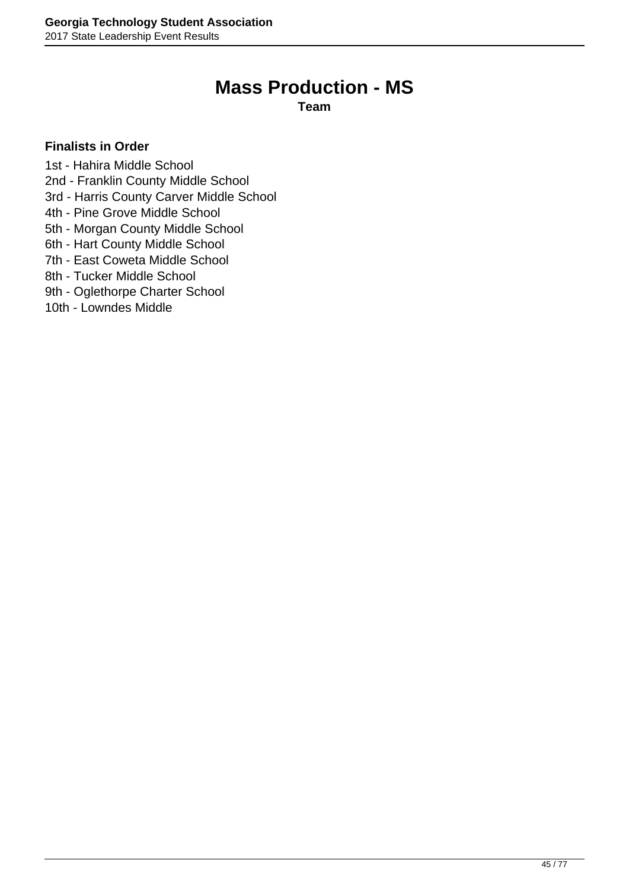# Mass Production - MS

**Team**

**Finalists in Order**

1st - Hahira Middle School
2nd - Franklin County Middle School
3rd - Harris County Carver Middle School
4th - Pine Grove Middle School
5th - Morgan County Middle School
6th - Hart County Middle School
7th - East Coweta Middle School
8th - Tucker Middle School
9th - Oglethorpe Charter School
10th - Lowndes Middle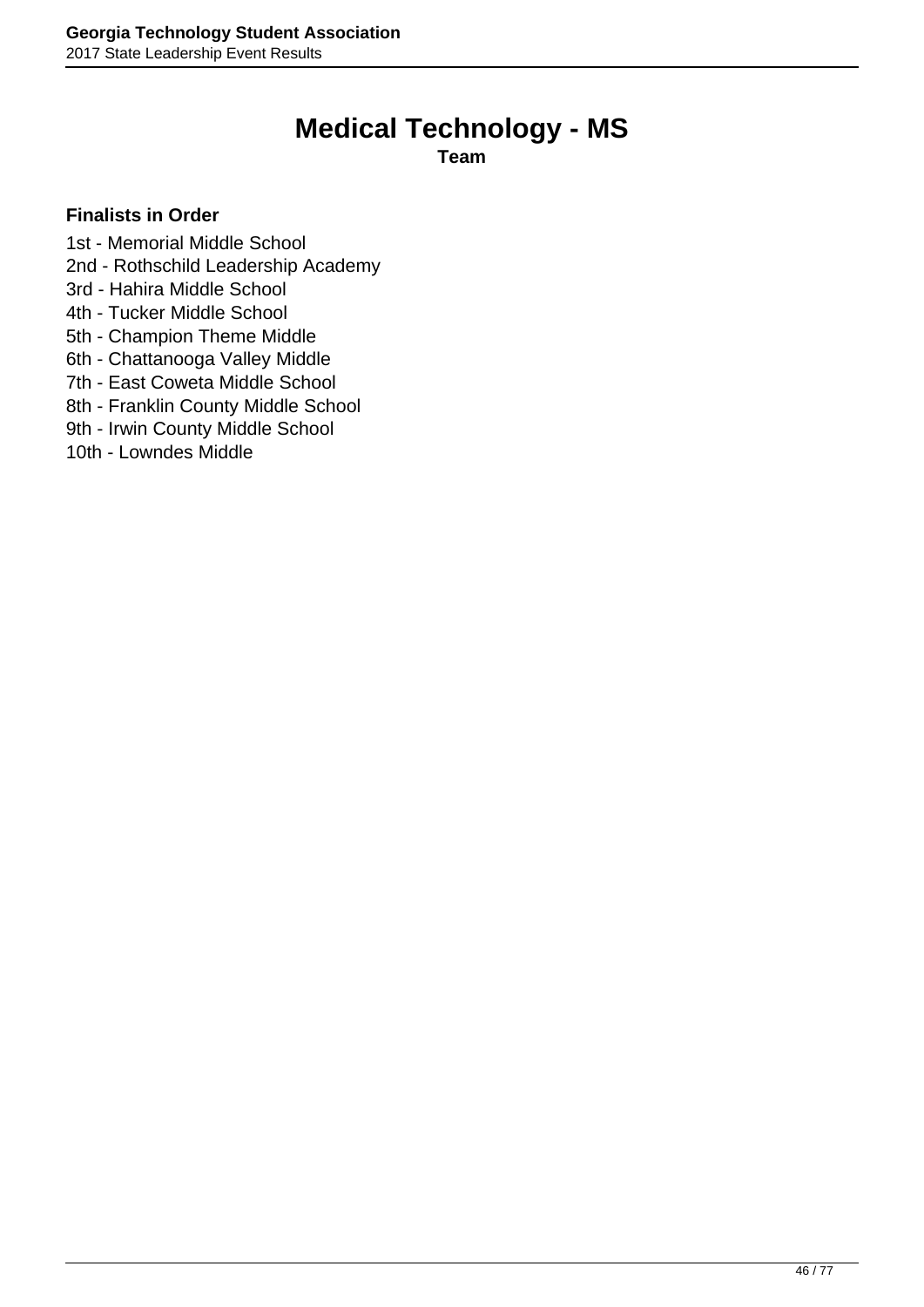# Medical Technology - MS

**Team**

### Finalists in Order

1st - Memorial Middle School
2nd - Rothschild Leadership Academy
3rd - Hahira Middle School
4th - Tucker Middle School
5th - Champion Theme Middle
6th - Chattanooga Valley Middle
7th - East Coweta Middle School
8th - Franklin County Middle School
9th - Irwin County Middle School
10th - Lowndes Middle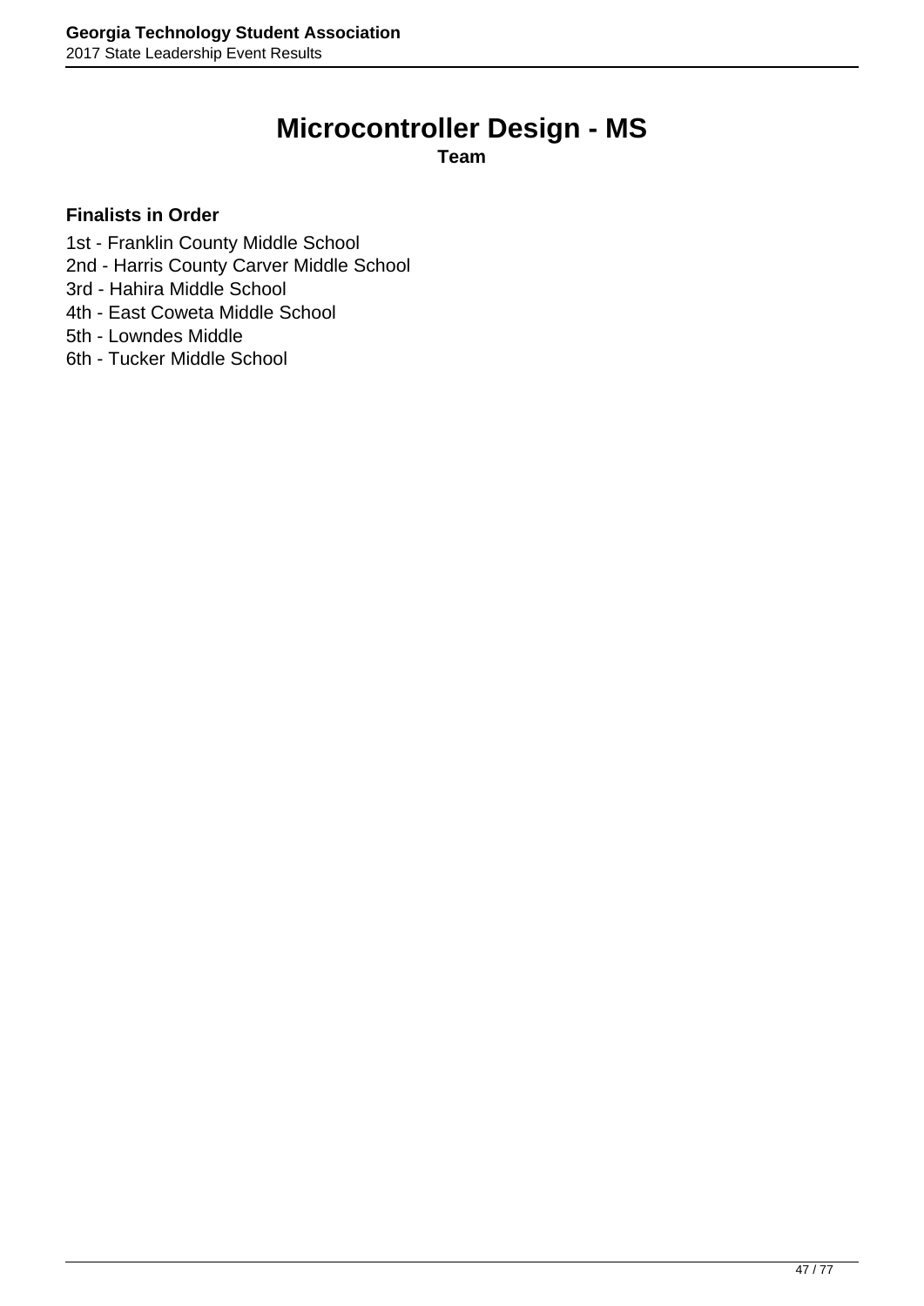# Microcontroller Design - MS

**Team**

**Finalists in Order**

1st - Franklin County Middle School
2nd - Harris County Carver Middle School
3rd - Hahira Middle School
4th - East Coweta Middle School
5th - Lowndes Middle
6th - Tucker Middle School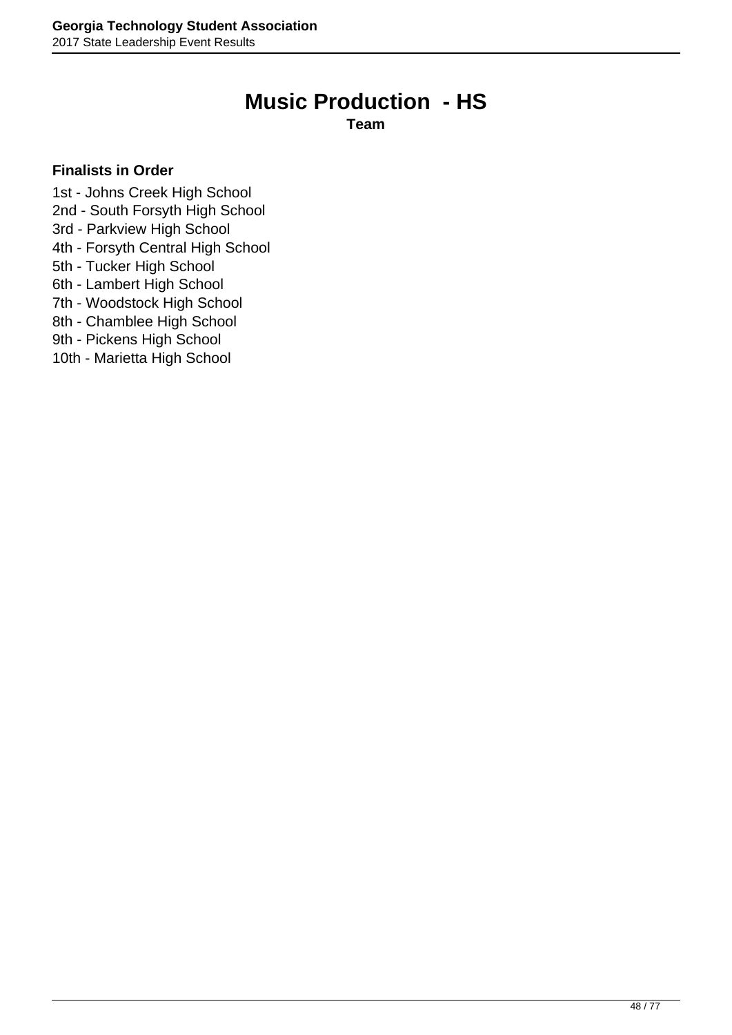# Music Production - HS

**Team**

**Finalists in Order**

1st - Johns Creek High School
2nd - South Forsyth High School
3rd - Parkview High School
4th - Forsyth Central High School
5th - Tucker High School
6th - Lambert High School
7th - Woodstock High School
8th - Chamblee High School
9th - Pickens High School
10th - Marietta High School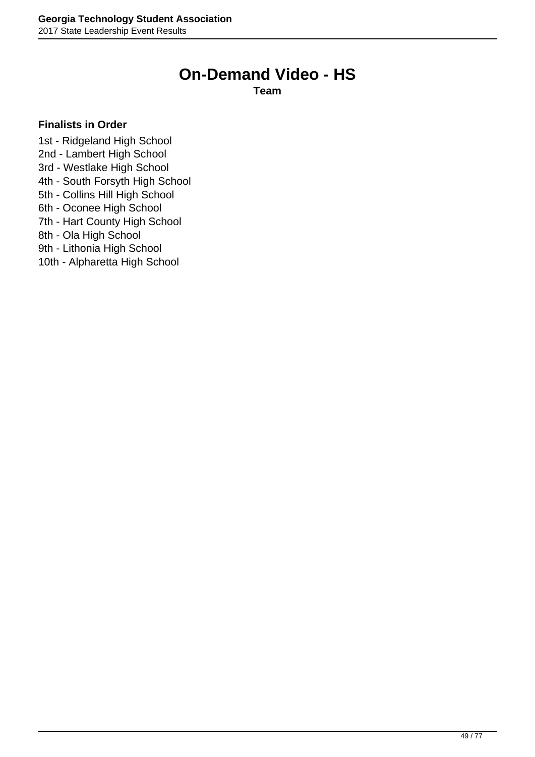# On-Demand Video - HS

**Team**

**Finalists in Order**

1st - Ridgeland High School
2nd - Lambert High School
3rd - Westlake High School
4th - South Forsyth High School
5th - Collins Hill High School
6th - Oconee High School
7th - Hart County High School
8th - Ola High School
9th - Lithonia High School
10th - Alpharetta High School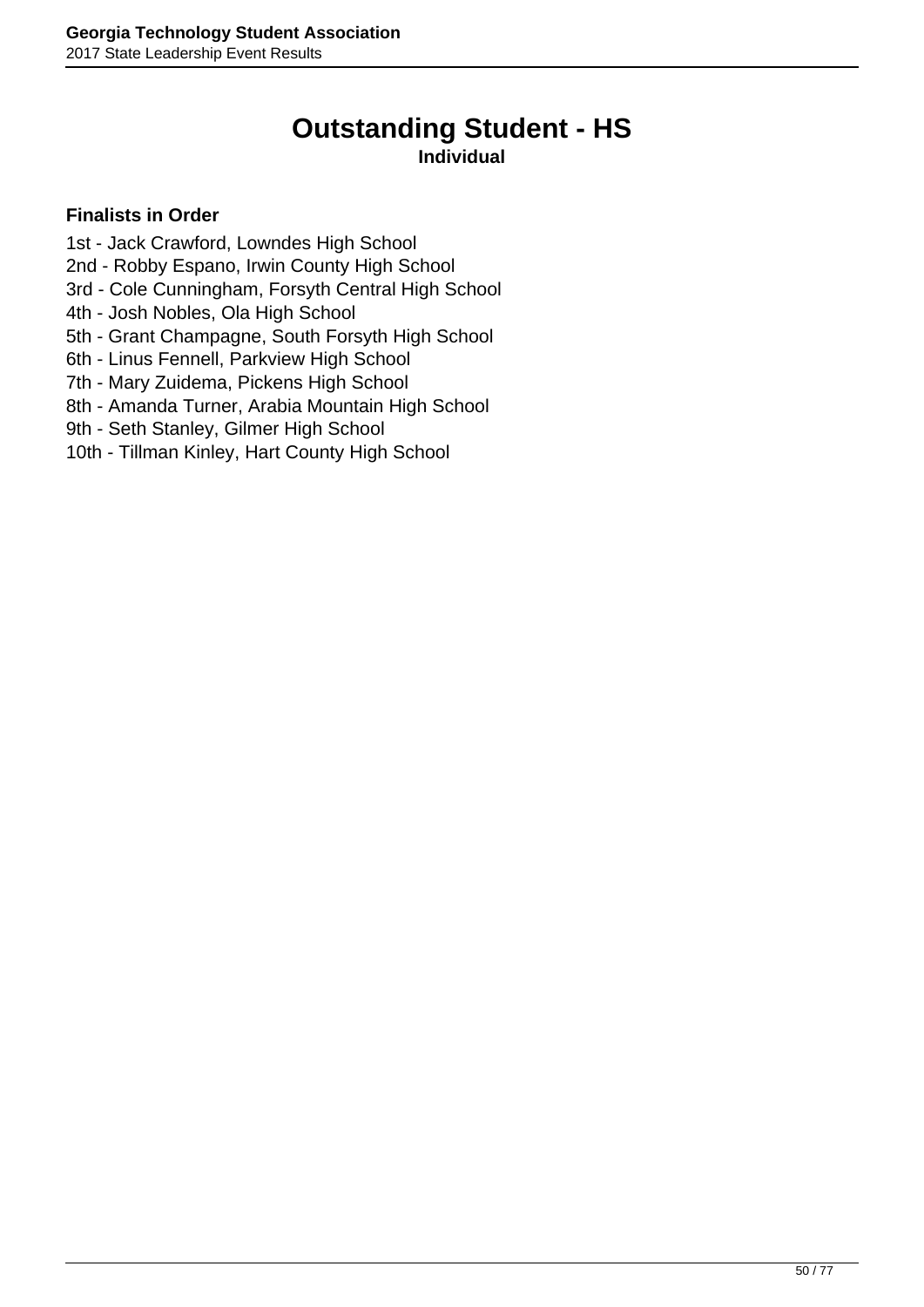# Outstanding Student - HS

**Individual**

**Finalists in Order**

1st - Jack Crawford, Lowndes High School
2nd - Robby Espano, Irwin County High School
3rd - Cole Cunningham, Forsyth Central High School
4th - Josh Nobles, Ola High School
5th - Grant Champagne, South Forsyth High School
6th - Linus Fennell, Parkview High School
7th - Mary Zuidema, Pickens High School
8th - Amanda Turner, Arabia Mountain High School
9th - Seth Stanley, Gilmer High School
10th - Tillman Kinley, Hart County High School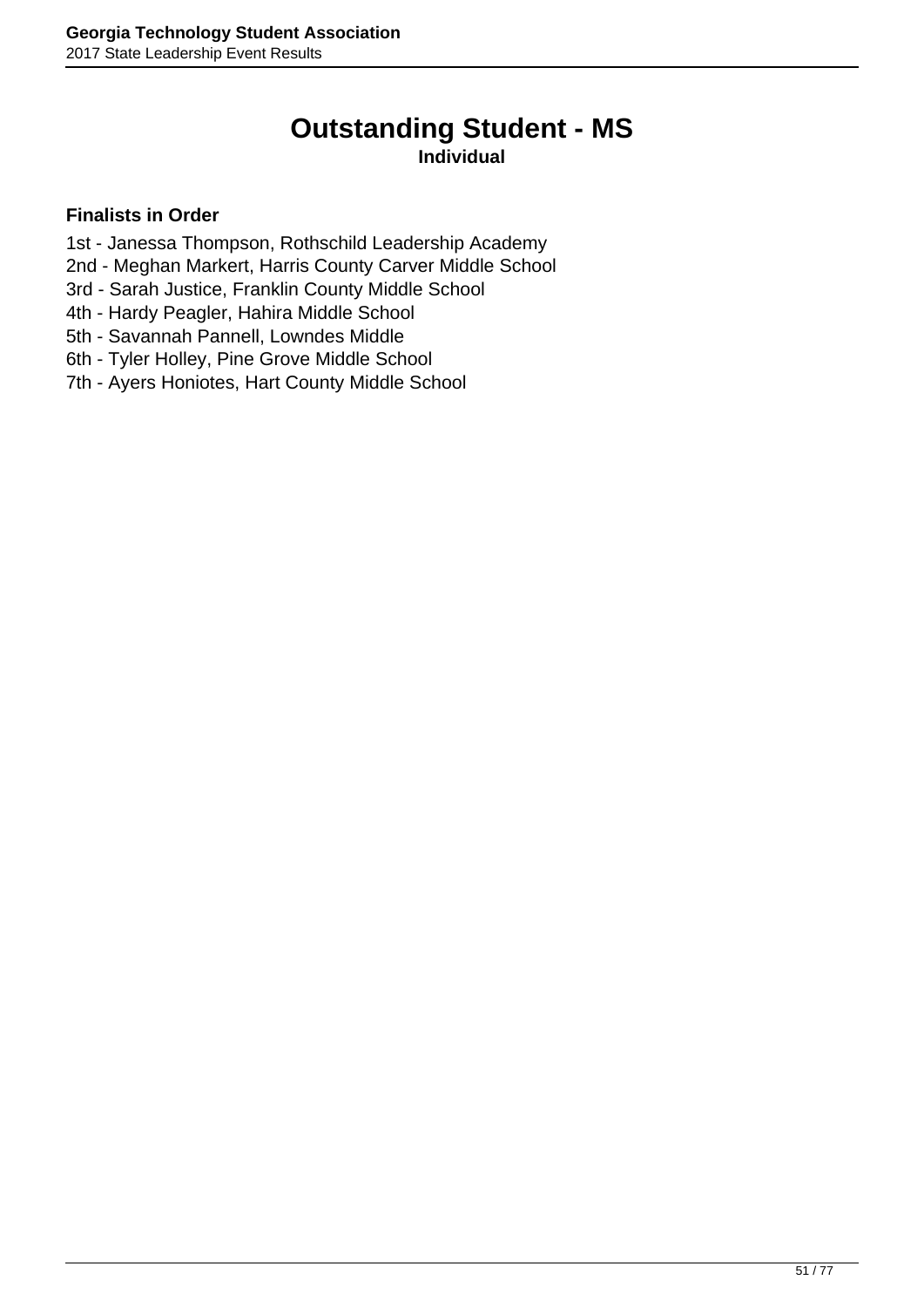# Outstanding Student - MS

**Individual**

**Finalists in Order**

1st - Janessa Thompson, Rothschild Leadership Academy
2nd - Meghan Markert, Harris County Carver Middle School
3rd - Sarah Justice, Franklin County Middle School
4th - Hardy Peagler, Hahira Middle School
5th - Savannah Pannell, Lowndes Middle
6th - Tyler Holley, Pine Grove Middle School
7th - Ayers Honiotes, Hart County Middle School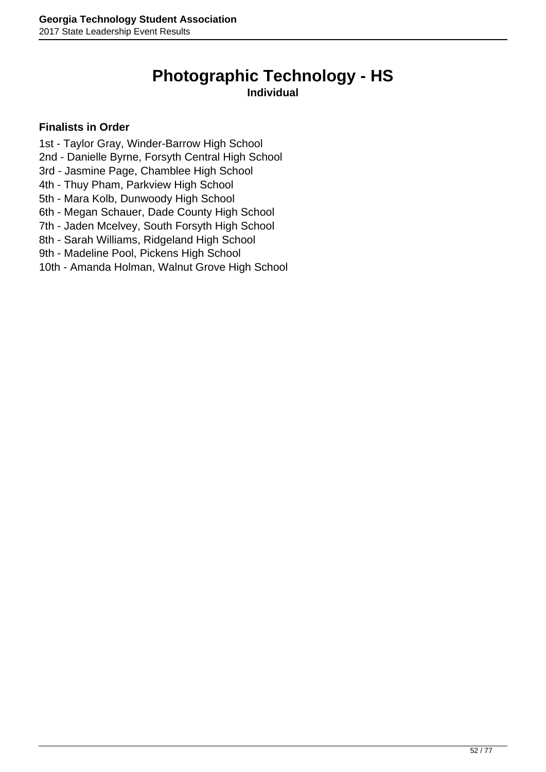# Photographic Technology - HS

**Individual**

**Finalists in Order**

1st - Taylor Gray, Winder-Barrow High School
2nd - Danielle Byrne, Forsyth Central High School
3rd - Jasmine Page, Chamblee High School
4th - Thuy Pham, Parkview High School
5th - Mara Kolb, Dunwoody High School
6th - Megan Schauer, Dade County High School
7th - Jaden Mcelvey, South Forsyth High School
8th - Sarah Williams, Ridgeland High School
9th - Madeline Pool, Pickens High School
10th - Amanda Holman, Walnut Grove High School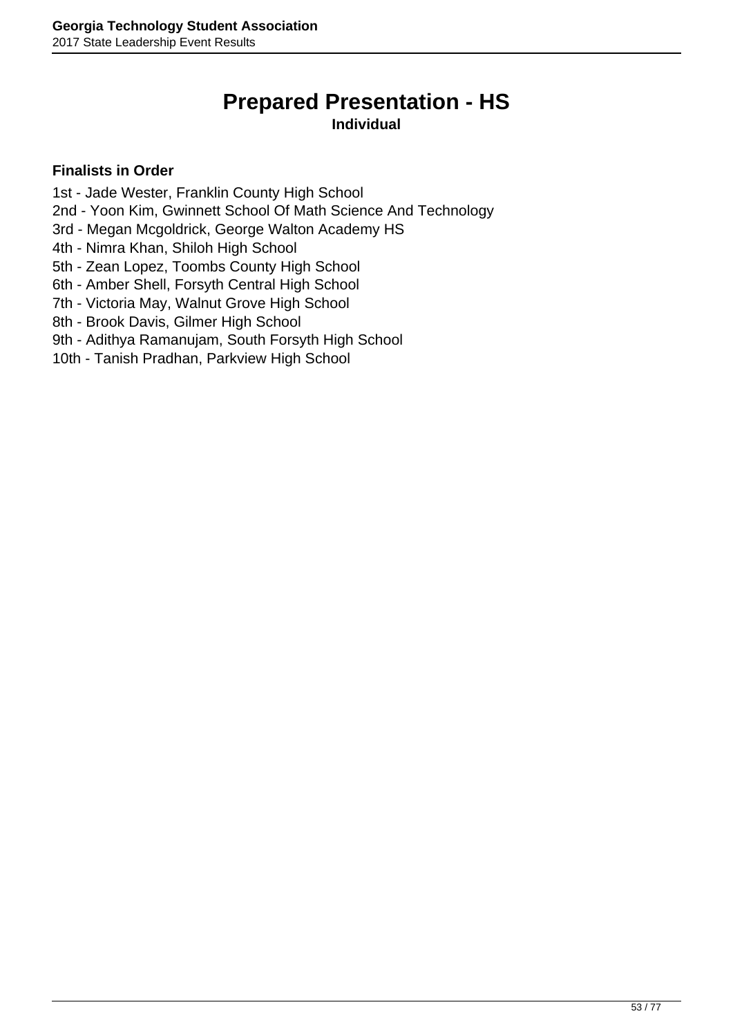# Prepared Presentation - HS

**Individual**

**Finalists in Order**

1st - Jade Wester, Franklin County High School
2nd - Yoon Kim, Gwinnett School Of Math Science And Technology
3rd - Megan Mcgoldrick, George Walton Academy HS
4th - Nimra Khan, Shiloh High School
5th - Zean Lopez, Toombs County High School
6th - Amber Shell, Forsyth Central High School
7th - Victoria May, Walnut Grove High School
8th - Brook Davis, Gilmer High School
9th - Adithya Ramanujam, South Forsyth High School
10th - Tanish Pradhan, Parkview High School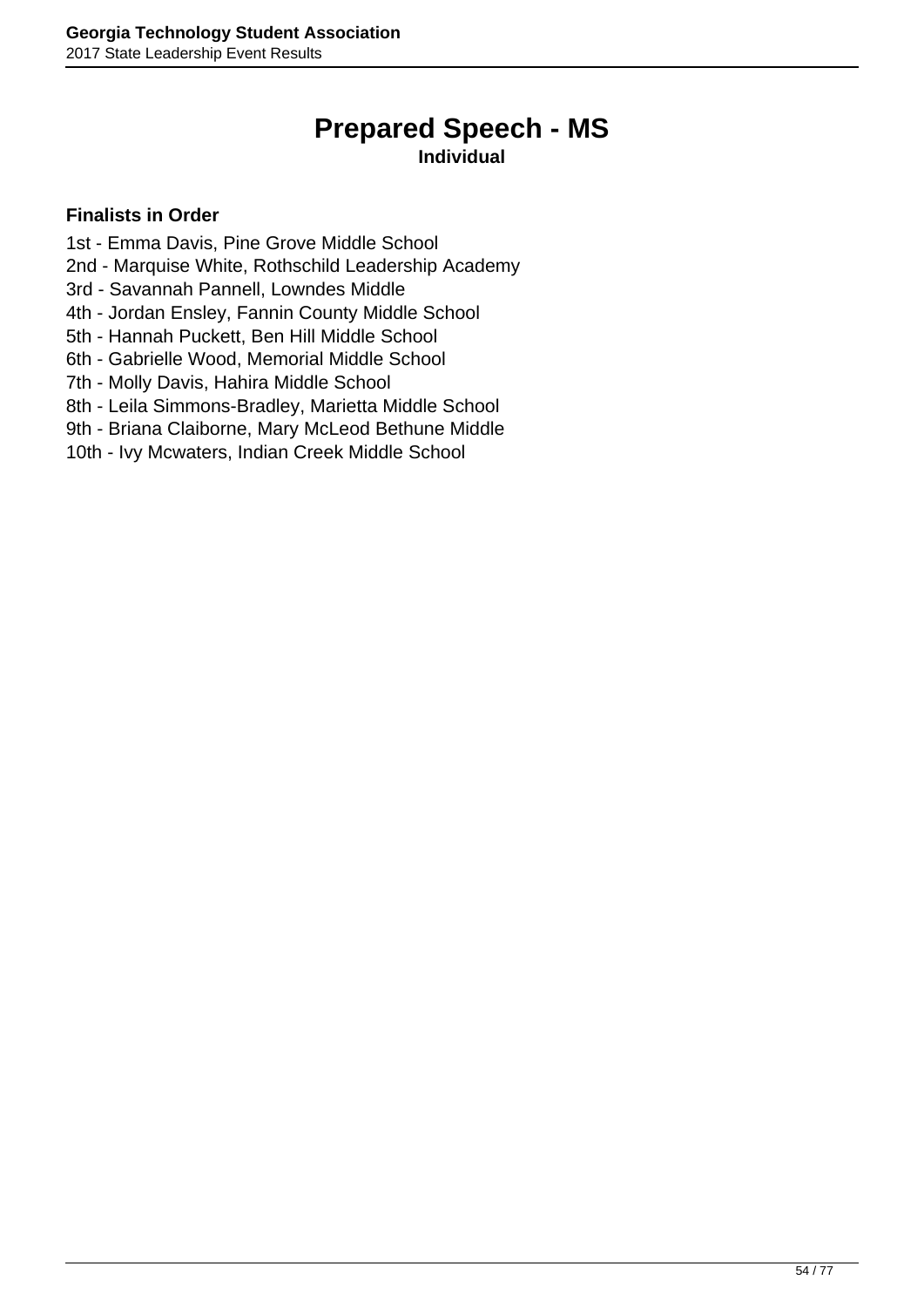# Prepared Speech - MS

**Individual**

**Finalists in Order**

1st - Emma Davis, Pine Grove Middle School
2nd - Marquise White, Rothschild Leadership Academy
3rd - Savannah Pannell, Lowndes Middle
4th - Jordan Ensley, Fannin County Middle School
5th - Hannah Puckett, Ben Hill Middle School
6th - Gabrielle Wood, Memorial Middle School
7th - Molly Davis, Hahira Middle School
8th - Leila Simmons-Bradley, Marietta Middle School
9th - Briana Claiborne, Mary McLeod Bethune Middle
10th - Ivy Mcwaters, Indian Creek Middle School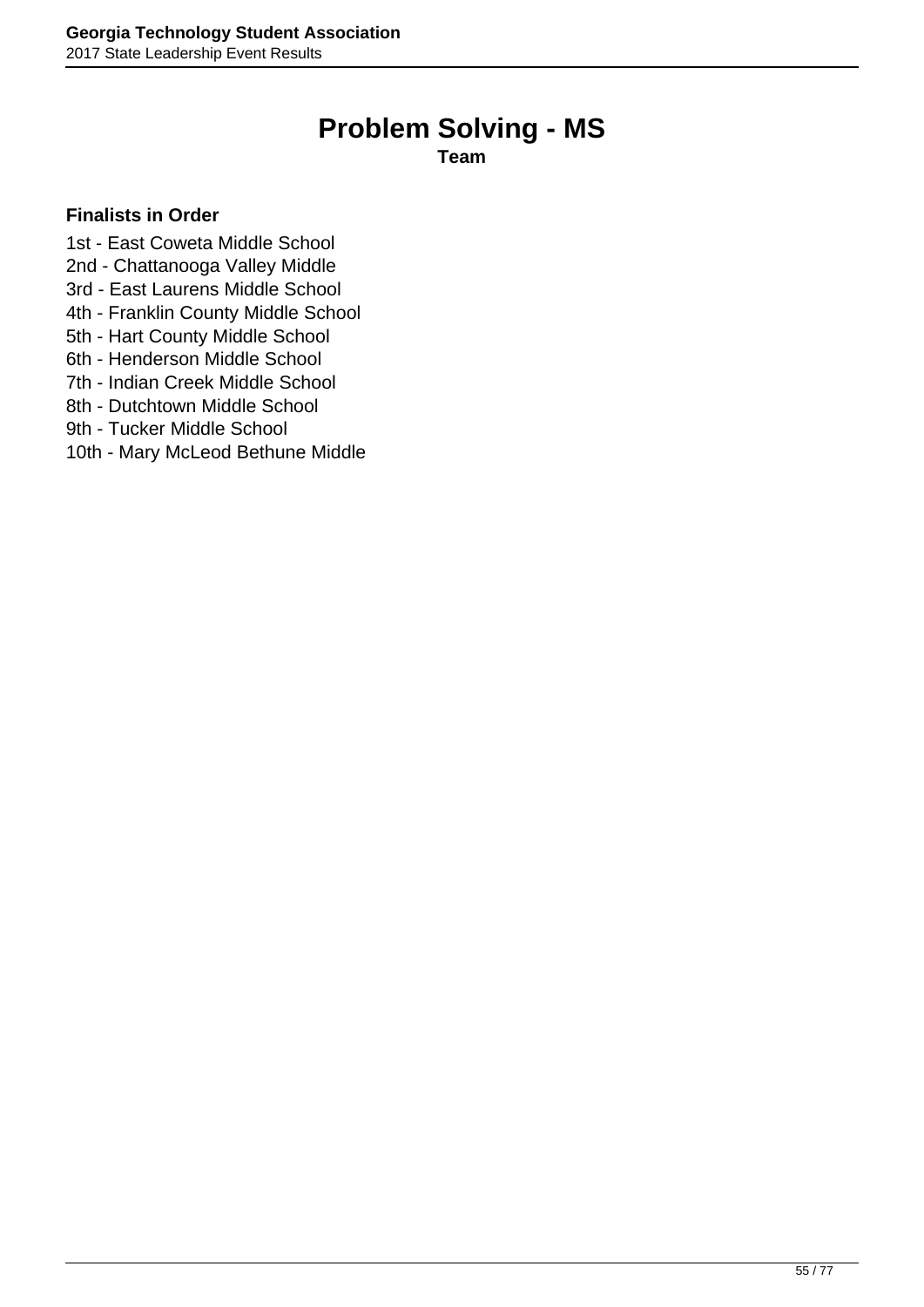# Problem Solving - MS

**Team**

**Finalists in Order**

1st - East Coweta Middle School
2nd - Chattanooga Valley Middle
3rd - East Laurens Middle School
4th - Franklin County Middle School
5th - Hart County Middle School
6th - Henderson Middle School
7th - Indian Creek Middle School
8th - Dutchtown Middle School
9th - Tucker Middle School
10th - Mary McLeod Bethune Middle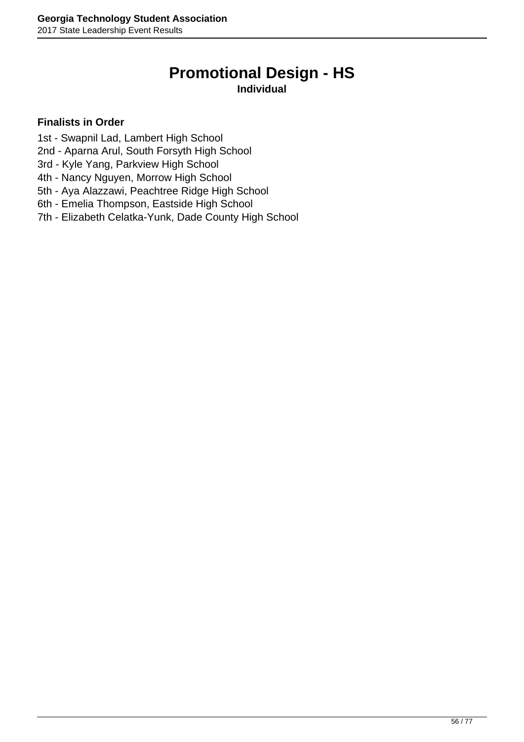# Promotional Design - HS

**Individual**

**Finalists in Order**

1st - Swapnil Lad, Lambert High School
2nd - Aparna Arul, South Forsyth High School
3rd - Kyle Yang, Parkview High School
4th - Nancy Nguyen, Morrow High School
5th - Aya Alazzawi, Peachtree Ridge High School
6th - Emelia Thompson, Eastside High School
7th - Elizabeth Celatka-Yunk, Dade County High School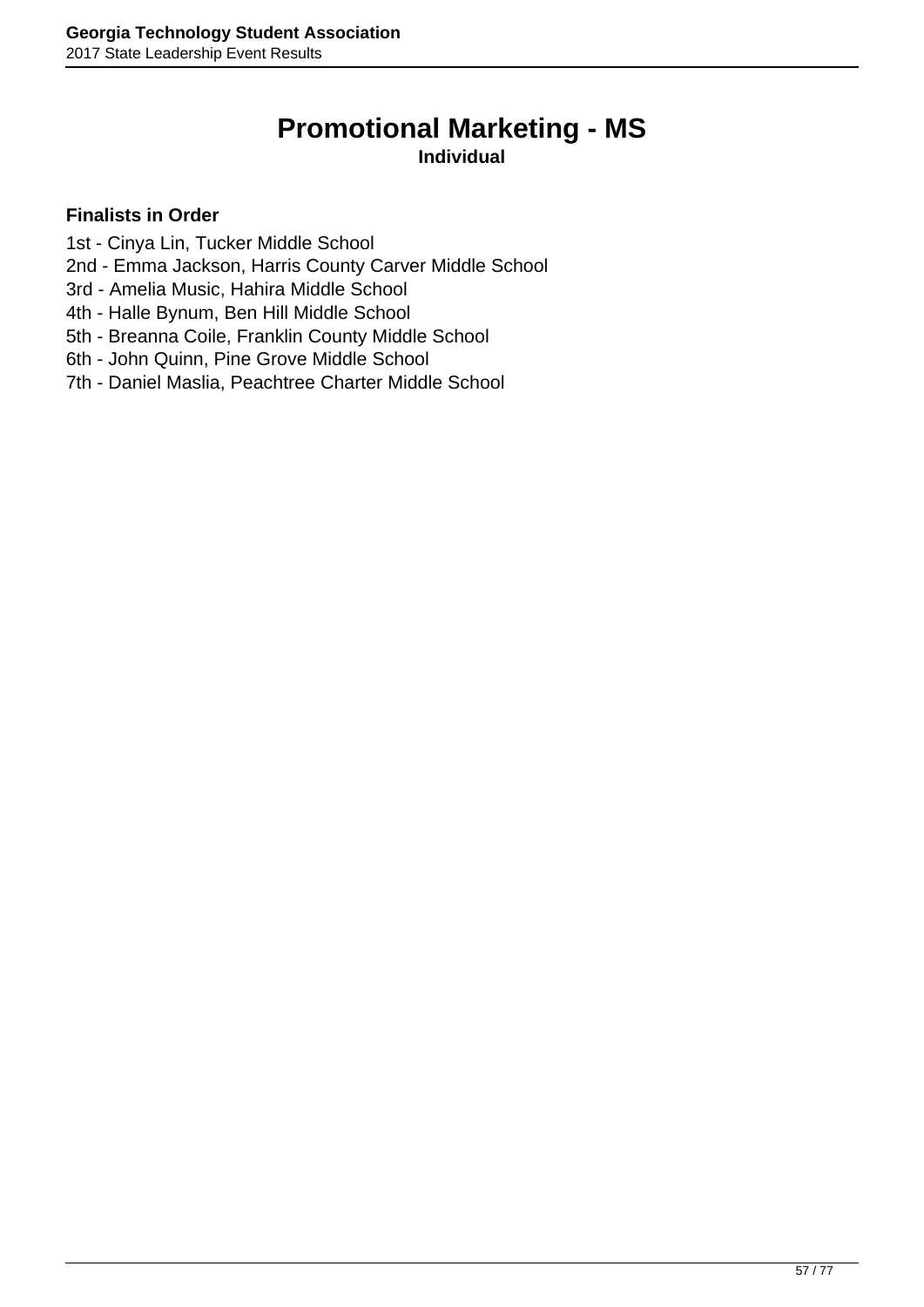# Promotional Marketing - MS

**Individual**

**Finalists in Order**

1st - Cinya Lin, Tucker Middle School
2nd - Emma Jackson, Harris County Carver Middle School
3rd - Amelia Music, Hahira Middle School
4th - Halle Bynum, Ben Hill Middle School
5th - Breanna Coile, Franklin County Middle School
6th - John Quinn, Pine Grove Middle School
7th - Daniel Maslia, Peachtree Charter Middle School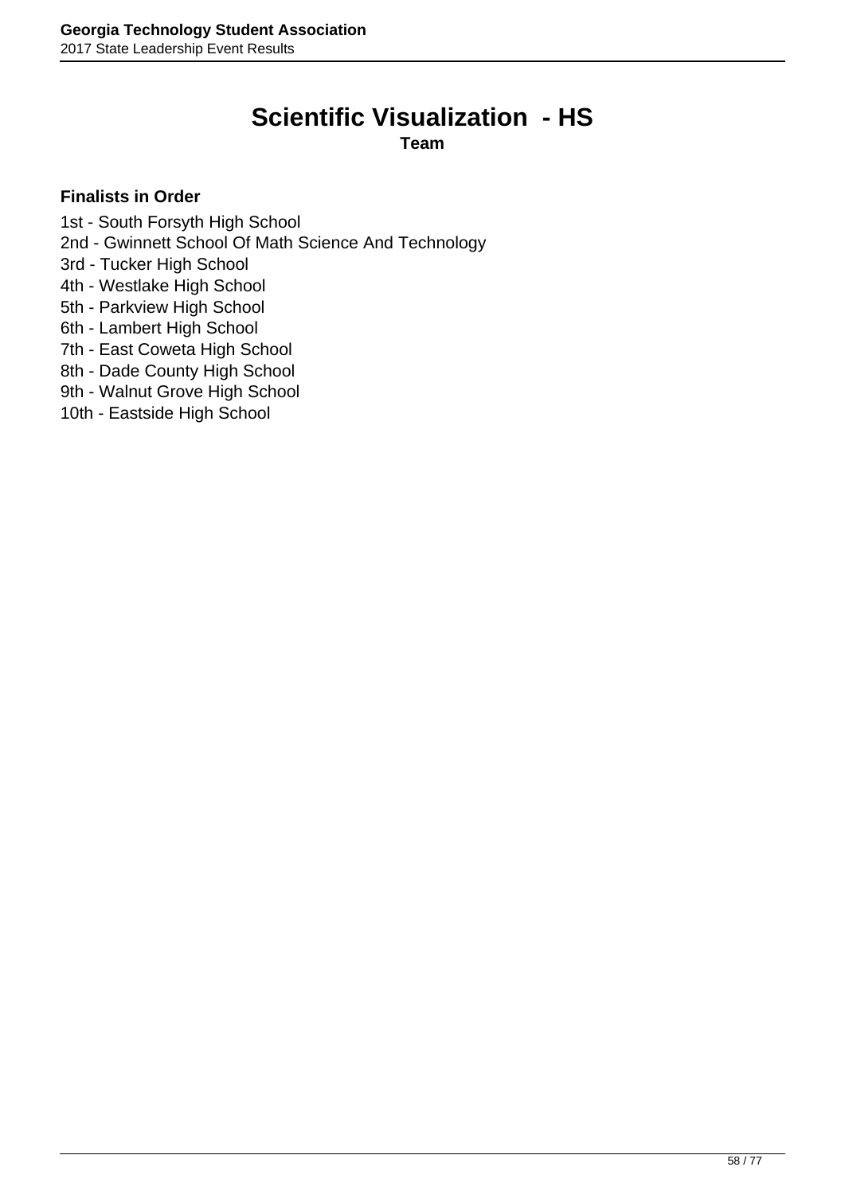# Scientific Visualization - HS

**Team**

### Finalists in Order

1st - South Forsyth High School
2nd - Gwinnett School Of Math Science And Technology
3rd - Tucker High School
4th - Westlake High School
5th - Parkview High School
6th - Lambert High School
7th - East Coweta High School
8th - Dade County High School
9th - Walnut Grove High School
10th - Eastside High School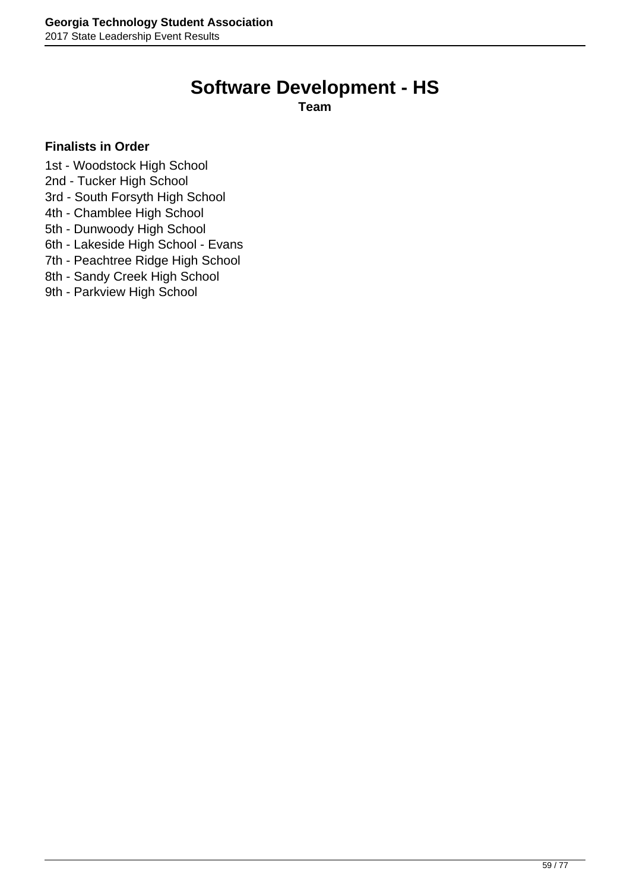# Software Development - HS

**Team**

**Finalists in Order**

1st - Woodstock High School
2nd - Tucker High School
3rd - South Forsyth High School
4th - Chamblee High School
5th - Dunwoody High School
6th - Lakeside High School - Evans
7th - Peachtree Ridge High School
8th - Sandy Creek High School
9th - Parkview High School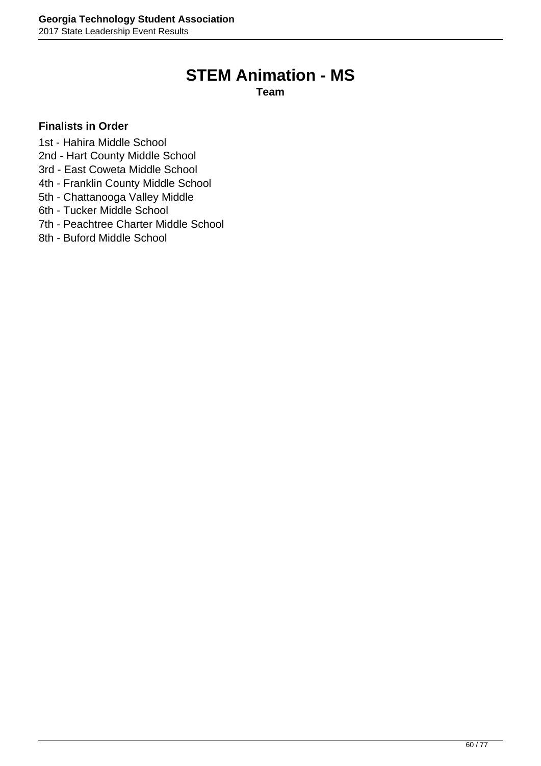# STEM Animation - MS

**Team**

**Finalists in Order**

1st - Hahira Middle School
2nd - Hart County Middle School
3rd - East Coweta Middle School
4th - Franklin County Middle School
5th - Chattanooga Valley Middle
6th - Tucker Middle School
7th - Peachtree Charter Middle School
8th - Buford Middle School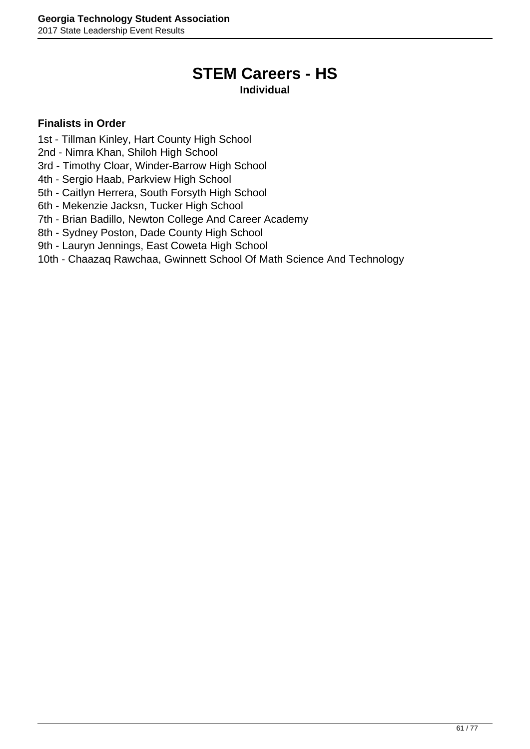# STEM Careers - HS

**Individual**

**Finalists in Order**

1st - Tillman Kinley, Hart County High School
2nd - Nimra Khan, Shiloh High School
3rd - Timothy Cloar, Winder-Barrow High School
4th - Sergio Haab, Parkview High School
5th - Caitlyn Herrera, South Forsyth High School
6th - Mekenzie Jacksn, Tucker High School
7th - Brian Badillo, Newton College And Career Academy
8th - Sydney Poston, Dade County High School
9th - Lauryn Jennings, East Coweta High School
10th - Chaazaq Rawchaa, Gwinnett School Of Math Science And Technology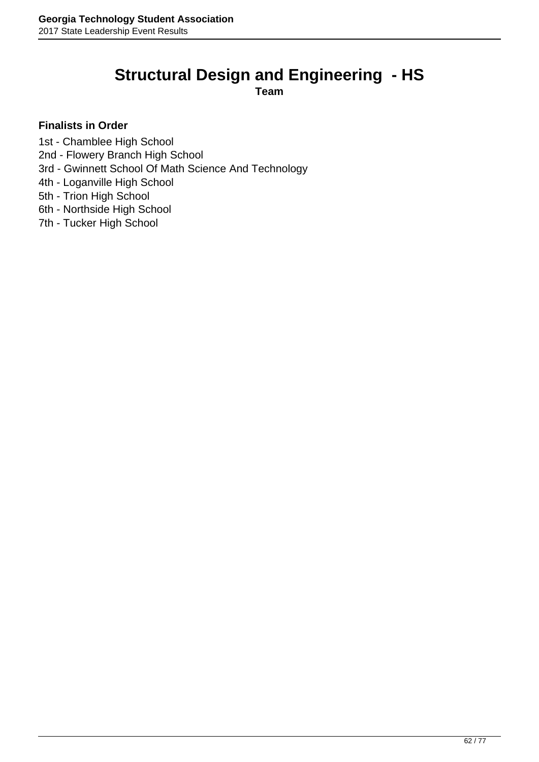# Structural Design and Engineering - HS

**Team**

**Finalists in Order**

1st - Chamblee High School
2nd - Flowery Branch High School
3rd - Gwinnett School Of Math Science And Technology
4th - Loganville High School
5th - Trion High School
6th - Northside High School
7th - Tucker High School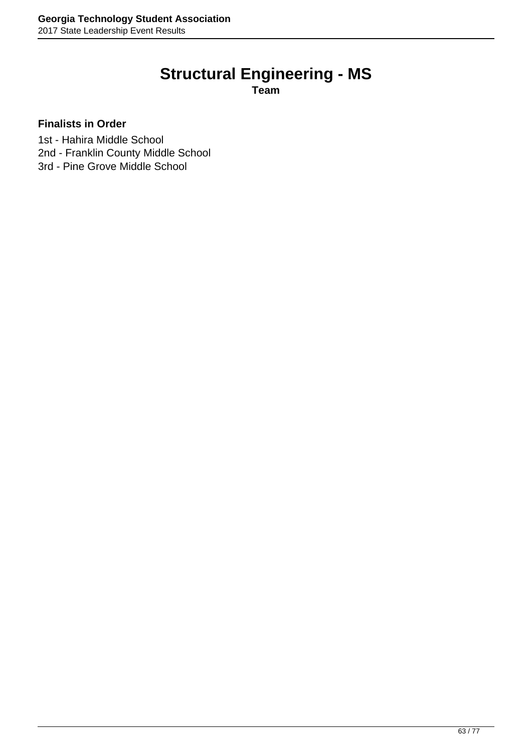# Structural Engineering - MS

**Team**

**Finalists in Order**

1st - Hahira Middle School
2nd - Franklin County Middle School
3rd - Pine Grove Middle School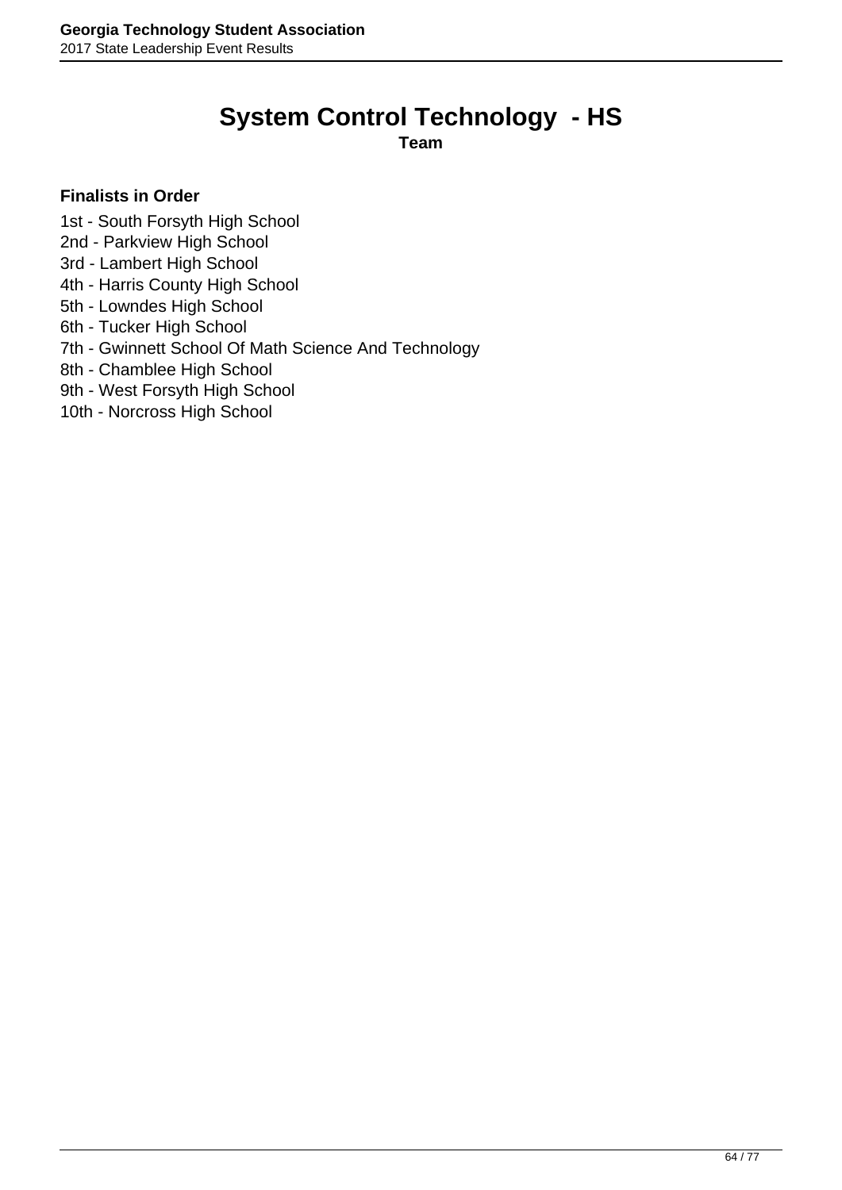# System Control Technology - HS

**Team**

**Finalists in Order**

1st - South Forsyth High School
2nd - Parkview High School
3rd - Lambert High School
4th - Harris County High School
5th - Lowndes High School
6th - Tucker High School
7th - Gwinnett School Of Math Science And Technology
8th - Chamblee High School
9th - West Forsyth High School
10th - Norcross High School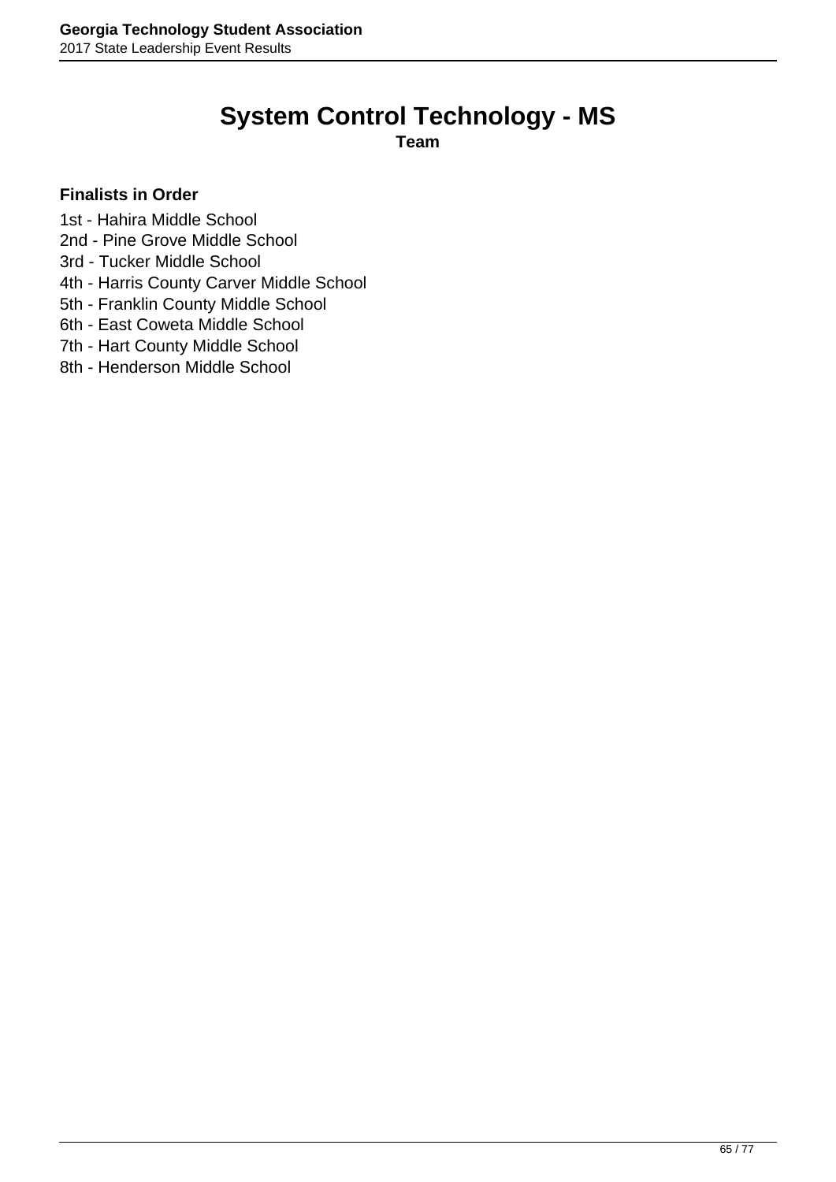# System Control Technology - MS

**Team**

### Finalists in Order

1st - Hahira Middle School
2nd - Pine Grove Middle School
3rd - Tucker Middle School
4th - Harris County Carver Middle School
5th - Franklin County Middle School
6th - East Coweta Middle School
7th - Hart County Middle School
8th - Henderson Middle School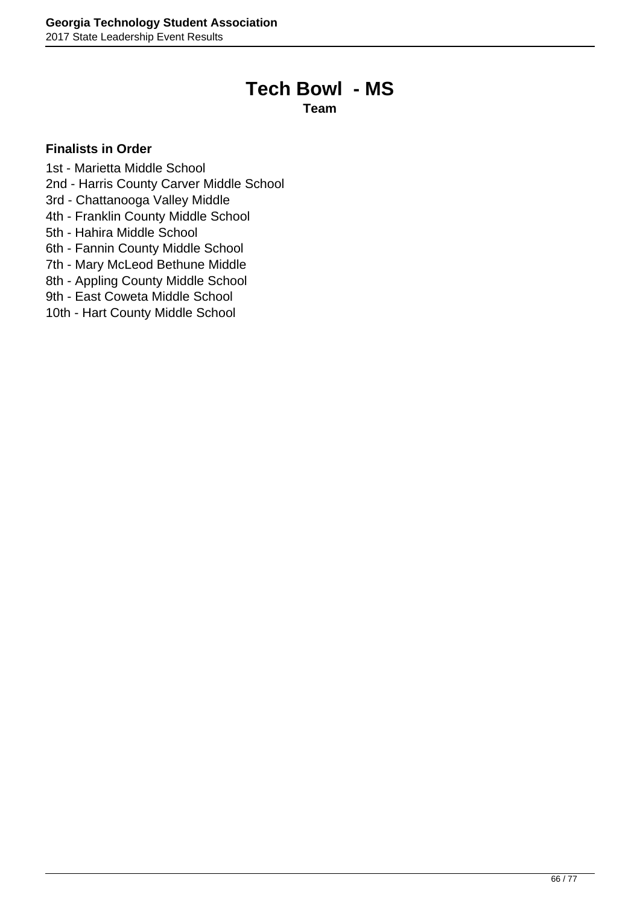# Tech Bowl - MS

**Team**

**Finalists in Order**

1st - Marietta Middle School
2nd - Harris County Carver Middle School
3rd - Chattanooga Valley Middle
4th - Franklin County Middle School
5th - Hahira Middle School
6th - Fannin County Middle School
7th - Mary McLeod Bethune Middle
8th - Appling County Middle School
9th - East Coweta Middle School
10th - Hart County Middle School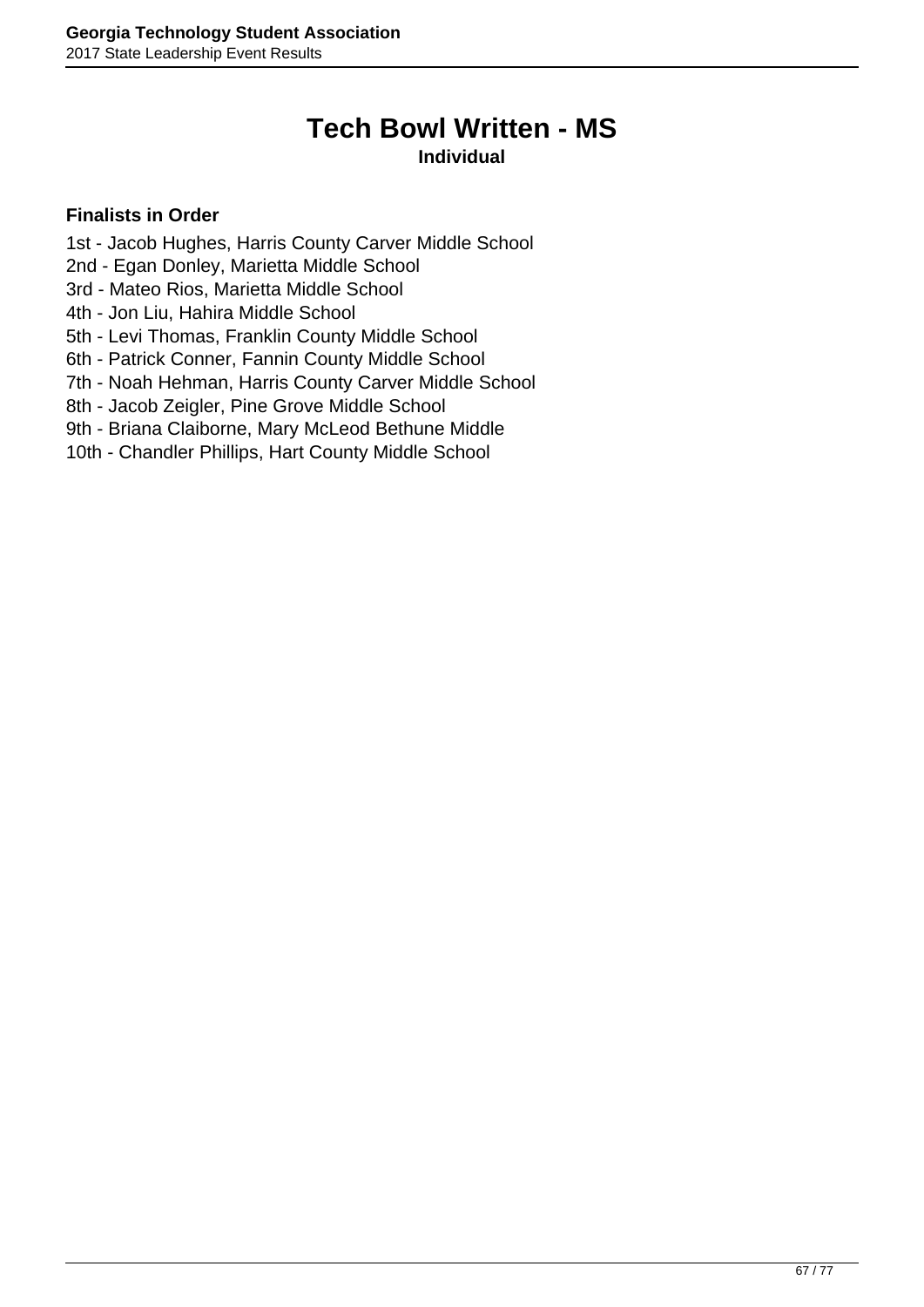# Tech Bowl Written - MS

**Individual**

**Finalists in Order**

1st - Jacob Hughes, Harris County Carver Middle School
2nd - Egan Donley, Marietta Middle School
3rd - Mateo Rios, Marietta Middle School
4th - Jon Liu, Hahira Middle School
5th - Levi Thomas, Franklin County Middle School
6th - Patrick Conner, Fannin County Middle School
7th - Noah Hehman, Harris County Carver Middle School
8th - Jacob Zeigler, Pine Grove Middle School
9th - Briana Claiborne, Mary McLeod Bethune Middle
10th - Chandler Phillips, Hart County Middle School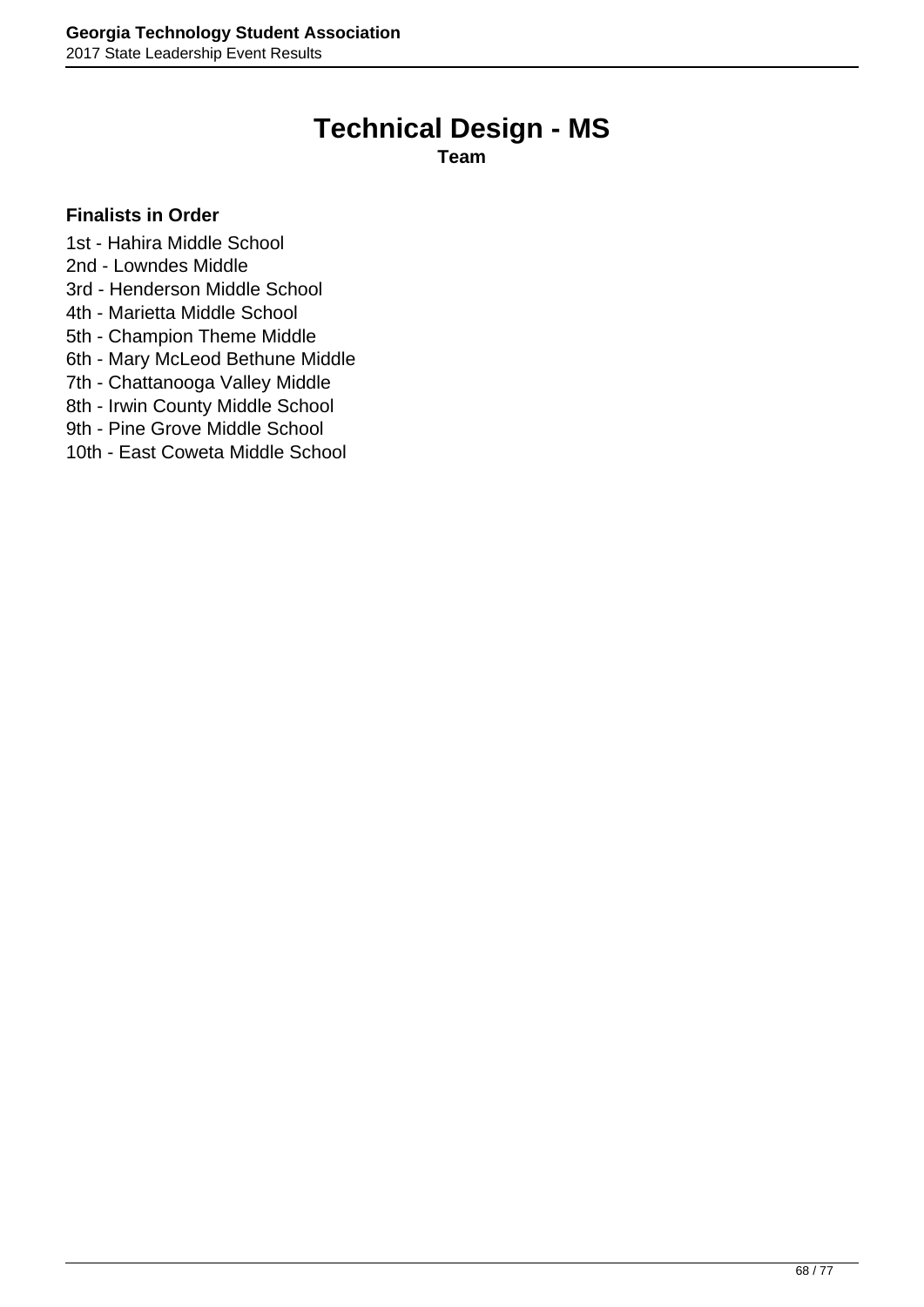# Technical Design - MS

**Team**

**Finalists in Order**

1st - Hahira Middle School
2nd - Lowndes Middle
3rd - Henderson Middle School
4th - Marietta Middle School
5th - Champion Theme Middle
6th - Mary McLeod Bethune Middle
7th - Chattanooga Valley Middle
8th - Irwin County Middle School
9th - Pine Grove Middle School
10th - East Coweta Middle School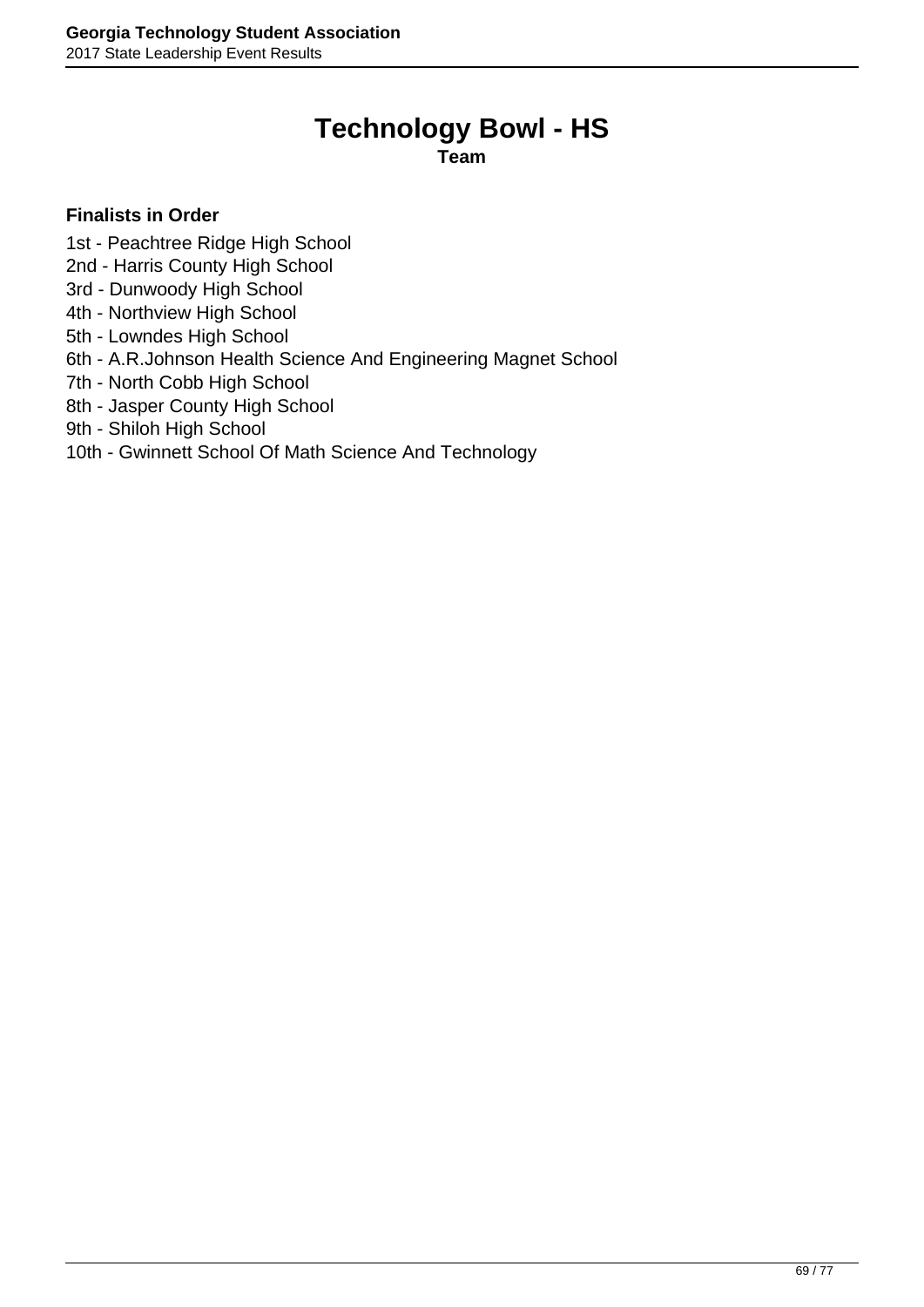# Technology Bowl - HS

**Team**

**Finalists in Order**

1st - Peachtree Ridge High School
2nd - Harris County High School
3rd - Dunwoody High School
4th - Northview High School
5th - Lowndes High School
6th - A.R.Johnson Health Science And Engineering Magnet School
7th - North Cobb High School
8th - Jasper County High School
9th - Shiloh High School
10th - Gwinnett School Of Math Science And Technology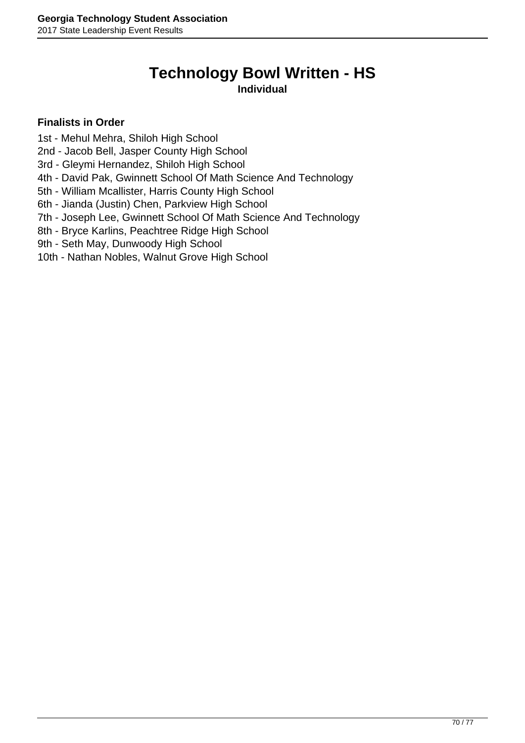# Technology Bowl Written - HS

**Individual**

**Finalists in Order**

1st - Mehul Mehra, Shiloh High School
2nd - Jacob Bell, Jasper County High School
3rd - Gleymi Hernandez, Shiloh High School
4th - David Pak, Gwinnett School Of Math Science And Technology
5th - William Mcallister, Harris County High School
6th - Jianda (Justin) Chen, Parkview High School
7th - Joseph Lee, Gwinnett School Of Math Science And Technology
8th - Bryce Karlins, Peachtree Ridge High School
9th - Seth May, Dunwoody High School
10th - Nathan Nobles, Walnut Grove High School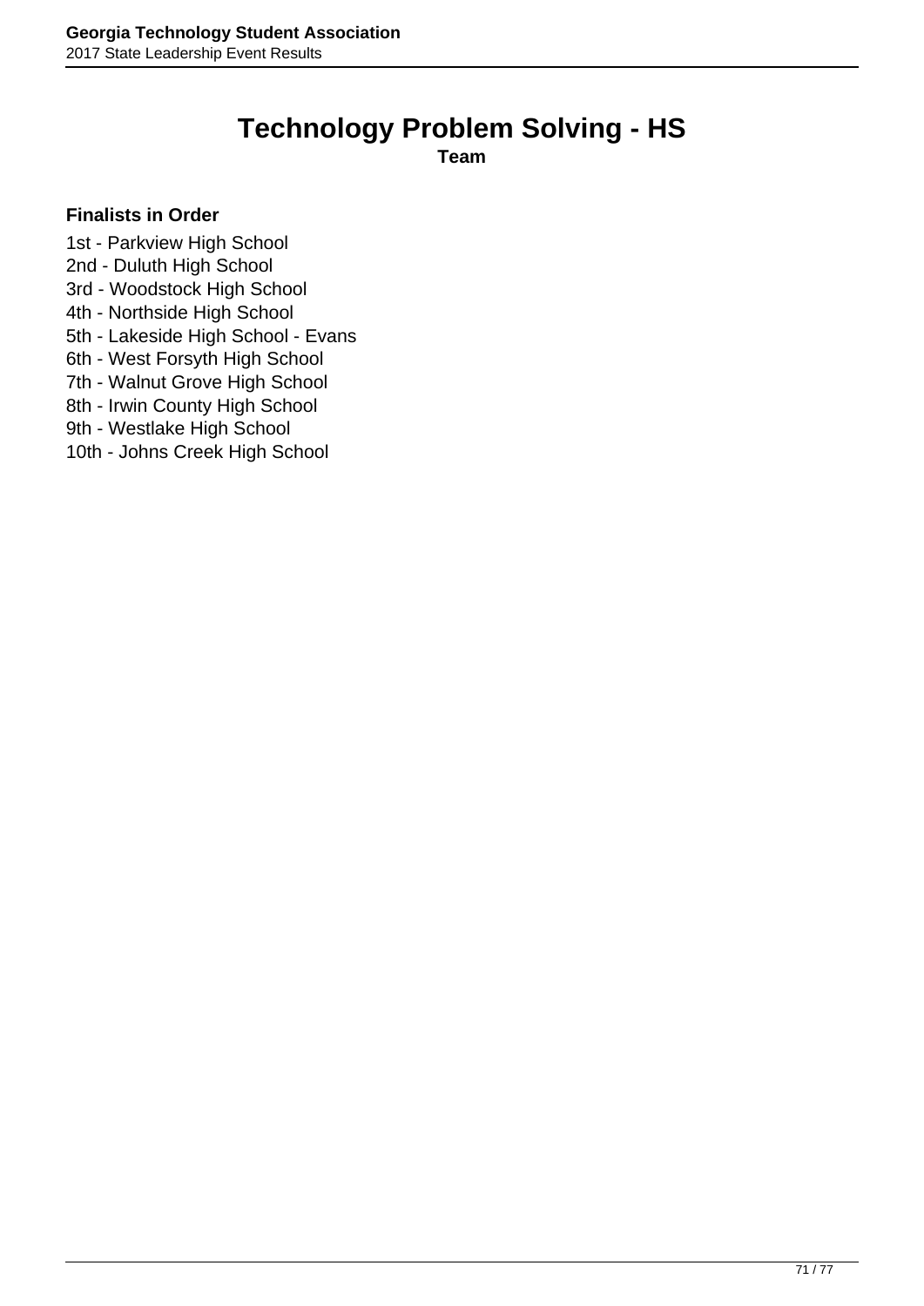# Technology Problem Solving - HS

**Team**

**Finalists in Order**

1st - Parkview High School
2nd - Duluth High School
3rd - Woodstock High School
4th - Northside High School
5th - Lakeside High School - Evans
6th - West Forsyth High School
7th - Walnut Grove High School
8th - Irwin County High School
9th - Westlake High School
10th - Johns Creek High School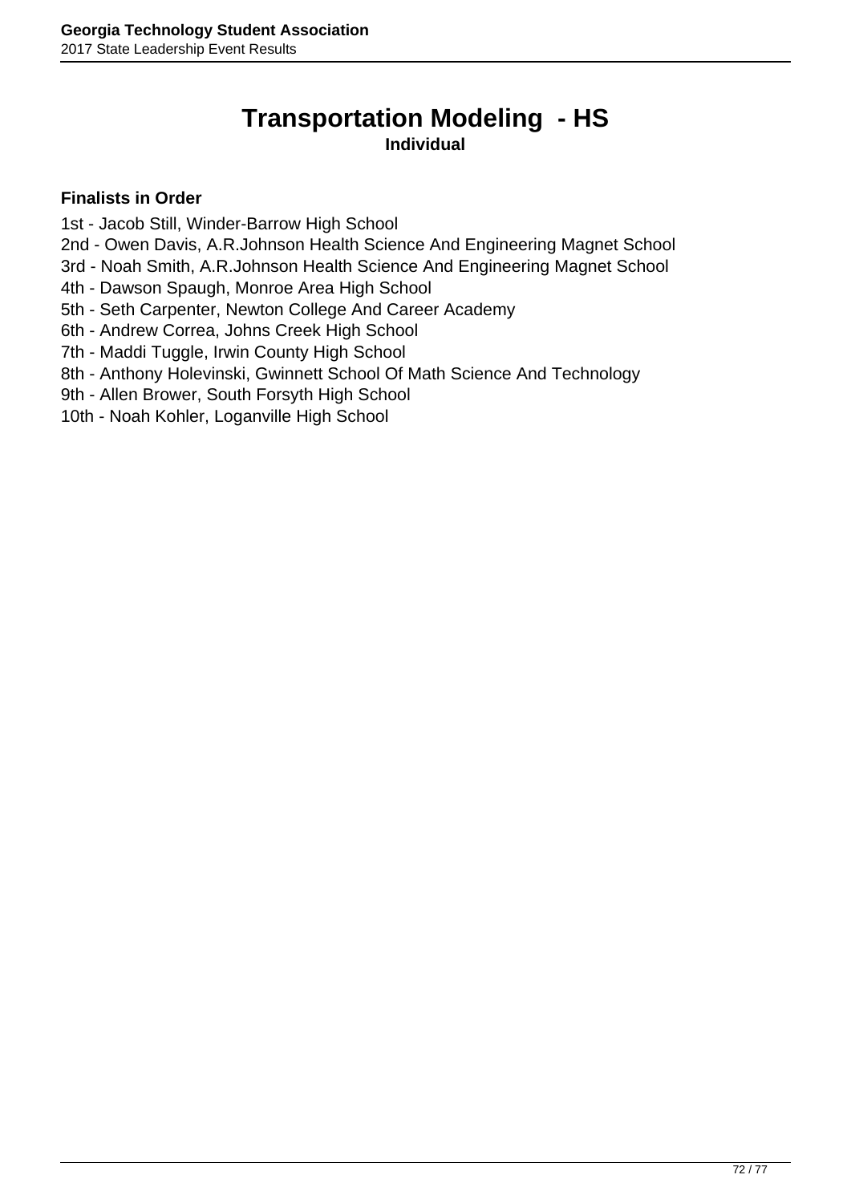# Transportation Modeling - HS

**Individual**

**Finalists in Order**

1st - Jacob Still, Winder-Barrow High School
2nd - Owen Davis, A.R.Johnson Health Science And Engineering Magnet School
3rd - Noah Smith, A.R.Johnson Health Science And Engineering Magnet School
4th - Dawson Spaugh, Monroe Area High School
5th - Seth Carpenter, Newton College And Career Academy
6th - Andrew Correa, Johns Creek High School
7th - Maddi Tuggle, Irwin County High School
8th - Anthony Holevinski, Gwinnett School Of Math Science And Technology
9th - Allen Brower, South Forsyth High School
10th - Noah Kohler, Loganville High School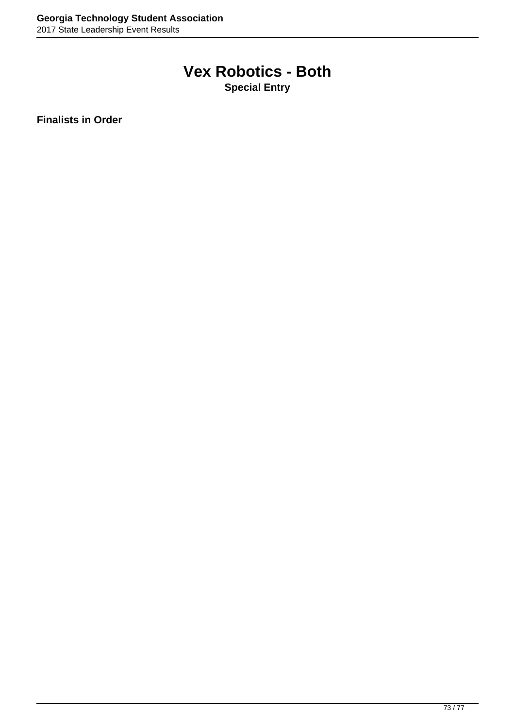# Vex Robotics - Both

**Special Entry**

**Finalists in Order**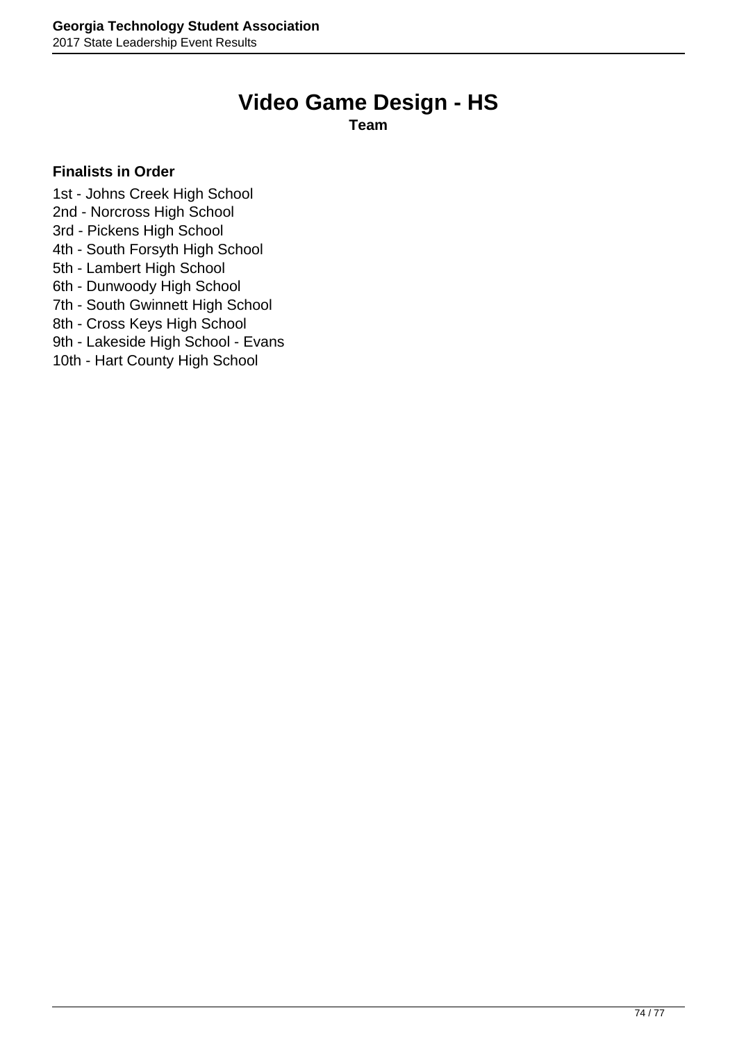# Video Game Design - HS

**Team**

**Finalists in Order**

1st - Johns Creek High School
2nd - Norcross High School
3rd - Pickens High School
4th - South Forsyth High School
5th - Lambert High School
6th - Dunwoody High School
7th - South Gwinnett High School
8th - Cross Keys High School
9th - Lakeside High School - Evans
10th - Hart County High School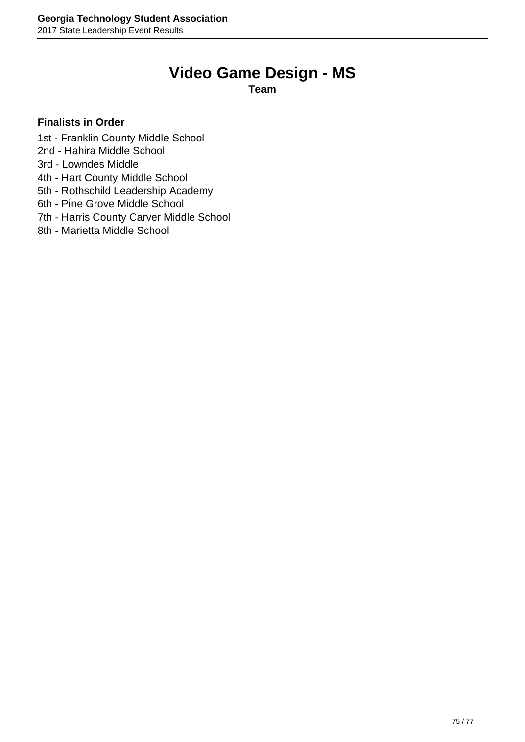# Video Game Design - MS

**Team**

**Finalists in Order**

1st - Franklin County Middle School
2nd - Hahira Middle School
3rd - Lowndes Middle
4th - Hart County Middle School
5th - Rothschild Leadership Academy
6th - Pine Grove Middle School
7th - Harris County Carver Middle School
8th - Marietta Middle School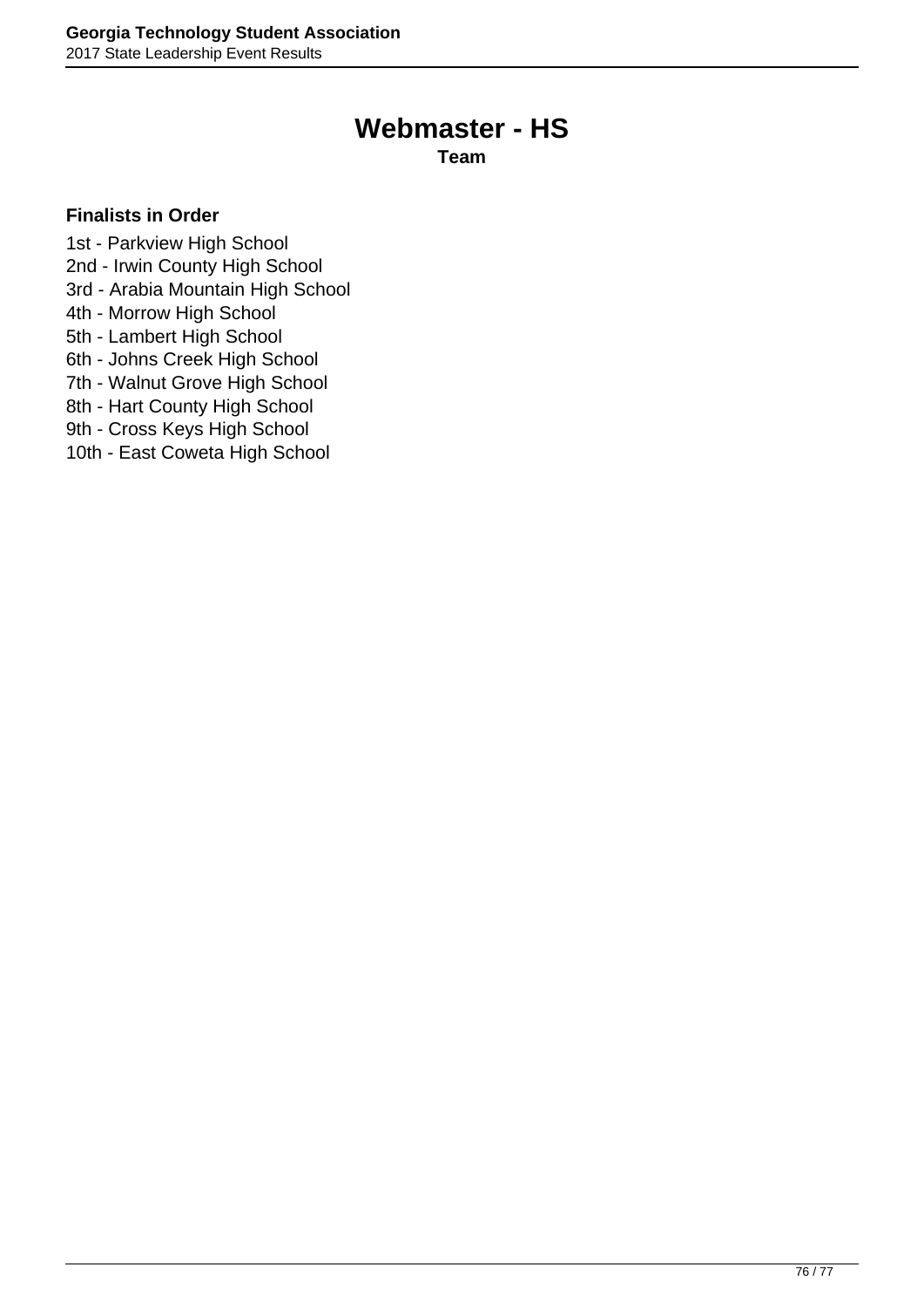# Webmaster - HS

**Team**

**Finalists in Order**

1st - Parkview High School
2nd - Irwin County High School
3rd - Arabia Mountain High School
4th - Morrow High School
5th - Lambert High School
6th - Johns Creek High School
7th - Walnut Grove High School
8th - Hart County High School
9th - Cross Keys High School
10th - East Coweta High School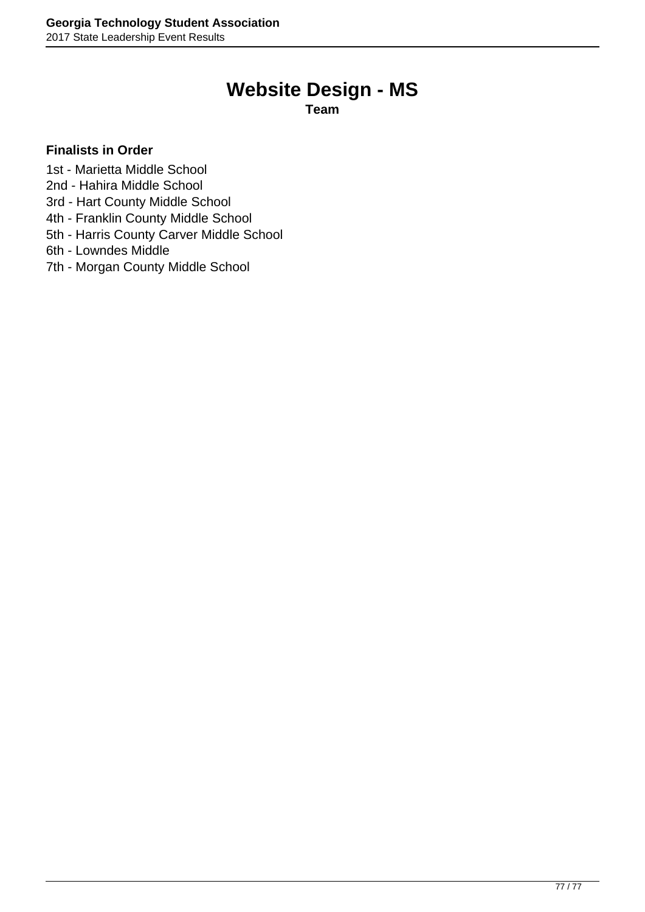# Website Design - MS

**Team**

**Finalists in Order**

1st - Marietta Middle School
2nd - Hahira Middle School
3rd - Hart County Middle School
4th - Franklin County Middle School
5th - Harris County Carver Middle School
6th - Lowndes Middle
7th - Morgan County Middle School